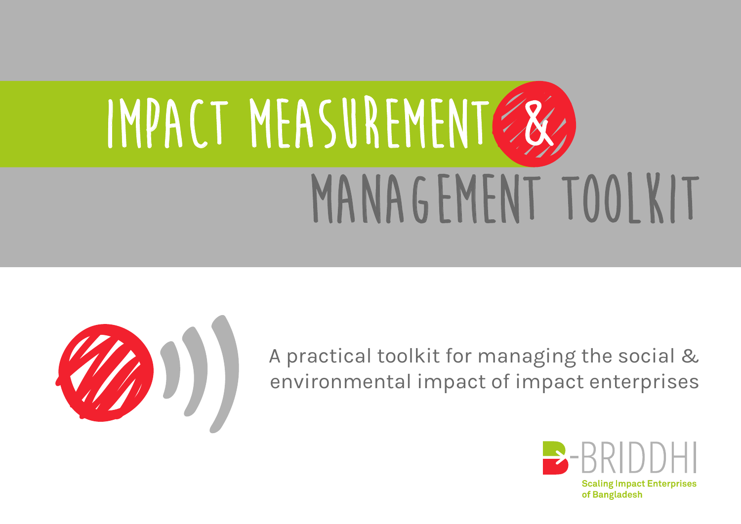# IMPACT MEASUREMENT & MANAGEMENT TOOLKIT

A practical toolkit for managing the social & environmental impact of impact enterprises

B-BRIDDHI

Scaling Impact Enterprises of Bangladesh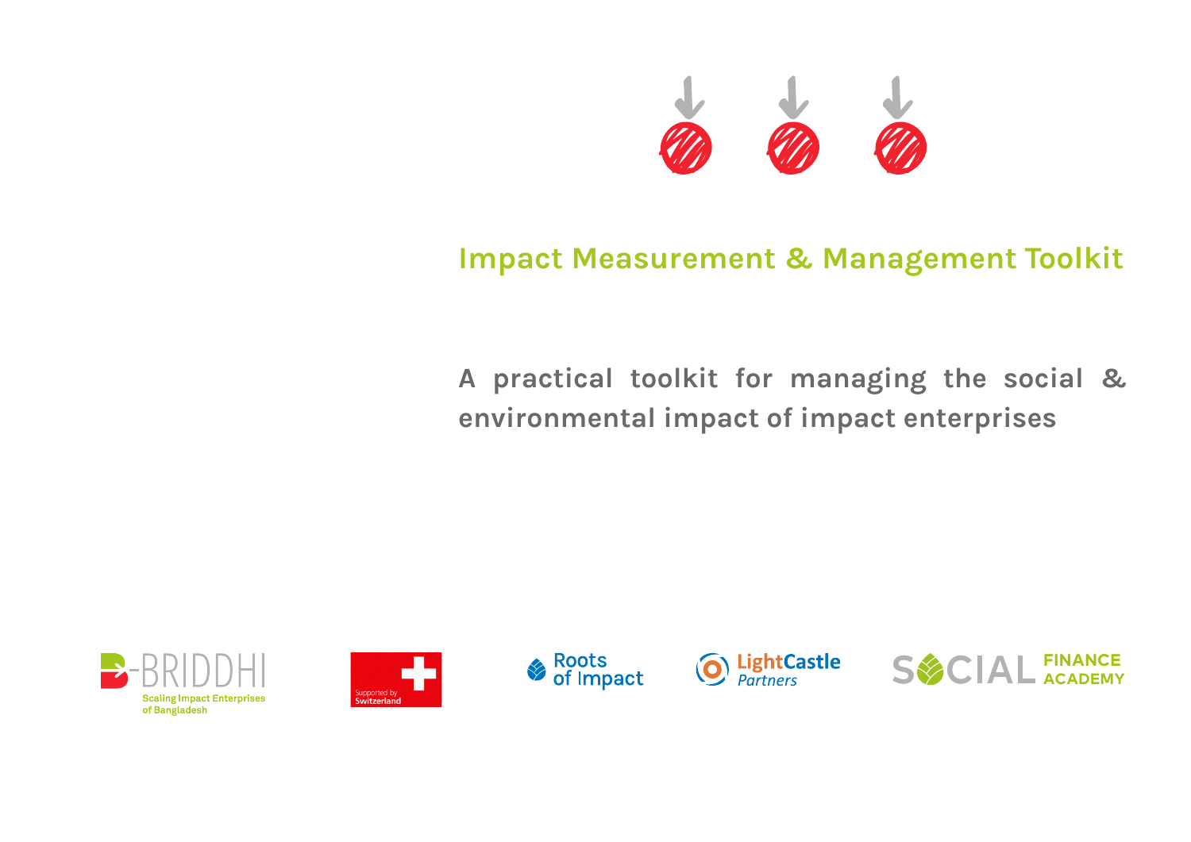# Impact Measurement & Management Toolkit

**A practical toolkit for managing the social & environmental impact of impact enterprises**

B-BRIDDHI Scaling Impact Enterprises of Bangladesh

Supported by Switzerland

Roots of Impact

LightCastle Partners

SOCIAL FINANCE ACADEMY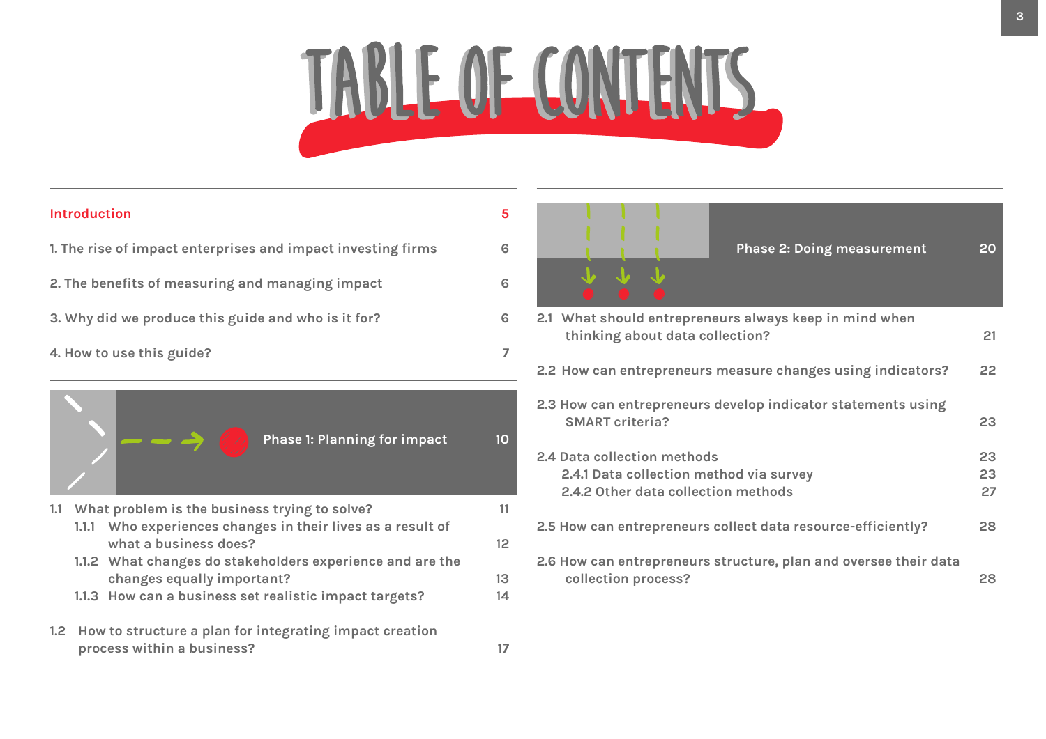# TABLE OF CONTENTS

Introduction 5

1. The rise of impact enterprises and impact investing firms 6

2. The benefits of measuring and managing impact 6

3. Why did we produce this guide and who is it for? 6

4. How to use this guide? 7

## Phase 1: Planning for impact 10

1.1 What problem is the business trying to solve? 11

- 1.1.1 Who experiences changes in their lives as a result of what a business does? 12
- 1.1.2 What changes do stakeholders experience and are the changes equally important? 13
- 1.1.3 How can a business set realistic impact targets? 14

1.2 How to structure a plan for integrating impact creation process within a business? 17

## Phase 2: Doing measurement 20

2.1 What should entrepreneurs always keep in mind when thinking about data collection? 21

2.2 How can entrepreneurs measure changes using indicators? 22

2.3 How can entrepreneurs develop indicator statements using SMART criteria? 23

2.4 Data collection methods 23

- 2.4.1 Data collection method via survey 23
- 2.4.2 Other data collection methods 27

2.5 How can entrepreneurs collect data resource-efficiently? 28

2.6 How can entrepreneurs structure, plan and oversee their data collection process? 28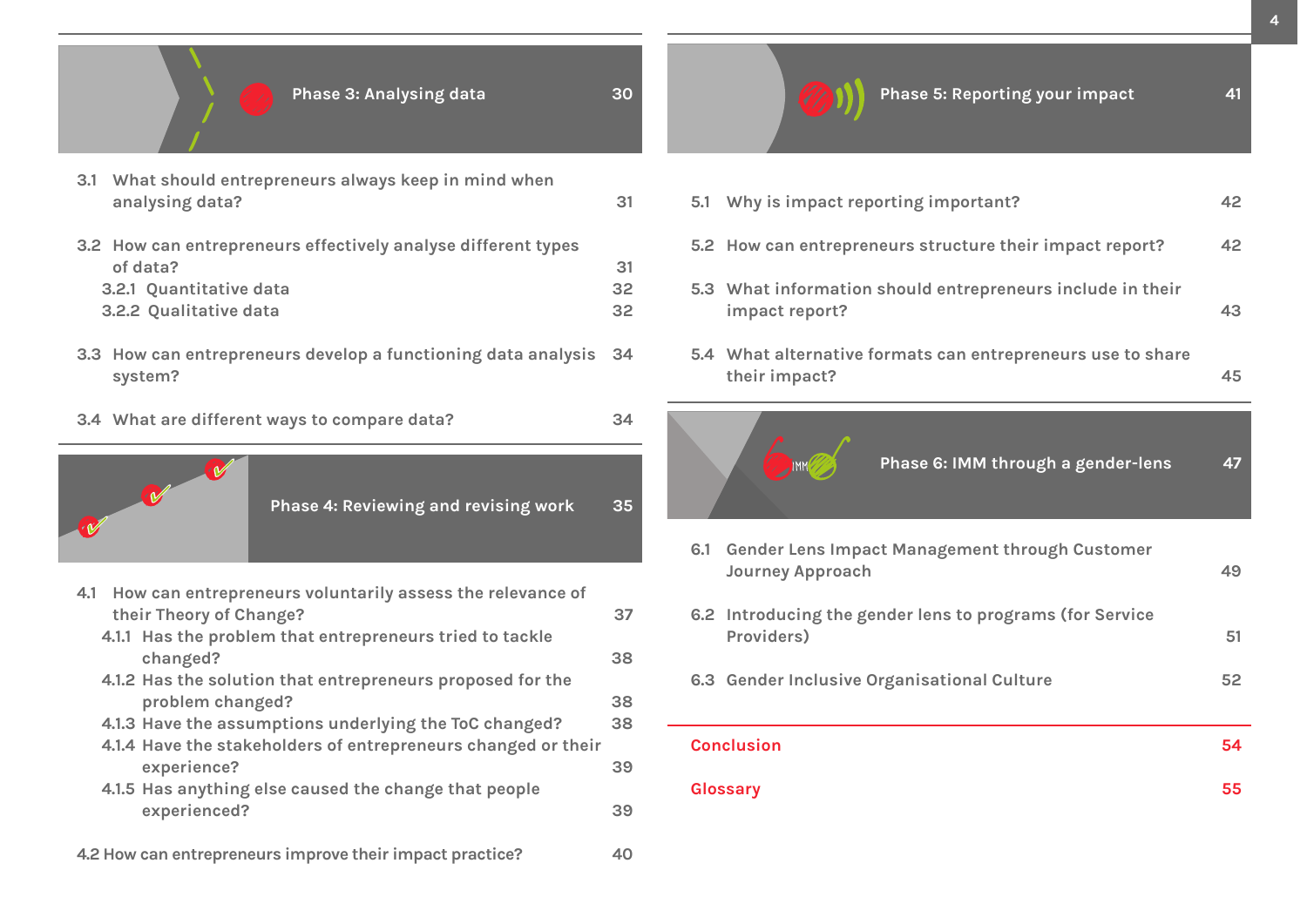## Phase 3: Analysing data — 30

3.1 What should entrepreneurs always keep in mind when analysing data? — 31

3.2 How can entrepreneurs effectively analyse different types of data? — 31

- 3.2.1 Quantitative data — 32
- 3.2.2 Qualitative data — 32

3.3 How can entrepreneurs develop a functioning data analysis system? — 34

3.4 What are different ways to compare data? — 34

## Phase 4: Reviewing and revising work — 35

4.1 How can entrepreneurs voluntarily assess the relevance of their Theory of Change? — 37

- 4.1.1 Has the problem that entrepreneurs tried to tackle changed? — 38
- 4.1.2 Has the solution that entrepreneurs proposed for the problem changed? — 38
- 4.1.3 Have the assumptions underlying the ToC changed? — 38
- 4.1.4 Have the stakeholders of entrepreneurs changed or their experience? — 39
- 4.1.5 Has anything else caused the change that people experienced? — 39

4.2 How can entrepreneurs improve their impact practice? — 40

## Phase 5: Reporting your impact — 41

5.1 Why is impact reporting important? — 42

5.2 How can entrepreneurs structure their impact report? — 42

5.3 What information should entrepreneurs include in their impact report? — 43

5.4 What alternative formats can entrepreneurs use to share their impact? — 45

## Phase 6: IMM through a gender-lens — 47

6.1 Gender Lens Impact Management through Customer Journey Approach — 49

6.2 Introducing the gender lens to programs (for Service Providers) — 51

6.3 Gender Inclusive Organisational Culture — 52

**Conclusion** — 54

**Glossary** — 55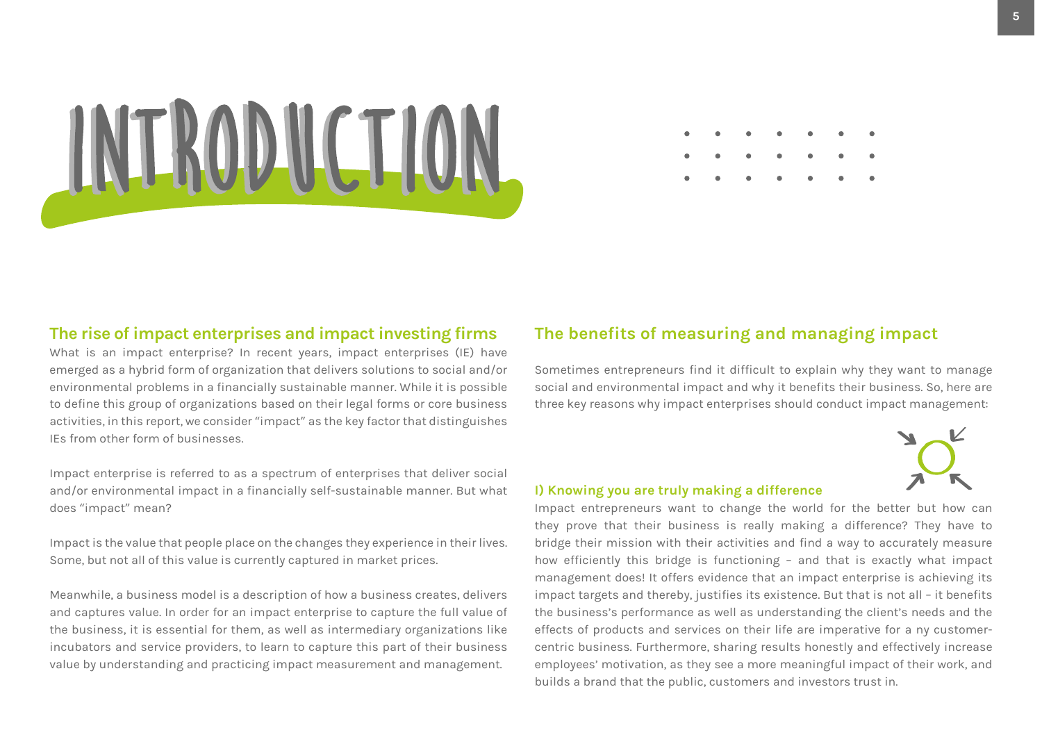# INTRODUCTION

## The rise of impact enterprises and impact investing firms

What is an impact enterprise? In recent years, impact enterprises (IE) have emerged as a hybrid form of organization that delivers solutions to social and/or environmental problems in a financially sustainable manner. While it is possible to define this group of organizations based on their legal forms or core business activities, in this report, we consider "impact" as the key factor that distinguishes IEs from other form of businesses.

Impact enterprise is referred to as a spectrum of enterprises that deliver social and/or environmental impact in a financially self-sustainable manner. But what does "impact" mean?

Impact is the value that people place on the changes they experience in their lives. Some, but not all of this value is currently captured in market prices.

Meanwhile, a business model is a description of how a business creates, delivers and captures value. In order for an impact enterprise to capture the full value of the business, it is essential for them, as well as intermediary organizations like incubators and service providers, to learn to capture this part of their business value by understanding and practicing impact measurement and management.

## The benefits of measuring and managing impact

Sometimes entrepreneurs find it difficult to explain why they want to manage social and environmental impact and why it benefits their business. So, here are three key reasons why impact enterprises should conduct impact management:

### I) Knowing you are truly making a difference

Impact entrepreneurs want to change the world for the better but how can they prove that their business is really making a difference? They have to bridge their mission with their activities and find a way to accurately measure how efficiently this bridge is functioning – and that is exactly what impact management does! It offers evidence that an impact enterprise is achieving its impact targets and thereby, justifies its existence. But that is not all – it benefits the business's performance as well as understanding the client's needs and the effects of products and services on their life are imperative for a ny customer-centric business. Furthermore, sharing results honestly and effectively increase employees' motivation, as they see a more meaningful impact of their work, and builds a brand that the public, customers and investors trust in.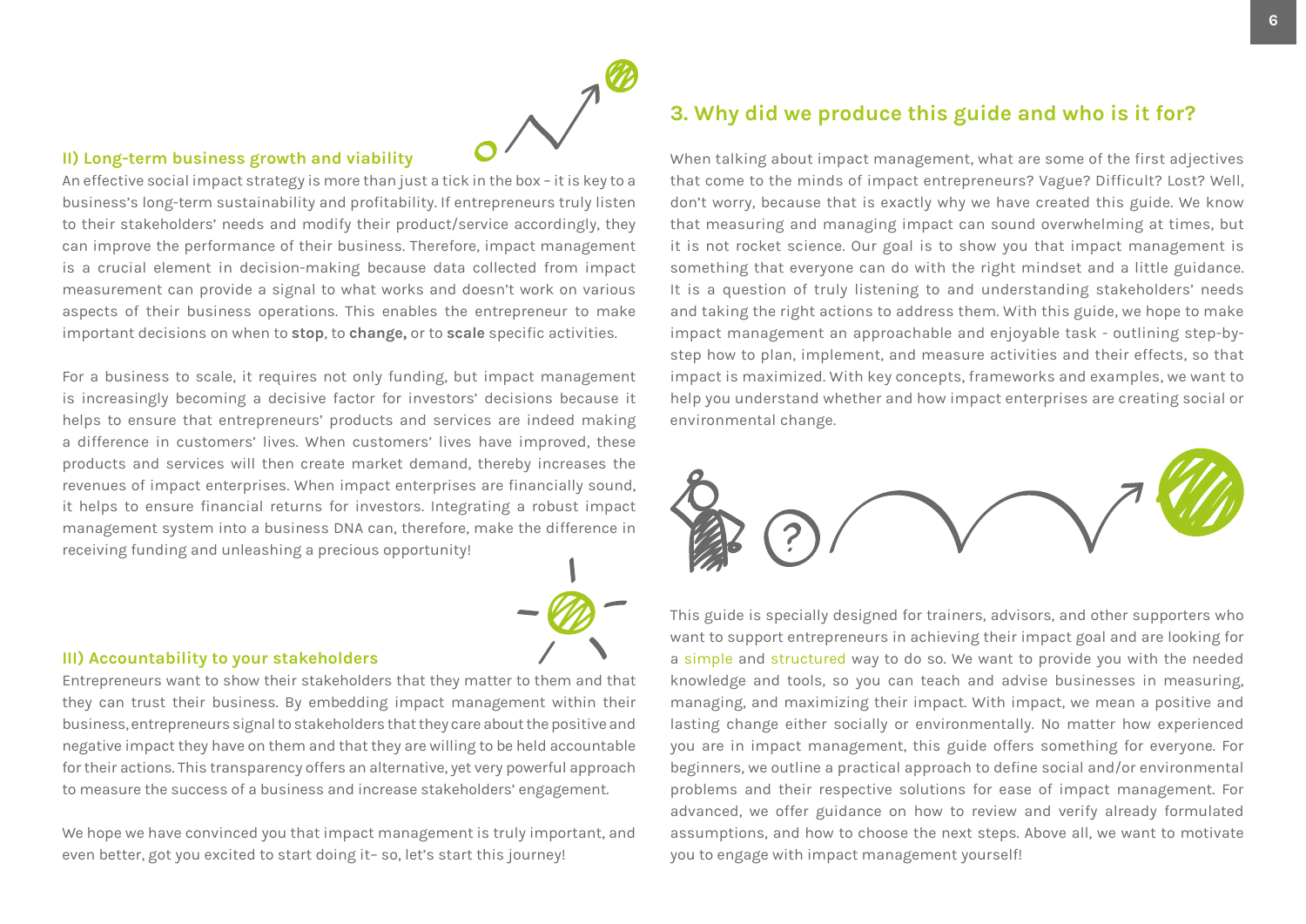### II) Long-term business growth and viability

An effective social impact strategy is more than just a tick in the box – it is key to a business's long-term sustainability and profitability. If entrepreneurs truly listen to their stakeholders' needs and modify their product/service accordingly, they can improve the performance of their business. Therefore, impact management is a crucial element in decision-making because data collected from impact measurement can provide a signal to what works and doesn't work on various aspects of their business operations. This enables the entrepreneur to make important decisions on when to **stop**, to **change,** or to **scale** specific activities.

For a business to scale, it requires not only funding, but impact management is increasingly becoming a decisive factor for investors' decisions because it helps to ensure that entrepreneurs' products and services are indeed making a difference in customers' lives. When customers' lives have improved, these products and services will then create market demand, thereby increases the revenues of impact enterprises. When impact enterprises are financially sound, it helps to ensure financial returns for investors. Integrating a robust impact management system into a business DNA can, therefore, make the difference in receiving funding and unleashing a precious opportunity!

### III) Accountability to your stakeholders

Entrepreneurs want to show their stakeholders that they matter to them and that they can trust their business. By embedding impact management within their business, entrepreneurs signal to stakeholders that they care about the positive and negative impact they have on them and that they are willing to be held accountable for their actions. This transparency offers an alternative, yet very powerful approach to measure the success of a business and increase stakeholders' engagement.

We hope we have convinced you that impact management is truly important, and even better, got you excited to start doing it– so, let's start this journey!

## 3. Why did we produce this guide and who is it for?

When talking about impact management, what are some of the first adjectives that come to the minds of impact entrepreneurs? Vague? Difficult? Lost? Well, don't worry, because that is exactly why we have created this guide. We know that measuring and managing impact can sound overwhelming at times, but it is not rocket science. Our goal is to show you that impact management is something that everyone can do with the right mindset and a little guidance. It is a question of truly listening to and understanding stakeholders' needs and taking the right actions to address them. With this guide, we hope to make impact management an approachable and enjoyable task - outlining step-by-step how to plan, implement, and measure activities and their effects, so that impact is maximized. With key concepts, frameworks and examples, we want to help you understand whether and how impact enterprises are creating social or environmental change.

This guide is specially designed for trainers, advisors, and other supporters who want to support entrepreneurs in achieving their impact goal and are looking for a simple and structured way to do so. We want to provide you with the needed knowledge and tools, so you can teach and advise businesses in measuring, managing, and maximizing their impact. With impact, we mean a positive and lasting change either socially or environmentally. No matter how experienced you are in impact management, this guide offers something for everyone. For beginners, we outline a practical approach to define social and/or environmental problems and their respective solutions for ease of impact management. For advanced, we offer guidance on how to review and verify already formulated assumptions, and how to choose the next steps. Above all, we want to motivate you to engage with impact management yourself!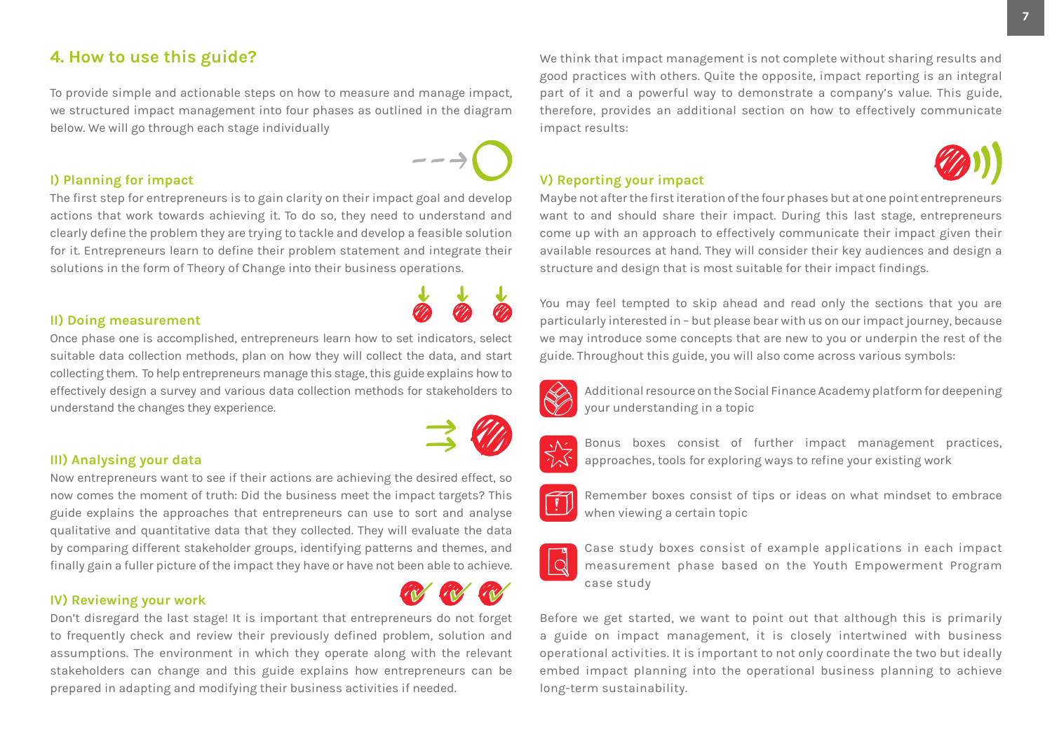## 4. How to use this guide?

To provide simple and actionable steps on how to measure and manage impact, we structured impact management into four phases as outlined in the diagram below. We will go through each stage individually

### I) Planning for impact

The first step for entrepreneurs is to gain clarity on their impact goal and develop actions that work towards achieving it. To do so, they need to understand and clearly define the problem they are trying to tackle and develop a feasible solution for it. Entrepreneurs learn to define their problem statement and integrate their solutions in the form of Theory of Change into their business operations.

### II) Doing measurement

Once phase one is accomplished, entrepreneurs learn how to set indicators, select suitable data collection methods, plan on how they will collect the data, and start collecting them. To help entrepreneurs manage this stage, this guide explains how to effectively design a survey and various data collection methods for stakeholders to understand the changes they experience.

### III) Analysing your data

Now entrepreneurs want to see if their actions are achieving the desired effect, so now comes the moment of truth: Did the business meet the impact targets? This guide explains the approaches that entrepreneurs can use to sort and analyse qualitative and quantitative data that they collected. They will evaluate the data by comparing different stakeholder groups, identifying patterns and themes, and finally gain a fuller picture of the impact they have or have not been able to achieve.

### IV) Reviewing your work

Don't disregard the last stage! It is important that entrepreneurs do not forget to frequently check and review their previously defined problem, solution and assumptions. The environment in which they operate along with the relevant stakeholders can change and this guide explains how entrepreneurs can be prepared in adapting and modifying their business activities if needed.

We think that impact management is not complete without sharing results and good practices with others. Quite the opposite, impact reporting is an integral part of it and a powerful way to demonstrate a company's value. This guide, therefore, provides an additional section on how to effectively communicate impact results:

### V) Reporting your impact

Maybe not after the first iteration of the four phases but at one point entrepreneurs want to and should share their impact. During this last stage, entrepreneurs come up with an approach to effectively communicate their impact given their available resources at hand. They will consider their key audiences and design a structure and design that is most suitable for their impact findings.

You may feel tempted to skip ahead and read only the sections that you are particularly interested in – but please bear with us on our impact journey, because we may introduce some concepts that are new to you or underpin the rest of the guide. Throughout this guide, you will also come across various symbols:

- Additional resource on the Social Finance Academy platform for deepening your understanding in a topic
- Bonus boxes consist of further impact management practices, approaches, tools for exploring ways to refine your existing work
- Remember boxes consist of tips or ideas on what mindset to embrace when viewing a certain topic
- Case study boxes consist of example applications in each impact measurement phase based on the Youth Empowerment Program case study

Before we get started, we want to point out that although this is primarily a guide on impact management, it is closely intertwined with business operational activities. It is important to not only coordinate the two but ideally embed impact planning into the operational business planning to achieve long-term sustainability.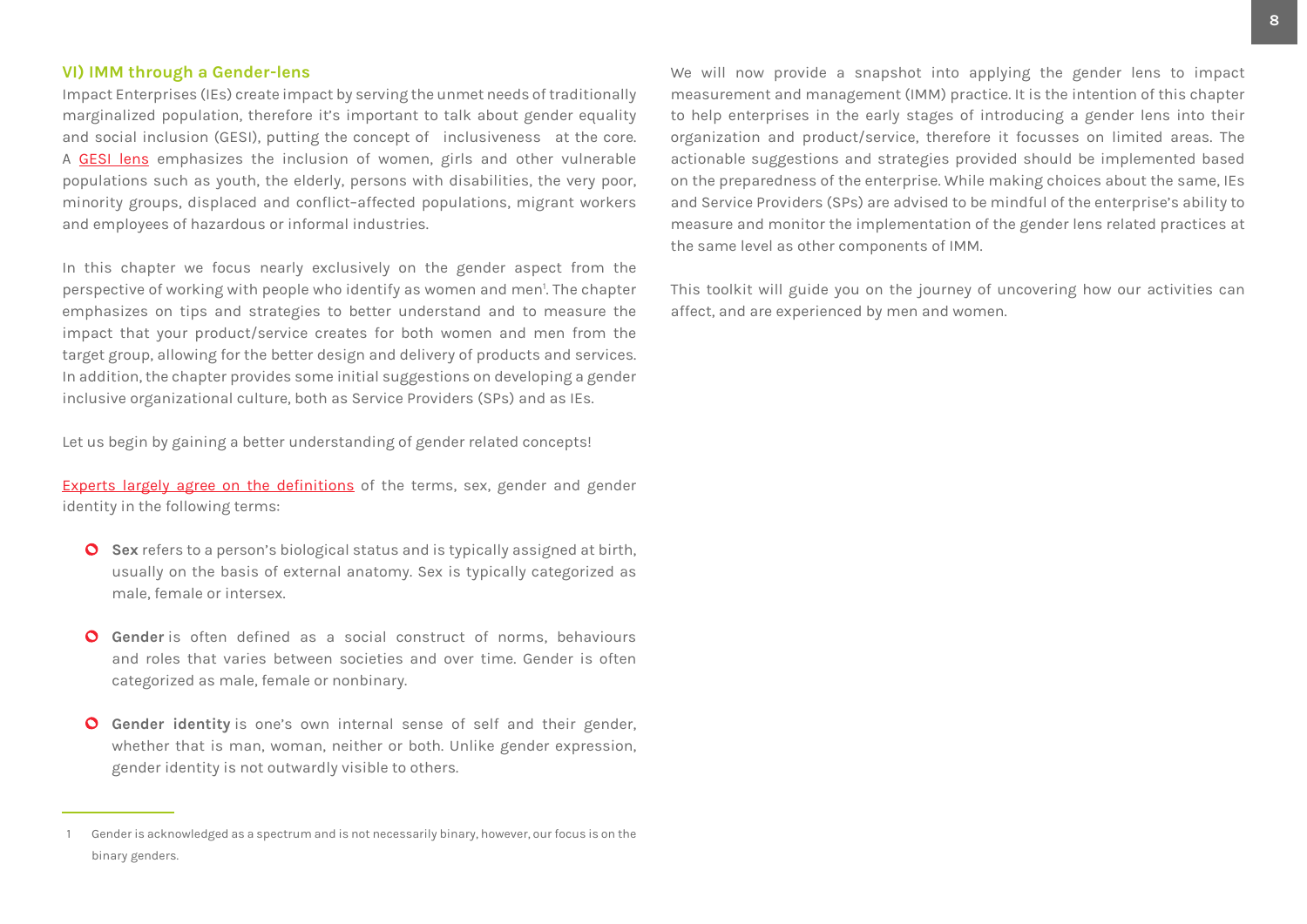## VI) IMM through a Gender-lens

Impact Enterprises (IEs) create impact by serving the unmet needs of traditionally marginalized population, therefore it's important to talk about gender equality and social inclusion (GESI), putting the concept of inclusiveness at the core. A GESI lens emphasizes the inclusion of women, girls and other vulnerable populations such as youth, the elderly, persons with disabilities, the very poor, minority groups, displaced and conflict–affected populations, migrant workers and employees of hazardous or informal industries.

In this chapter we focus nearly exclusively on the gender aspect from the perspective of working with people who identify as women and men[1]. The chapter emphasizes on tips and strategies to better understand and to measure the impact that your product/service creates for both women and men from the target group, allowing for the better design and delivery of products and services. In addition, the chapter provides some initial suggestions on developing a gender inclusive organizational culture, both as Service Providers (SPs) and as IEs.

Let us begin by gaining a better understanding of gender related concepts!

Experts largely agree on the definitions of the terms, sex, gender and gender identity in the following terms:

- **Sex** refers to a person's biological status and is typically assigned at birth, usually on the basis of external anatomy. Sex is typically categorized as male, female or intersex.
- **Gender** is often defined as a social construct of norms, behaviours and roles that varies between societies and over time. Gender is often categorized as male, female or nonbinary.
- **Gender identity** is one's own internal sense of self and their gender, whether that is man, woman, neither or both. Unlike gender expression, gender identity is not outwardly visible to others.

We will now provide a snapshot into applying the gender lens to impact measurement and management (IMM) practice. It is the intention of this chapter to help enterprises in the early stages of introducing a gender lens into their organization and product/service, therefore it focusses on limited areas. The actionable suggestions and strategies provided should be implemented based on the preparedness of the enterprise. While making choices about the same, IEs and Service Providers (SPs) are advised to be mindful of the enterprise's ability to measure and monitor the implementation of the gender lens related practices at the same level as other components of IMM.

This toolkit will guide you on the journey of uncovering how our activities can affect, and are experienced by men and women.

---

1 Gender is acknowledged as a spectrum and is not necessarily binary, however, our focus is on the binary genders.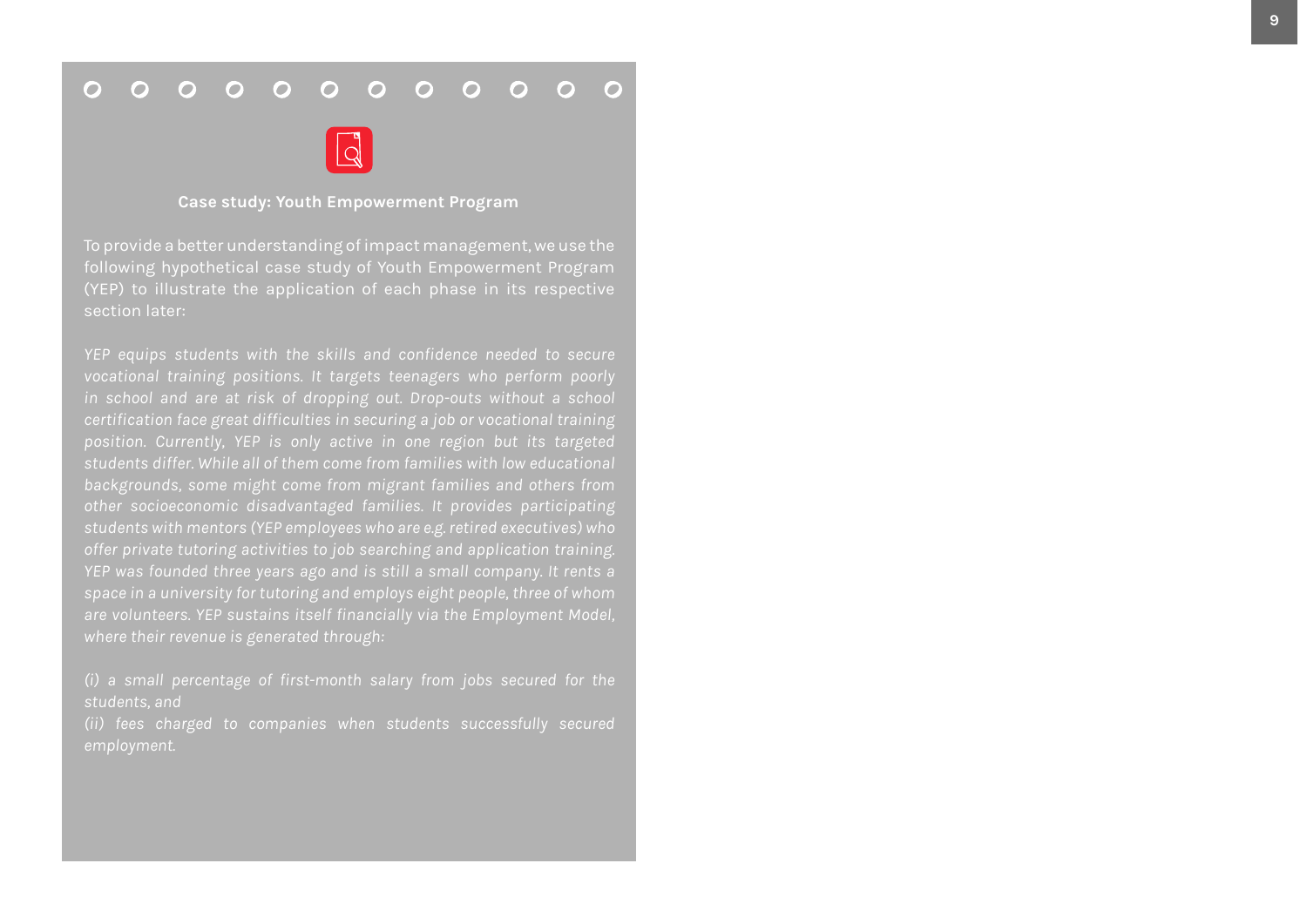**Case study: Youth Empowerment Program**

To provide a better understanding of impact management, we use the following hypothetical case study of Youth Empowerment Program (YEP) to illustrate the application of each phase in its respective section later:

*YEP equips students with the skills and confidence needed to secure vocational training positions. It targets teenagers who perform poorly in school and are at risk of dropping out. Drop-outs without a school certification face great difficulties in securing a job or vocational training position. Currently, YEP is only active in one region but its targeted students differ. While all of them come from families with low educational backgrounds, some might come from migrant families and others from other socioeconomic disadvantaged families. It provides participating students with mentors (YEP employees who are e.g. retired executives) who offer private tutoring activities to job searching and application training. YEP was founded three years ago and is still a small company. It rents a space in a university for tutoring and employs eight people, three of whom are volunteers. YEP sustains itself financially via the Employment Model, where their revenue is generated through:*

*(i) a small percentage of first-month salary from jobs secured for the students, and*
*(ii) fees charged to companies when students successfully secured employment.*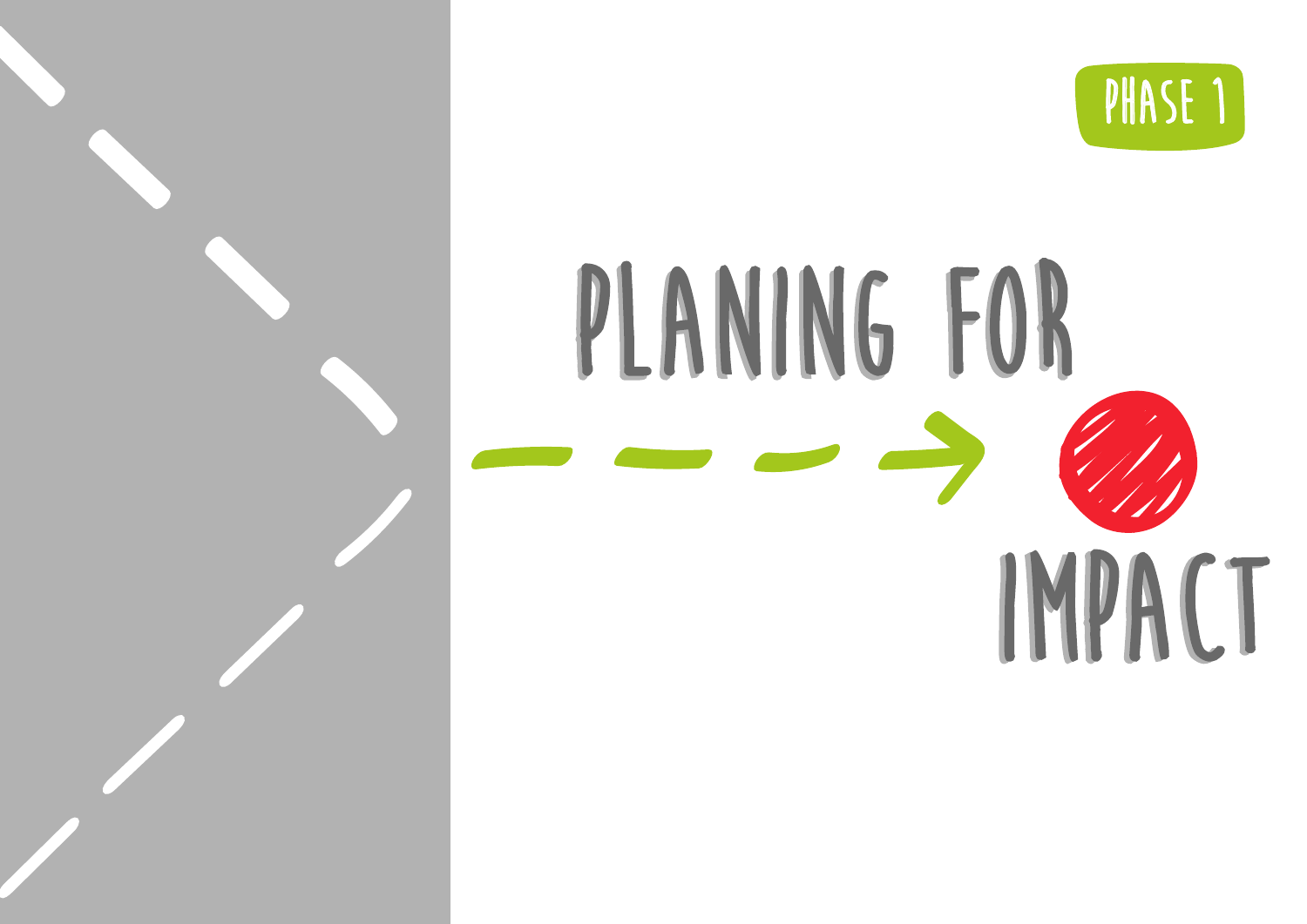PHASE 1

# PLANING FOR IMPACT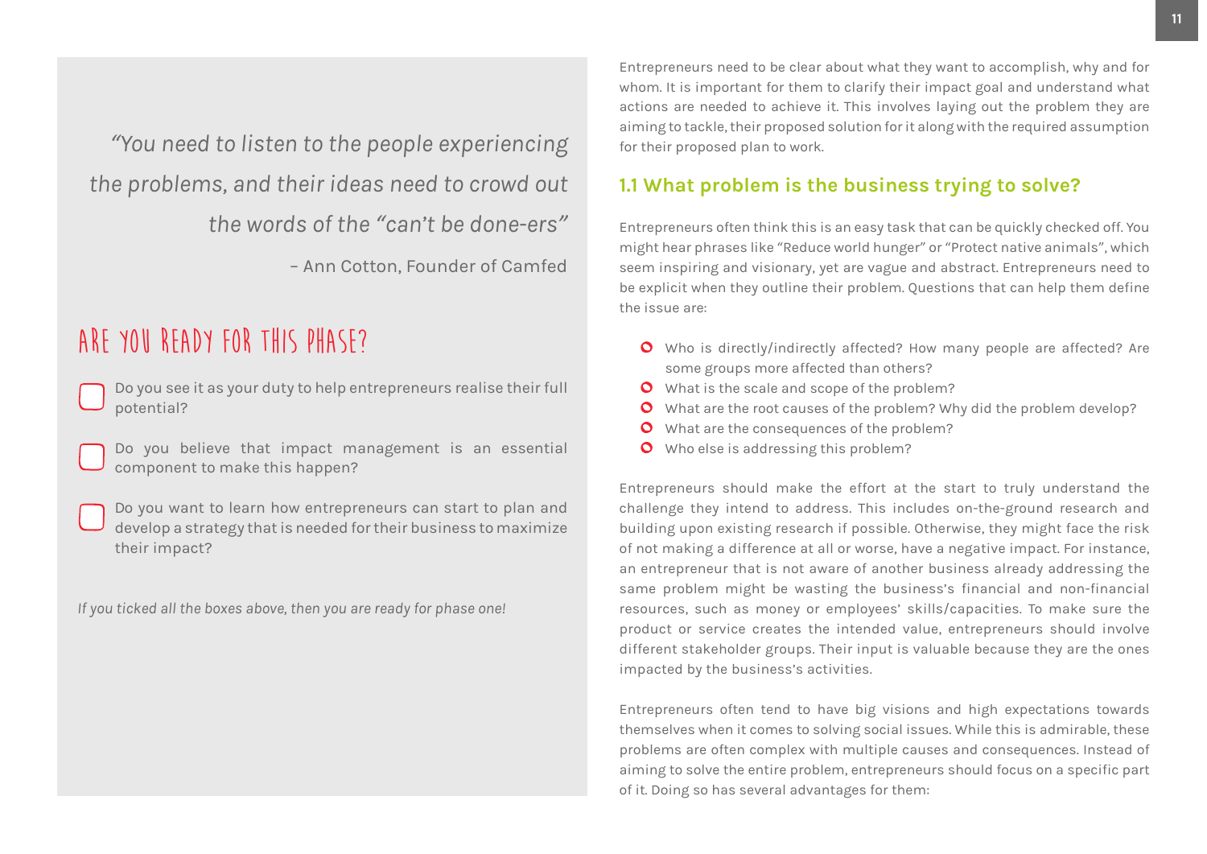*"You need to listen to the people experiencing the problems, and their ideas need to crowd out the words of the "can't be done-ers"*

– Ann Cotton, Founder of Camfed

## ARE YOU READY FOR THIS PHASE?

- [ ] Do you see it as your duty to help entrepreneurs realise their full potential?
- [ ] Do you believe that impact management is an essential component to make this happen?
- [ ] Do you want to learn how entrepreneurs can start to plan and develop a strategy that is needed for their business to maximize their impact?

*If you ticked all the boxes above, then you are ready for phase one!*

Entrepreneurs need to be clear about what they want to accomplish, why and for whom. It is important for them to clarify their impact goal and understand what actions are needed to achieve it. This involves laying out the problem they are aiming to tackle, their proposed solution for it along with the required assumption for their proposed plan to work.

### 1.1 What problem is the business trying to solve?

Entrepreneurs often think this is an easy task that can be quickly checked off. You might hear phrases like "Reduce world hunger" or "Protect native animals", which seem inspiring and visionary, yet are vague and abstract. Entrepreneurs need to be explicit when they outline their problem. Questions that can help them define the issue are:

- Who is directly/indirectly affected? How many people are affected? Are some groups more affected than others?
- What is the scale and scope of the problem?
- What are the root causes of the problem? Why did the problem develop?
- What are the consequences of the problem?
- Who else is addressing this problem?

Entrepreneurs should make the effort at the start to truly understand the challenge they intend to address. This includes on-the-ground research and building upon existing research if possible. Otherwise, they might face the risk of not making a difference at all or worse, have a negative impact. For instance, an entrepreneur that is not aware of another business already addressing the same problem might be wasting the business's financial and non-financial resources, such as money or employees' skills/capacities. To make sure the product or service creates the intended value, entrepreneurs should involve different stakeholder groups. Their input is valuable because they are the ones impacted by the business's activities.

Entrepreneurs often tend to have big visions and high expectations towards themselves when it comes to solving social issues. While this is admirable, these problems are often complex with multiple causes and consequences. Instead of aiming to solve the entire problem, entrepreneurs should focus on a specific part of it. Doing so has several advantages for them: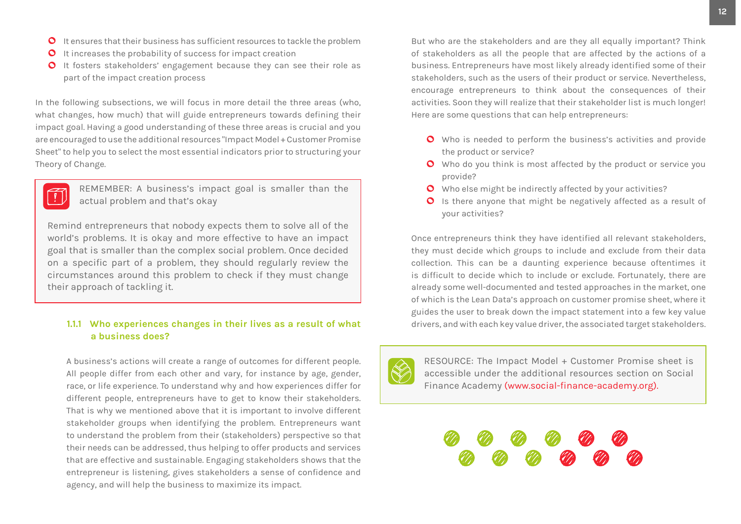- It ensures that their business has sufficient resources to tackle the problem
- It increases the probability of success for impact creation
- It fosters stakeholders' engagement because they can see their role as part of the impact creation process

In the following subsections, we will focus in more detail the three areas (who, what changes, how much) that will guide entrepreneurs towards defining their impact goal. Having a good understanding of these three areas is crucial and you are encouraged to use the additional resources "Impact Model + Customer Promise Sheet" to help you to select the most essential indicators prior to structuring your Theory of Change.

> REMEMBER: A business's impact goal is smaller than the actual problem and that's okay
>
> Remind entrepreneurs that nobody expects them to solve all of the world's problems. It is okay and more effective to have an impact goal that is smaller than the complex social problem. Once decided on a specific part of a problem, they should regularly review the circumstances around this problem to check if they must change their approach of tackling it.

### 1.1.1 Who experiences changes in their lives as a result of what a business does?

A business's actions will create a range of outcomes for different people. All people differ from each other and vary, for instance by age, gender, race, or life experience. To understand why and how experiences differ for different people, entrepreneurs have to get to know their stakeholders. That is why we mentioned above that it is important to involve different stakeholder groups when identifying the problem. Entrepreneurs want to understand the problem from their (stakeholders) perspective so that their needs can be addressed, thus helping to offer products and services that are effective and sustainable. Engaging stakeholders shows that the entrepreneur is listening, gives stakeholders a sense of confidence and agency, and will help the business to maximize its impact.

But who are the stakeholders and are they all equally important? Think of stakeholders as all the people that are affected by the actions of a business. Entrepreneurs have most likely already identified some of their stakeholders, such as the users of their product or service. Nevertheless, encourage entrepreneurs to think about the consequences of their activities. Soon they will realize that their stakeholder list is much longer! Here are some questions that can help entrepreneurs:

- Who is needed to perform the business's activities and provide the product or service?
- Who do you think is most affected by the product or service you provide?
- Who else might be indirectly affected by your activities?
- Is there anyone that might be negatively affected as a result of your activities?

Once entrepreneurs think they have identified all relevant stakeholders, they must decide which groups to include and exclude from their data collection. This can be a daunting experience because oftentimes it is difficult to decide which to include or exclude. Fortunately, there are already some well-documented and tested approaches in the market, one of which is the Lean Data's approach on customer promise sheet, where it guides the user to break down the impact statement into a few key value drivers, and with each key value driver, the associated target stakeholders.

> RESOURCE: The Impact Model + Customer Promise sheet is accessible under the additional resources section on Social Finance Academy (www.social-finance-academy.org).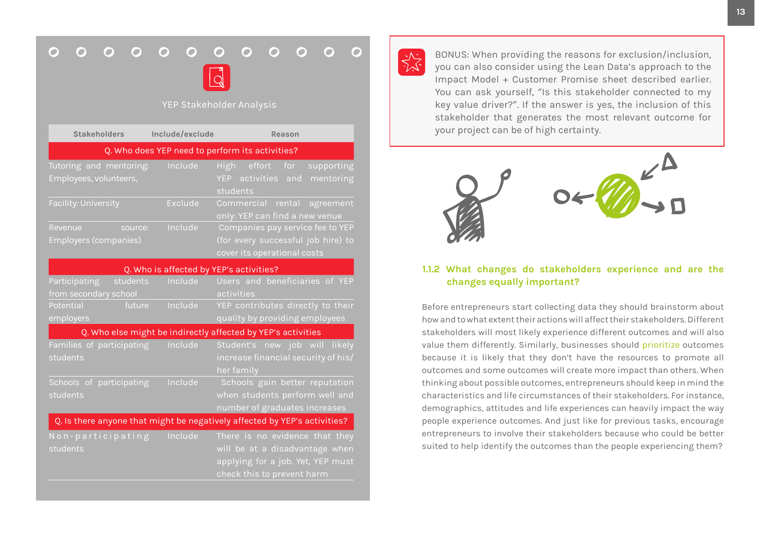YEP Stakeholder Analysis

| Stakeholders | Include/exclude | Reason |
|---|---|---|
| **Q. Who does YEP need to perform its activities?** | | |
| Tutoring and mentoring: Employees, volunteers, | Include | High effort for supporting YEP activities and mentoring students |
| Facility: University | Exclude | Commercial rental agreement only: YEP can find a new venue |
| Revenue source: Employers (companies) | Include | Companies pay service fee to YEP (for every successful job hire) to cover its operational costs |
| **Q. Who is affected by YEP's activities?** | | |
| Participating students from secondary school | Include | Users and beneficiaries of YEP activities |
| Potential future employers | Include | YEP contributes directly to their quality by providing employees |
| **Q. Who else might be indirectly affected by YEP's activities** | | |
| Families of participating students | Include | Student's new job will likely increase financial security of his/her family |
| Schools of participating students | Include | Schools gain better reputation when students perform well and number of graduates increases |
| **Q. Is there anyone that might be negatively affected by YEP's activities?** | | |
| Non-participating students | Include | There is no evidence that they will be at a disadvantage when applying for a job. Yet, YEP must check this to prevent harm |

BONUS: When providing the reasons for exclusion/inclusion, you can also consider using the Lean Data's approach to the Impact Model + Customer Promise sheet described earlier. You can ask yourself, "Is this stakeholder connected to my key value driver?". If the answer is yes, the inclusion of this stakeholder that generates the most relevant outcome for your project can be of high certainty.

### 1.1.2 What changes do stakeholders experience and are the changes equally important?

Before entrepreneurs start collecting data they should brainstorm about how and to what extent their actions will affect their stakeholders. Different stakeholders will most likely experience different outcomes and will also value them differently. Similarly, businesses should prioritize outcomes because it is likely that they don't have the resources to promote all outcomes and some outcomes will create more impact than others. When thinking about possible outcomes, entrepreneurs should keep in mind the characteristics and life circumstances of their stakeholders. For instance, demographics, attitudes and life experiences can heavily impact the way people experience outcomes. And just like for previous tasks, encourage entrepreneurs to involve their stakeholders because who could be better suited to help identify the outcomes than the people experiencing them?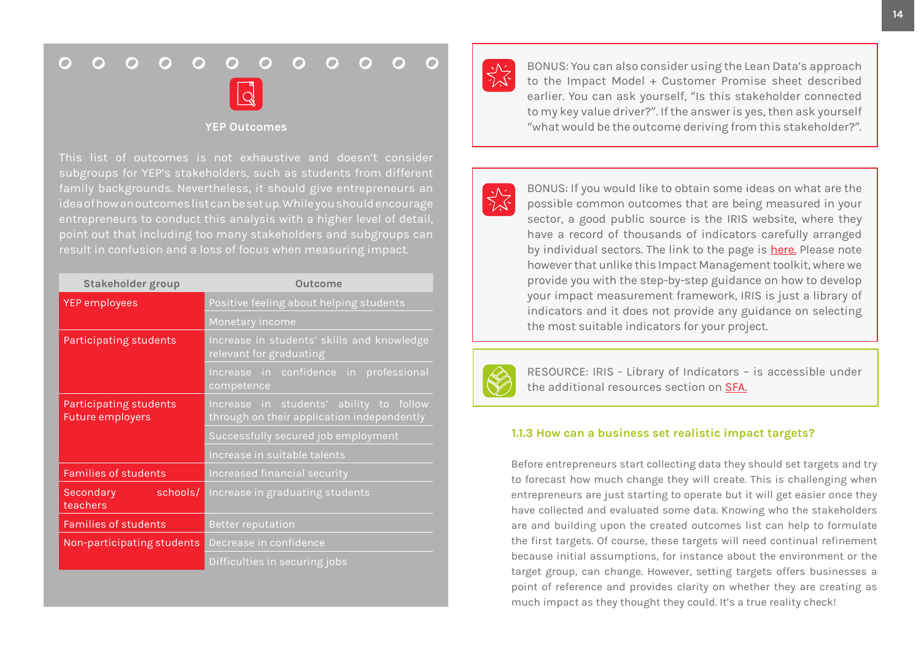**YEP Outcomes**

This list of outcomes is not exhaustive and doesn't consider subgroups for YEP's stakeholders, such as students from different family backgrounds. Nevertheless, it should give entrepreneurs an idea of how an outcomes list can be set up. While you should encourage entrepreneurs to conduct this analysis with a higher level of detail, point out that including too many stakeholders and subgroups can result in confusion and a loss of focus when measuring impact.

| Stakeholder group | Outcome |
|---|---|
| YEP employees | Positive feeling about helping students |
| | Monetary income |
| Participating students | Increase in students' skills and knowledge relevant for graduating |
| | Increase in confidence in professional competence |
| Participating students Future employers | Increase in students' ability to follow through on their application independently |
| | Successfully secured job employment |
| | Increase in suitable talents |
| Families of students | Increased financial security |
| Secondary schools/ teachers | Increase in graduating students |
| Families of students | Better reputation |
| Non-participating students | Decrease in confidence |
| | Difficulties in securing jobs |

BONUS: You can also consider using the Lean Data's approach to the Impact Model + Customer Promise sheet described earlier. You can ask yourself, "Is this stakeholder connected to my key value driver?". If the answer is yes, then ask yourself "what would be the outcome deriving from this stakeholder?".

BONUS: If you would like to obtain some ideas on what are the possible common outcomes that are being measured in your sector, a good public source is the IRIS website, where they have a record of thousands of indicators carefully arranged by individual sectors. The link to the page is here. Please note however that unlike this Impact Management toolkit, where we provide you with the step-by-step guidance on how to develop your impact measurement framework, IRIS is just a library of indicators and it does not provide any guidance on selecting the most suitable indicators for your project.

RESOURCE: IRIS - Library of Indicators – is accessible under the additional resources section on SFA.

### 1.1.3 How can a business set realistic impact targets?

Before entrepreneurs start collecting data they should set targets and try to forecast how much change they will create. This is challenging when entrepreneurs are just starting to operate but it will get easier once they have collected and evaluated some data. Knowing who the stakeholders are and building upon the created outcomes list can help to formulate the first targets. Of course, these targets will need continual refinement because initial assumptions, for instance about the environment or the target group, can change. However, setting targets offers businesses a point of reference and provides clarity on whether they are creating as much impact as they thought they could. It's a true reality check!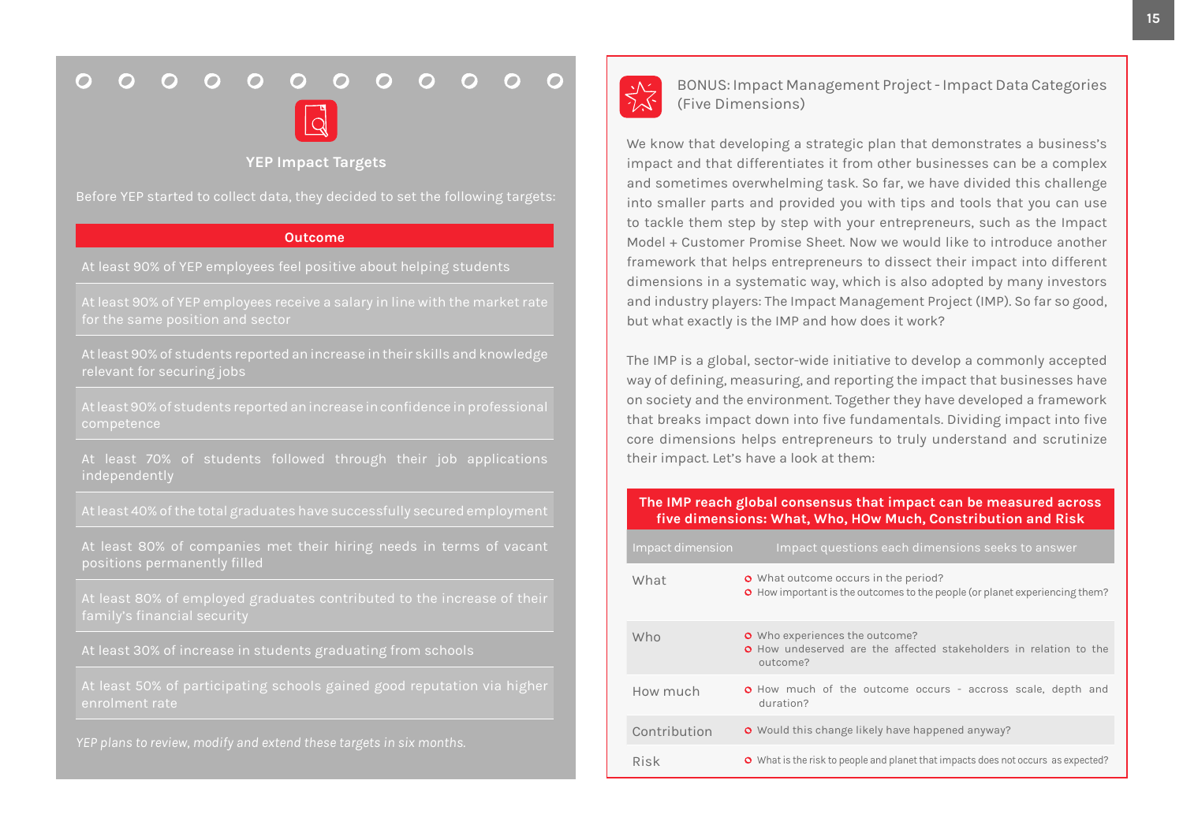## YEP Impact Targets

Before YEP started to collect data, they decided to set the following targets:

| Outcome |
| --- |
| At least 90% of YEP employees feel positive about helping students |
| At least 90% of YEP employees receive a salary in line with the market rate for the same position and sector |
| At least 90% of students reported an increase in their skills and knowledge relevant for securing jobs |
| At least 90% of students reported an increase in confidence in professional competence |
| At least 70% of students followed through their job applications independently |
| At least 40% of the total graduates have successfully secured employment |
| At least 80% of companies met their hiring needs in terms of vacant positions permanently filled |
| At least 80% of employed graduates contributed to the increase of their family's financial security |
| At least 30% of increase in students graduating from schools |
| At least 50% of participating schools gained good reputation via higher enrolment rate |

*YEP plans to review, modify and extend these targets in six months.*

## BONUS: Impact Management Project - Impact Data Categories (Five Dimensions)

We know that developing a strategic plan that demonstrates a business's impact and that differentiates it from other businesses can be a complex and sometimes overwhelming task. So far, we have divided this challenge into smaller parts and provided you with tips and tools that you can use to tackle them step by step with your entrepreneurs, such as the Impact Model + Customer Promise Sheet. Now we would like to introduce another framework that helps entrepreneurs to dissect their impact into different dimensions in a systematic way, which is also adopted by many investors and industry players: The Impact Management Project (IMP). So far so good, but what exactly is the IMP and how does it work?

The IMP is a global, sector-wide initiative to develop a commonly accepted way of defining, measuring, and reporting the impact that businesses have on society and the environment. Together they have developed a framework that breaks impact down into five fundamentals. Dividing impact into five core dimensions helps entrepreneurs to truly understand and scrutinize their impact. Let's have a look at them:

**The IMP reach global consensus that impact can be measured across five dimensions: What, Who, HOw Much, Constribution and Risk**

| Impact dimension | Impact questions each dimensions seeks to answer |
| --- | --- |
| What | • What outcome occurs in the period?<br>• How important is the outcomes to the people (or planet experiencing them? |
| Who | • Who experiences the outcome?<br>• How undeserved are the affected stakeholders in relation to the outcome? |
| How much | • How much of the outcome occurs - accross scale, depth and duration? |
| Contribution | • Would this change likely have happened anyway? |
| Risk | • What is the risk to people and planet that impacts does not occurs as expected? |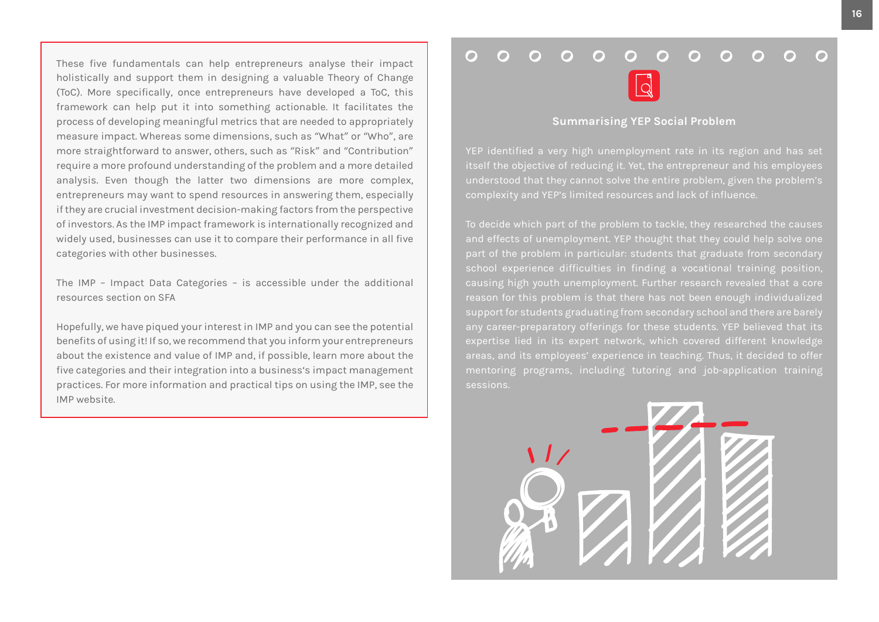These five fundamentals can help entrepreneurs analyse their impact holistically and support them in designing a valuable Theory of Change (ToC). More specifically, once entrepreneurs have developed a ToC, this framework can help put it into something actionable. It facilitates the process of developing meaningful metrics that are needed to appropriately measure impact. Whereas some dimensions, such as "What" or "Who", are more straightforward to answer, others, such as "Risk" and "Contribution" require a more profound understanding of the problem and a more detailed analysis. Even though the latter two dimensions are more complex, entrepreneurs may want to spend resources in answering them, especially if they are crucial investment decision-making factors from the perspective of investors. As the IMP impact framework is internationally recognized and widely used, businesses can use it to compare their performance in all five categories with other businesses.

The IMP – Impact Data Categories – is accessible under the additional resources section on SFA

Hopefully, we have piqued your interest in IMP and you can see the potential benefits of using it! If so, we recommend that you inform your entrepreneurs about the existence and value of IMP and, if possible, learn more about the five categories and their integration into a business's impact management practices. For more information and practical tips on using the IMP, see the IMP website.

### Summarising YEP Social Problem

YEP identified a very high unemployment rate in its region and has set itself the objective of reducing it. Yet, the entrepreneur and his employees understood that they cannot solve the entire problem, given the problem's complexity and YEP's limited resources and lack of influence.

To decide which part of the problem to tackle, they researched the causes and effects of unemployment. YEP thought that they could help solve one part of the problem in particular: students that graduate from secondary school experience difficulties in finding a vocational training position, causing high youth unemployment. Further research revealed that a core reason for this problem is that there has not been enough individualized support for students graduating from secondary school and there are barely any career-preparatory offerings for these students. YEP believed that its expertise lied in its expert network, which covered different knowledge areas, and its employees' experience in teaching. Thus, it decided to offer mentoring programs, including tutoring and job-application training sessions.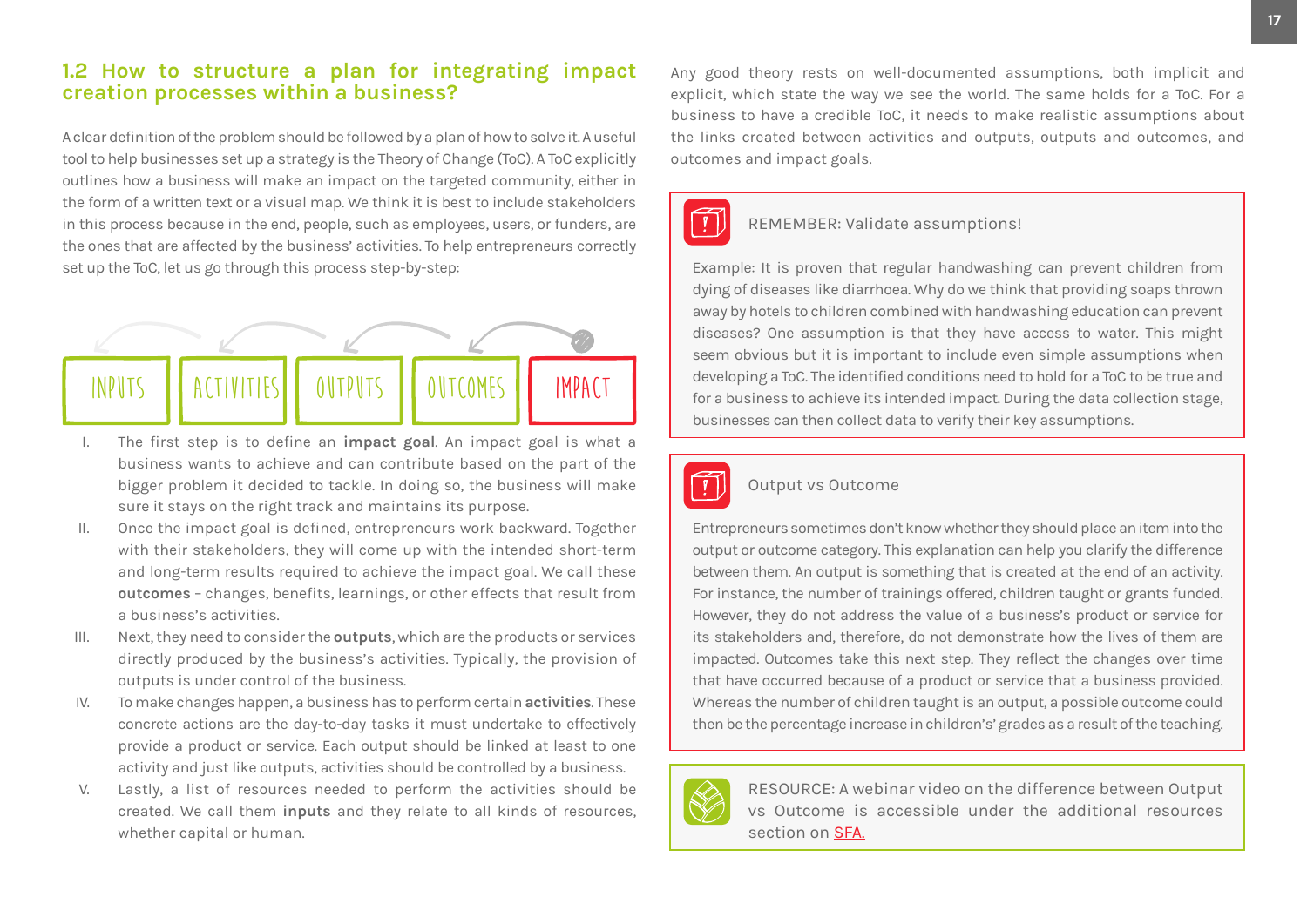## 1.2 How to structure a plan for integrating impact creation processes within a business?

A clear definition of the problem should be followed by a plan of how to solve it. A useful tool to help businesses set up a strategy is the Theory of Change (ToC). A ToC explicitly outlines how a business will make an impact on the targeted community, either in the form of a written text or a visual map. We think it is best to include stakeholders in this process because in the end, people, such as employees, users, or funders, are the ones that are affected by the business' activities. To help entrepreneurs correctly set up the ToC, let us go through this process step-by-step:

INPUTS → ACTIVITIES → OUTPUTS → OUTCOMES → IMPACT

I. The first step is to define an **impact goal**. An impact goal is what a business wants to achieve and can contribute based on the part of the bigger problem it decided to tackle. In doing so, the business will make sure it stays on the right track and maintains its purpose.

II. Once the impact goal is defined, entrepreneurs work backward. Together with their stakeholders, they will come up with the intended short-term and long-term results required to achieve the impact goal. We call these **outcomes** – changes, benefits, learnings, or other effects that result from a business's activities.

III. Next, they need to consider the **outputs**, which are the products or services directly produced by the business's activities. Typically, the provision of outputs is under control of the business.

IV. To make changes happen, a business has to perform certain **activities**. These concrete actions are the day-to-day tasks it must undertake to effectively provide a product or service. Each output should be linked at least to one activity and just like outputs, activities should be controlled by a business.

V. Lastly, a list of resources needed to perform the activities should be created. We call them **inputs** and they relate to all kinds of resources, whether capital or human.

Any good theory rests on well-documented assumptions, both implicit and explicit, which state the way we see the world. The same holds for a ToC. For a business to have a credible ToC, it needs to make realistic assumptions about the links created between activities and outputs, outputs and outcomes, and outcomes and impact goals.

> REMEMBER: Validate assumptions!
>
> Example: It is proven that regular handwashing can prevent children from dying of diseases like diarrhoea. Why do we think that providing soaps thrown away by hotels to children combined with handwashing education can prevent diseases? One assumption is that they have access to water. This might seem obvious but it is important to include even simple assumptions when developing a ToC. The identified conditions need to hold for a ToC to be true and for a business to achieve its intended impact. During the data collection stage, businesses can then collect data to verify their key assumptions.

> Output vs Outcome
>
> Entrepreneurs sometimes don't know whether they should place an item into the output or outcome category. This explanation can help you clarify the difference between them. An output is something that is created at the end of an activity. For instance, the number of trainings offered, children taught or grants funded. However, they do not address the value of a business's product or service for its stakeholders and, therefore, do not demonstrate how the lives of them are impacted. Outcomes take this next step. They reflect the changes over time that have occurred because of a product or service that a business provided. Whereas the number of children taught is an output, a possible outcome could then be the percentage increase in children's' grades as a result of the teaching.

> RESOURCE: A webinar video on the difference between Output vs Outcome is accessible under the additional resources section on SFA.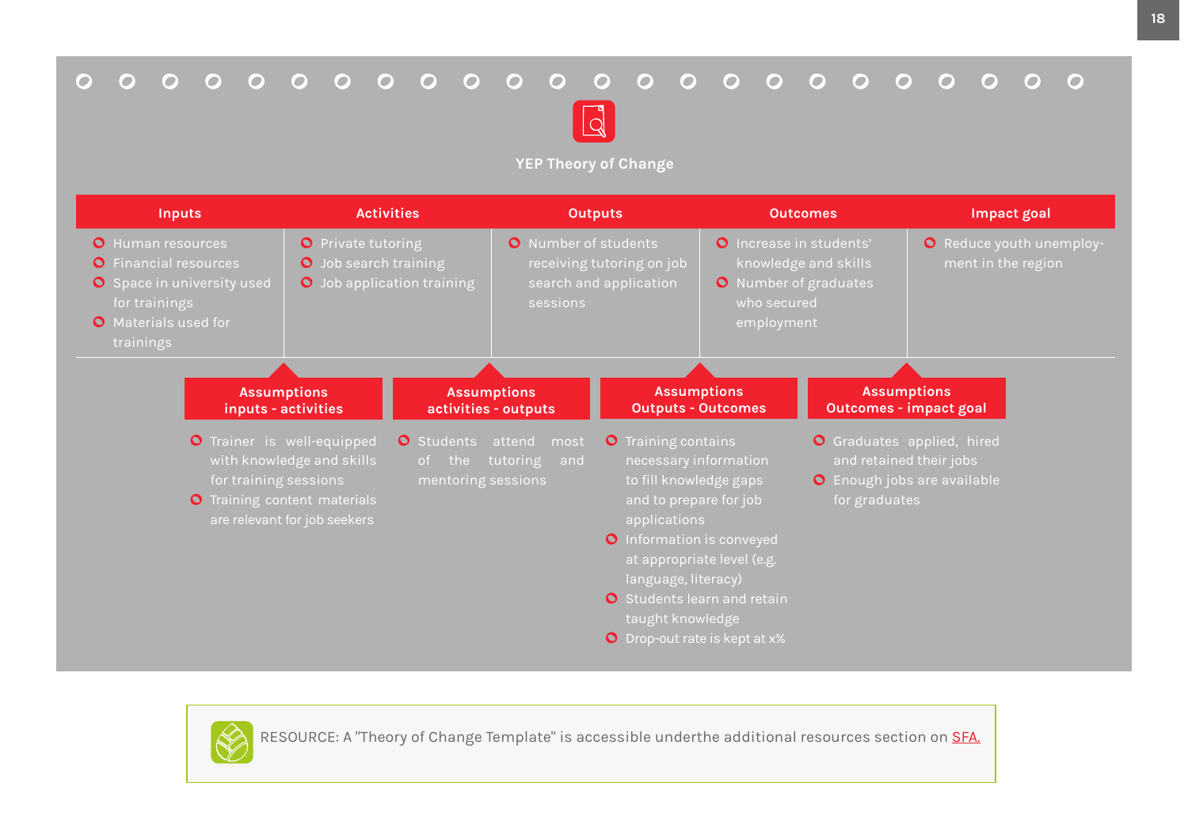## YEP Theory of Change

| Inputs | Activities | Outputs | Outcomes | Impact goal |
|---|---|---|---|---|
| • Human resources<br>• Financial resources<br>• Space in university used for trainings<br>• Materials used for trainings | • Private tutoring<br>• Job search training<br>• Job application training | • Number of students receiving tutoring on job search and application sessions | • Increase in students' knowledge and skills<br>• Number of graduates who secured employment | • Reduce youth unemployment in the region |

| Assumptions inputs - activities | Assumptions activities - outputs | Assumptions Outputs - Outcomes | Assumptions Outcomes - impact goal |
|---|---|---|---|
| • Trainer is well-equipped with knowledge and skills for training sessions<br>• Training content materials are relevant for job seekers | • Students attend most of the tutoring and mentoring sessions | • Training contains necessary information to fill knowledge gaps and to prepare for job applications<br>• Information is conveyed at appropriate level (e.g. language, literacy)<br>• Students learn and retain taught knowledge<br>• Drop-out rate is kept at x% | • Graduates applied, hired and retained their jobs<br>• Enough jobs are available for graduates |

RESOURCE: A "Theory of Change Template" is accessible underthe additional resources section on SFA.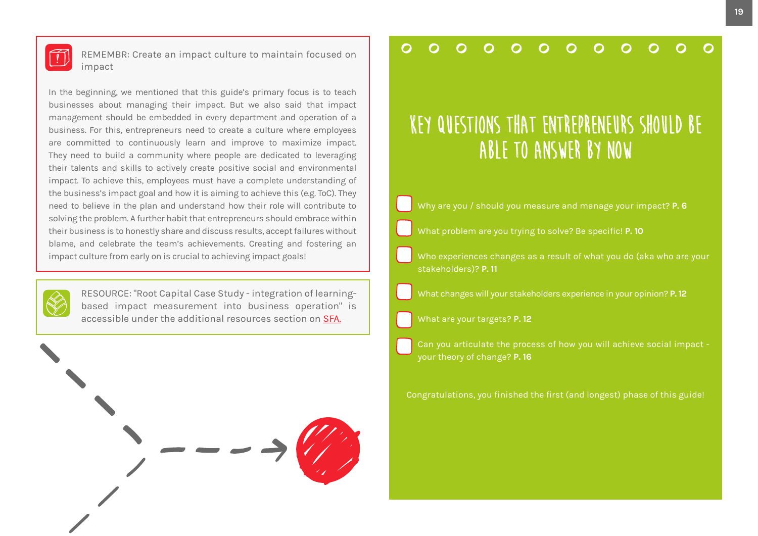REMEMBR: Create an impact culture to maintain focused on impact

In the beginning, we mentioned that this guide's primary focus is to teach businesses about managing their impact. But we also said that impact management should be embedded in every department and operation of a business. For this, entrepreneurs need to create a culture where employees are committed to continuously learn and improve to maximize impact. They need to build a community where people are dedicated to leveraging their talents and skills to actively create positive social and environmental impact. To achieve this, employees must have a complete understanding of the business's impact goal and how it is aiming to achieve this (e.g. ToC). They need to believe in the plan and understand how their role will contribute to solving the problem. A further habit that entrepreneurs should embrace within their business is to honestly share and discuss results, accept failures without blame, and celebrate the team's achievements. Creating and fostering an impact culture from early on is crucial to achieving impact goals!

RESOURCE: "Root Capital Case Study - integration of learning-based impact measurement into business operation" is accessible under the additional resources section on SFA.

# KEY QUESTIONS THAT ENTREPRENEURS SHOULD BE ABLE TO ANSWER BY NOW

- [ ] Why are you / should you measure and manage your impact? **P. 6**
- [ ] What problem are you trying to solve? Be specific! **P. 10**
- [ ] Who experiences changes as a result of what you do (aka who are your stakeholders)? **P. 11**
- [ ] What changes will your stakeholders experience in your opinion? **P. 12**
- [ ] What are your targets? **P. 12**
- [ ] Can you articulate the process of how you will achieve social impact - your theory of change? **P. 16**

Congratulations, you finished the first (and longest) phase of this guide!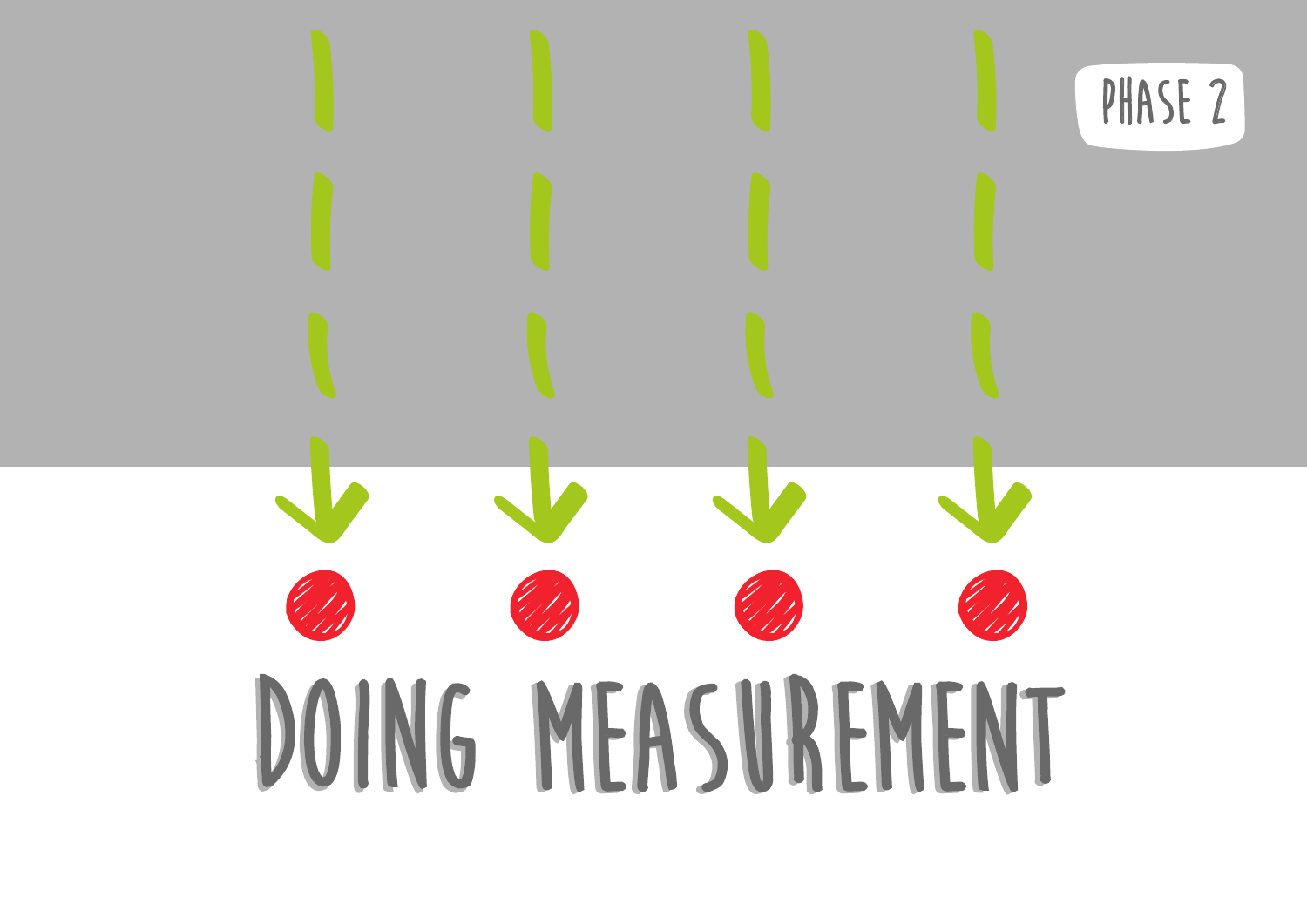PHASE 2

# DOING MEASUREMENT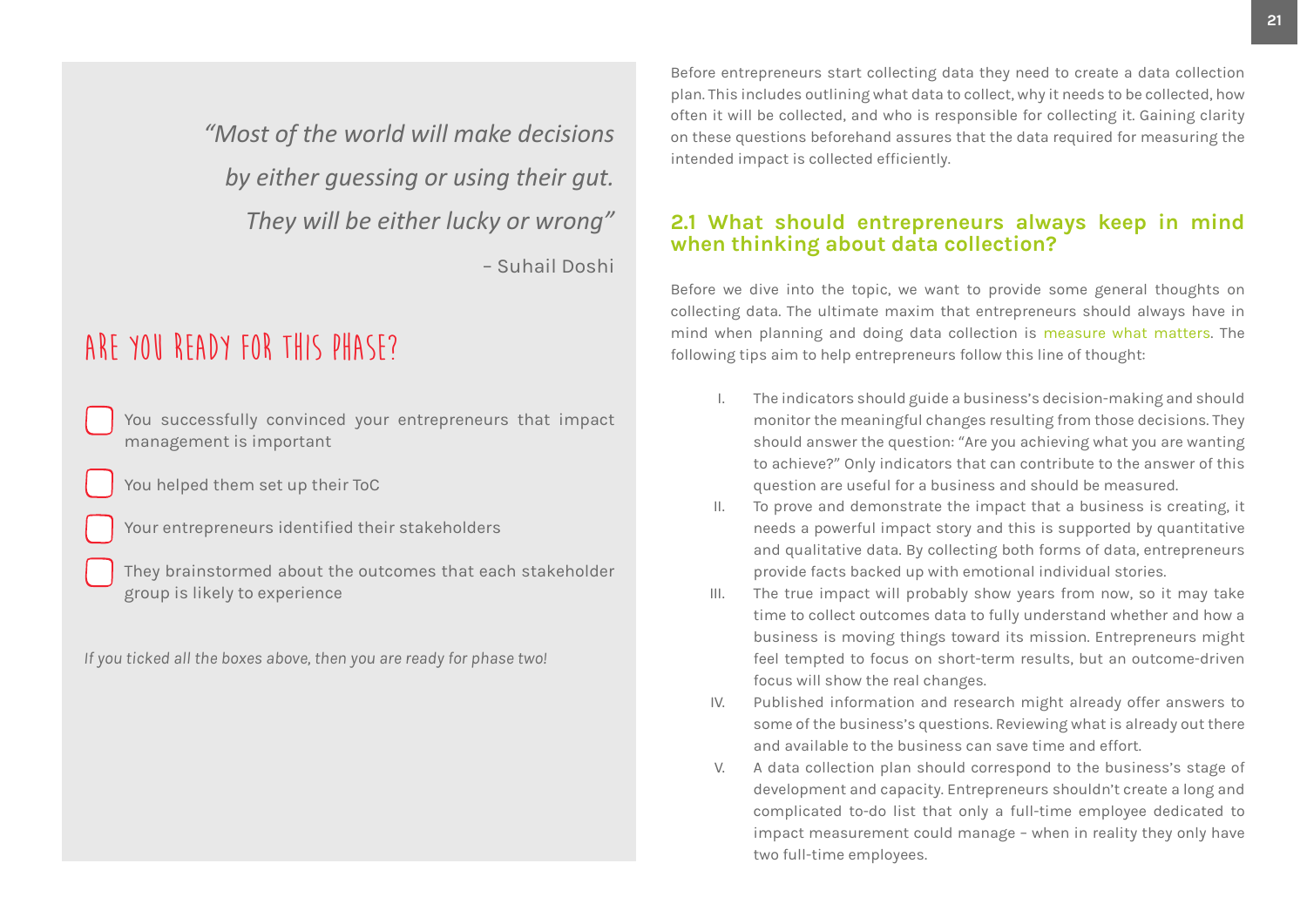> *"Most of the world will make decisions by either guessing or using their gut. They will be either lucky or wrong"*
>
> – Suhail Doshi

## ARE YOU READY FOR THIS PHASE?

- [ ] You successfully convinced your entrepreneurs that impact management is important
- [ ] You helped them set up their ToC
- [ ] Your entrepreneurs identified their stakeholders
- [ ] They brainstormed about the outcomes that each stakeholder group is likely to experience

*If you ticked all the boxes above, then you are ready for phase two!*

Before entrepreneurs start collecting data they need to create a data collection plan. This includes outlining what data to collect, why it needs to be collected, how often it will be collected, and who is responsible for collecting it. Gaining clarity on these questions beforehand assures that the data required for measuring the intended impact is collected efficiently.

## 2.1 What should entrepreneurs always keep in mind when thinking about data collection?

Before we dive into the topic, we want to provide some general thoughts on collecting data. The ultimate maxim that entrepreneurs should always have in mind when planning and doing data collection is measure what matters. The following tips aim to help entrepreneurs follow this line of thought:

I. The indicators should guide a business's decision-making and should monitor the meaningful changes resulting from those decisions. They should answer the question: "Are you achieving what you are wanting to achieve?" Only indicators that can contribute to the answer of this question are useful for a business and should be measured.

II. To prove and demonstrate the impact that a business is creating, it needs a powerful impact story and this is supported by quantitative and qualitative data. By collecting both forms of data, entrepreneurs provide facts backed up with emotional individual stories.

III. The true impact will probably show years from now, so it may take time to collect outcomes data to fully understand whether and how a business is moving things toward its mission. Entrepreneurs might feel tempted to focus on short-term results, but an outcome-driven focus will show the real changes.

IV. Published information and research might already offer answers to some of the business's questions. Reviewing what is already out there and available to the business can save time and effort.

V. A data collection plan should correspond to the business's stage of development and capacity. Entrepreneurs shouldn't create a long and complicated to-do list that only a full-time employee dedicated to impact measurement could manage – when in reality they only have two full-time employees.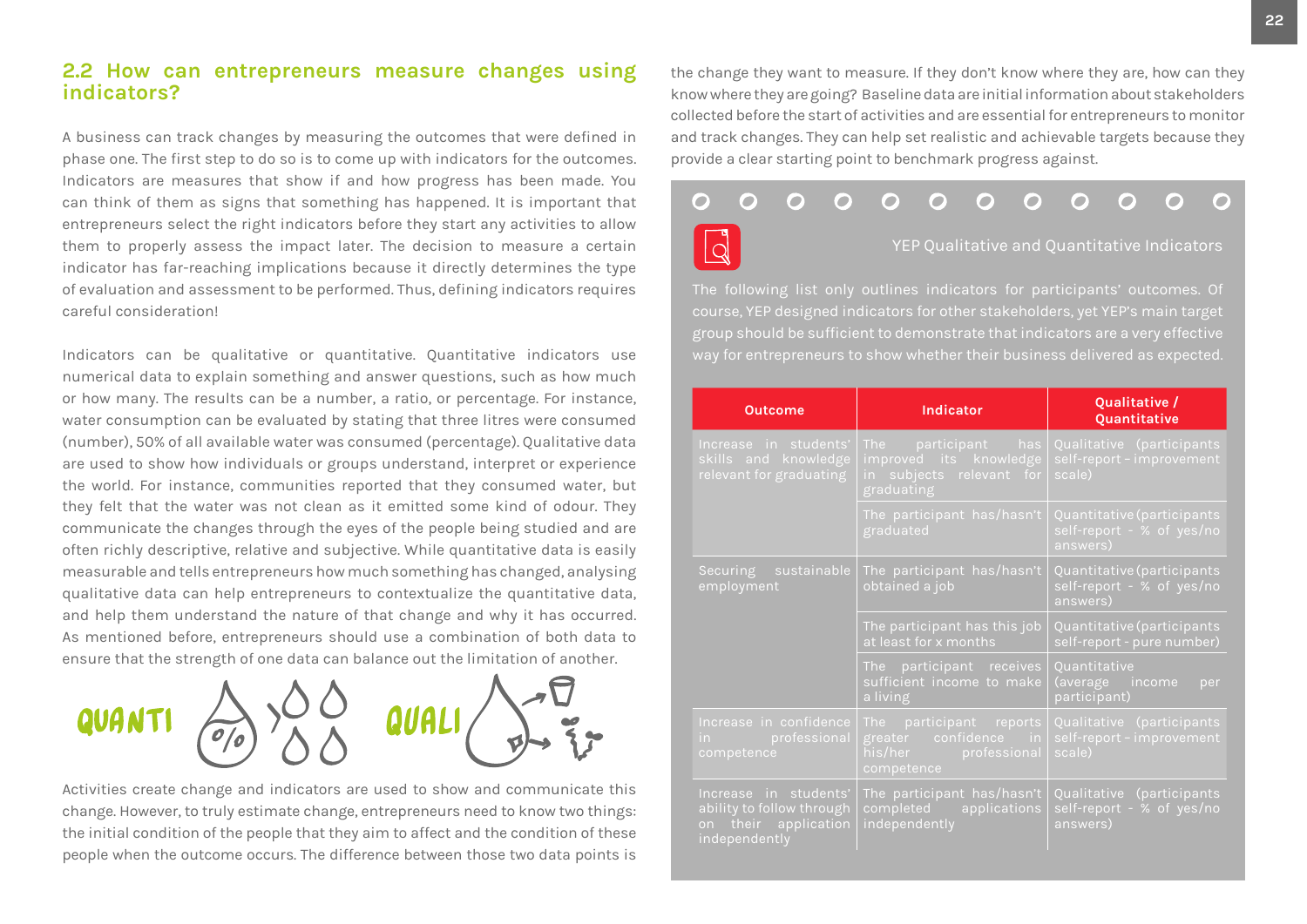## 2.2 How can entrepreneurs measure changes using indicators?

A business can track changes by measuring the outcomes that were defined in phase one. The first step to do so is to come up with indicators for the outcomes. Indicators are measures that show if and how progress has been made. You can think of them as signs that something has happened. It is important that entrepreneurs select the right indicators before they start any activities to allow them to properly assess the impact later. The decision to measure a certain indicator has far-reaching implications because it directly determines the type of evaluation and assessment to be performed. Thus, defining indicators requires careful consideration!

Indicators can be qualitative or quantitative. Quantitative indicators use numerical data to explain something and answer questions, such as how much or how many. The results can be a number, a ratio, or percentage. For instance, water consumption can be evaluated by stating that three litres were consumed (number), 50% of all available water was consumed (percentage). Qualitative data are used to show how individuals or groups understand, interpret or experience the world. For instance, communities reported that they consumed water, but they felt that the water was not clean as it emitted some kind of odour. They communicate the changes through the eyes of the people being studied and are often richly descriptive, relative and subjective. While quantitative data is easily measurable and tells entrepreneurs how much something has changed, analysing qualitative data can help entrepreneurs to contextualize the quantitative data, and help them understand the nature of that change and why it has occurred. As mentioned before, entrepreneurs should use a combination of both data to ensure that the strength of one data can balance out the limitation of another.

QUANTI QUALI

Activities create change and indicators are used to show and communicate this change. However, to truly estimate change, entrepreneurs need to know two things: the initial condition of the people that they aim to affect and the condition of these people when the outcome occurs. The difference between those two data points is the change they want to measure. If they don't know where they are, how can they know where they are going? Baseline data are initial information about stakeholders collected before the start of activities and are essential for entrepreneurs to monitor and track changes. They can help set realistic and achievable targets because they provide a clear starting point to benchmark progress against.

### YEP Qualitative and Quantitative Indicators

The following list only outlines indicators for participants' outcomes. Of course, YEP designed indicators for other stakeholders, yet YEP's main target group should be sufficient to demonstrate that indicators are a very effective way for entrepreneurs to show whether their business delivered as expected.

| Outcome | Indicator | Qualitative / Quantitative |
|---|---|---|
| Increase in students' skills and knowledge relevant for graduating | The participant has improved its knowledge in subjects relevant for graduating | Qualitative (participants self-report – improvement scale) |
| | The participant has/hasn't graduated | Quantitative (participants self-report - % of yes/no answers) |
| Securing sustainable employment | The participant has/hasn't obtained a job | Quantitative (participants self-report - % of yes/no answers) |
| | The participant has this job at least for x months | Quantitative (participants self-report - pure number) |
| | The participant receives sufficient income to make a living | Quantitative (average income per participant) |
| Increase in confidence in professional competence | The participant reports greater confidence in his/her professional competence | Qualitative (participants self-report – improvement scale) |
| Increase in students' ability to follow through on their application independently | The participant has/hasn't completed applications independently | Qualitative (participants self-report - % of yes/no answers) |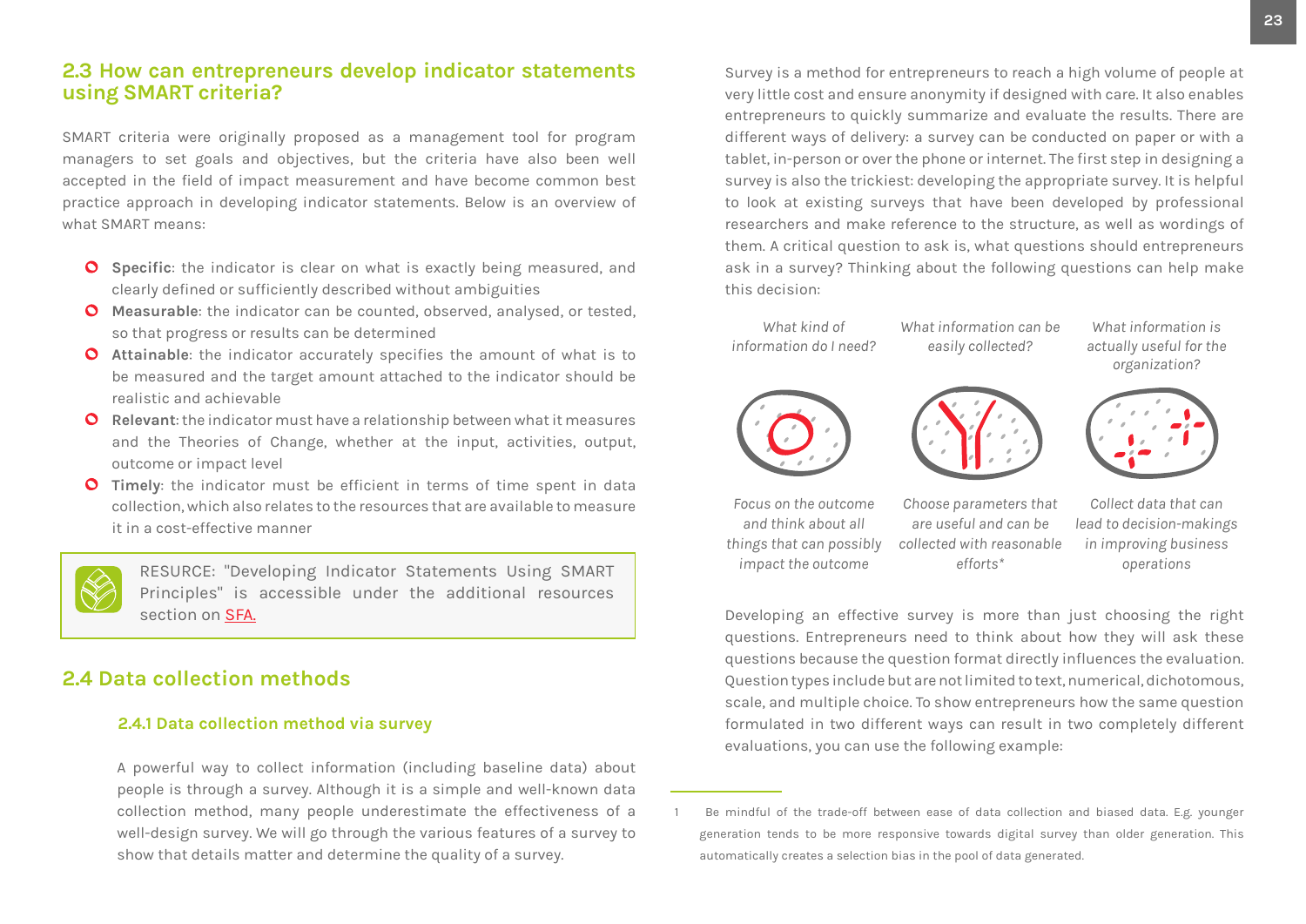## 2.3 How can entrepreneurs develop indicator statements using SMART criteria?

SMART criteria were originally proposed as a management tool for program managers to set goals and objectives, but the criteria have also been well accepted in the field of impact measurement and have become common best practice approach in developing indicator statements. Below is an overview of what SMART means:

- **Specific**: the indicator is clear on what is exactly being measured, and clearly defined or sufficiently described without ambiguities
- **Measurable**: the indicator can be counted, observed, analysed, or tested, so that progress or results can be determined
- **Attainable**: the indicator accurately specifies the amount of what is to be measured and the target amount attached to the indicator should be realistic and achievable
- **Relevant**: the indicator must have a relationship between what it measures and the Theories of Change, whether at the input, activities, output, outcome or impact level
- **Timely**: the indicator must be efficient in terms of time spent in data collection, which also relates to the resources that are available to measure it in a cost-effective manner

> RESURCE: "Developing Indicator Statements Using SMART Principles" is accessible under the additional resources section on SFA.

## 2.4 Data collection methods

### 2.4.1 Data collection method via survey

A powerful way to collect information (including baseline data) about people is through a survey. Although it is a simple and well-known data collection method, many people underestimate the effectiveness of a well-design survey. We will go through the various features of a survey to show that details matter and determine the quality of a survey.

Survey is a method for entrepreneurs to reach a high volume of people at very little cost and ensure anonymity if designed with care. It also enables entrepreneurs to quickly summarize and evaluate the results. There are different ways of delivery: a survey can be conducted on paper or with a tablet, in-person or over the phone or internet. The first step in designing a survey is also the trickiest: developing the appropriate survey. It is helpful to look at existing surveys that have been developed by professional researchers and make reference to the structure, as well as wordings of them. A critical question to ask is, what questions should entrepreneurs ask in a survey? Thinking about the following questions can help make this decision:

| *What kind of information do I need?* | *What information can be easily collected?* | *What information is actually useful for the organization?* |
|---|---|---|
| *Focus on the outcome and think about all things that can possibly impact the outcome* | *Choose parameters that are useful and can be collected with reasonable efforts*[1] | *Collect data that can lead to decision-makings in improving business operations* |

Developing an effective survey is more than just choosing the right questions. Entrepreneurs need to think about how they will ask these questions because the question format directly influences the evaluation. Question types include but are not limited to text, numerical, dichotomous, scale, and multiple choice. To show entrepreneurs how the same question formulated in two different ways can result in two completely different evaluations, you can use the following example:

---

1 Be mindful of the trade-off between ease of data collection and biased data. E.g. younger generation tends to be more responsive towards digital survey than older generation. This automatically creates a selection bias in the pool of data generated.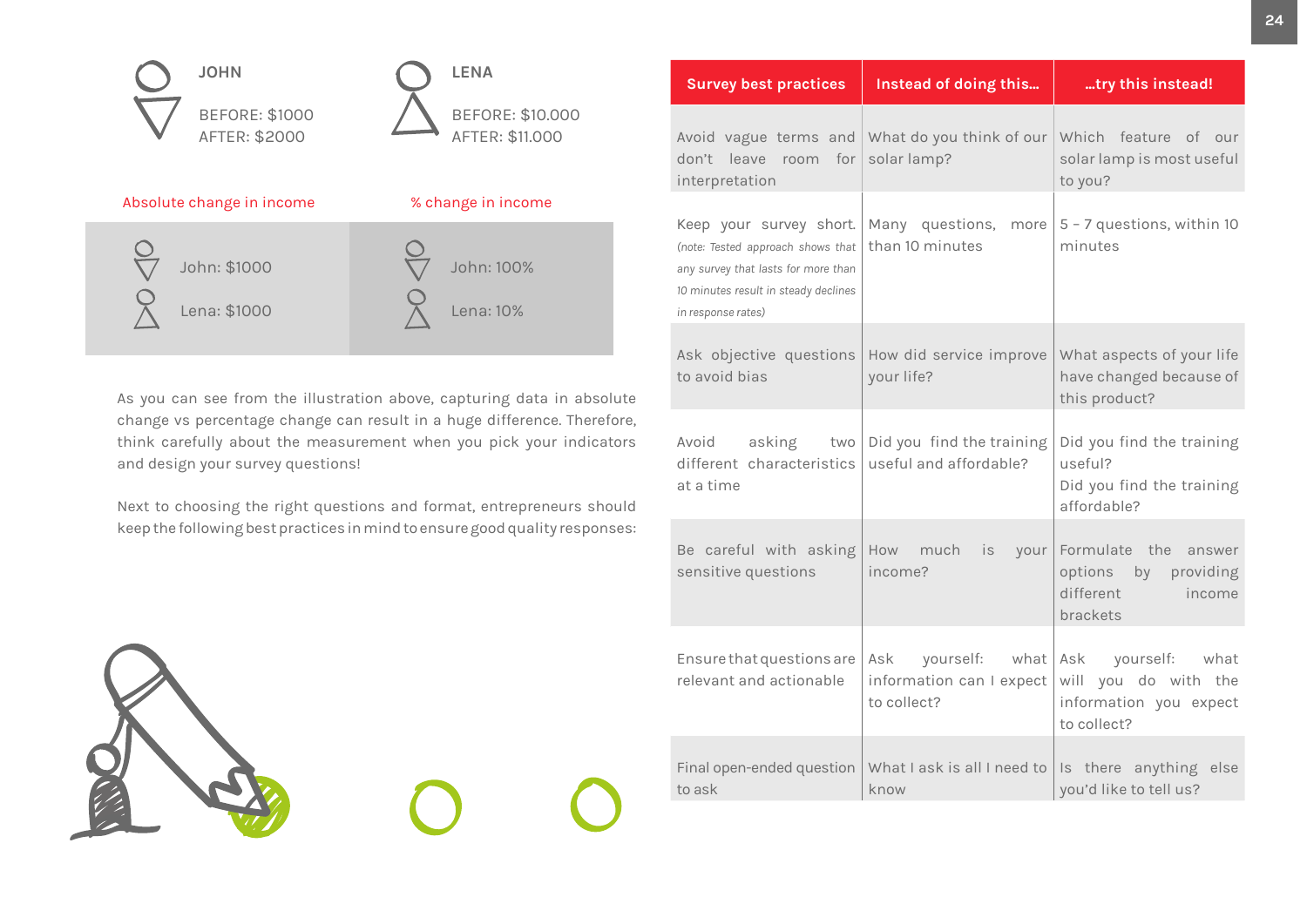**JOHN**

BEFORE: $1000
AFTER: $2000

**LENA**

BEFORE: $10.000
AFTER: $11.000

| Absolute change in income | % change in income |
|---|---|
| John: $1000 | John: 100% |
| Lena: $1000 | Lena: 10% |

As you can see from the illustration above, capturing data in absolute change vs percentage change can result in a huge difference. Therefore, think carefully about the measurement when you pick your indicators and design your survey questions!

Next to choosing the right questions and format, entrepreneurs should keep the following best practices in mind to ensure good quality responses:

| Survey best practices | Instead of doing this... | ...try this instead! |
|---|---|---|
| Avoid vague terms and don't leave room for interpretation | What do you think of our solar lamp? | Which feature of our solar lamp is most useful to you? |
| Keep your survey short. *(note: Tested approach shows that any survey that lasts for more than 10 minutes result in steady declines in response rates)* | Many questions, more than 10 minutes | 5 – 7 questions, within 10 minutes |
| Ask objective questions to avoid bias | How did service improve your life? | What aspects of your life have changed because of this product? |
| Avoid asking two different characteristics at a time | Did you find the training useful and affordable? | Did you find the training useful?<br>Did you find the training affordable? |
| Be careful with asking sensitive questions | How much is your income? | Formulate the answer options by providing different income brackets |
| Ensure that questions are relevant and actionable | Ask yourself: what information can I expect to collect? | Ask yourself: what will you do with the information you expect to collect? |
| Final open-ended question to ask | What I ask is all I need to know | Is there anything else you'd like to tell us? |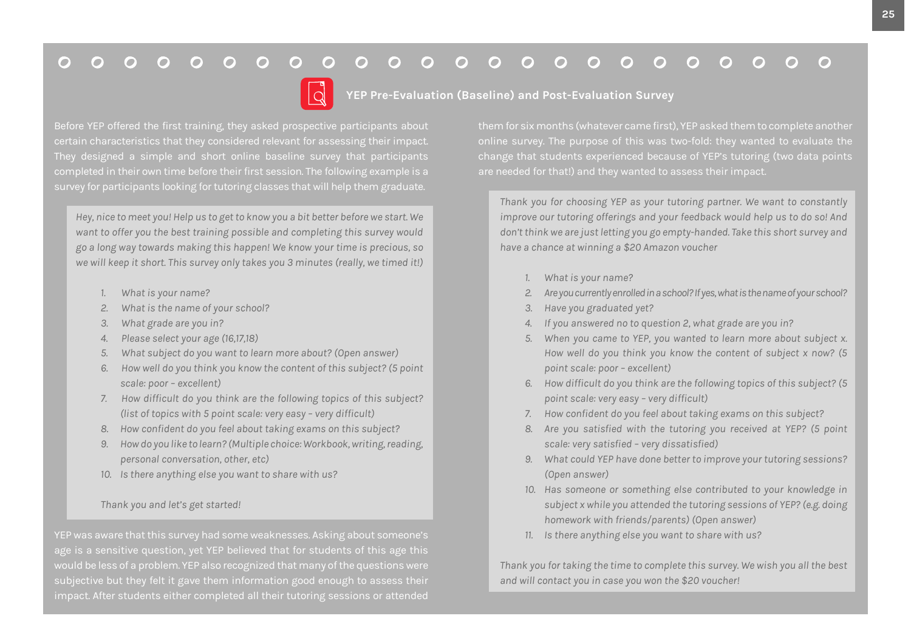## YEP Pre-Evaluation (Baseline) and Post-Evaluation Survey

Before YEP offered the first training, they asked prospective participants about certain characteristics that they considered relevant for assessing their impact. They designed a simple and short online baseline survey that participants completed in their own time before their first session. The following example is a survey for participants looking for tutoring classes that will help them graduate.

> *Hey, nice to meet you! Help us to get to know you a bit better before we start. We want to offer you the best training possible and completing this survey would go a long way towards making this happen! We know your time is precious, so we will keep it short. This survey only takes you 3 minutes (really, we timed it!)*
>
> 1. *What is your name?*
> 2. *What is the name of your school?*
> 3. *What grade are you in?*
> 4. *Please select your age (16,17,18)*
> 5. *What subject do you want to learn more about? (Open answer)*
> 6. *How well do you think you know the content of this subject? (5 point scale: poor – excellent)*
> 7. *How difficult do you think are the following topics of this subject? (list of topics with 5 point scale: very easy – very difficult)*
> 8. *How confident do you feel about taking exams on this subject?*
> 9. *How do you like to learn? (Multiple choice: Workbook, writing, reading, personal conversation, other, etc)*
> 10. *Is there anything else you want to share with us?*
>
> *Thank you and let's get started!*

YEP was aware that this survey had some weaknesses. Asking about someone's age is a sensitive question, yet YEP believed that for students of this age this would be less of a problem. YEP also recognized that many of the questions were subjective but they felt it gave them information good enough to assess their impact. After students either completed all their tutoring sessions or attended them for six months (whatever came first), YEP asked them to complete another online survey. The purpose of this was two-fold: they wanted to evaluate the change that students experienced because of YEP's tutoring (two data points are needed for that!) and they wanted to assess their impact.

> *Thank you for choosing YEP as your tutoring partner. We want to constantly improve our tutoring offerings and your feedback would help us to do so! And don't think we are just letting you go empty-handed. Take this short survey and have a chance at winning a $20 Amazon voucher*
>
> 1. *What is your name?*
> 2. *Are you currently enrolled in a school? If yes, what is the name of your school?*
> 3. *Have you graduated yet?*
> 4. *If you answered no to question 2, what grade are you in?*
> 5. *When you came to YEP, you wanted to learn more about subject x. How well do you think you know the content of subject x now? (5 point scale: poor – excellent)*
> 6. *How difficult do you think are the following topics of this subject? (5 point scale: very easy – very difficult)*
> 7. *How confident do you feel about taking exams on this subject?*
> 8. *Are you satisfied with the tutoring you received at YEP? (5 point scale: very satisfied – very dissatisfied)*
> 9. *What could YEP have done better to improve your tutoring sessions? (Open answer)*
> 10. *Has someone or something else contributed to your knowledge in subject x while you attended the tutoring sessions of YEP? (e.g. doing homework with friends/parents) (Open answer)*
> 11. *Is there anything else you want to share with us?*
>
> *Thank you for taking the time to complete this survey. We wish you all the best and will contact you in case you won the $20 voucher!*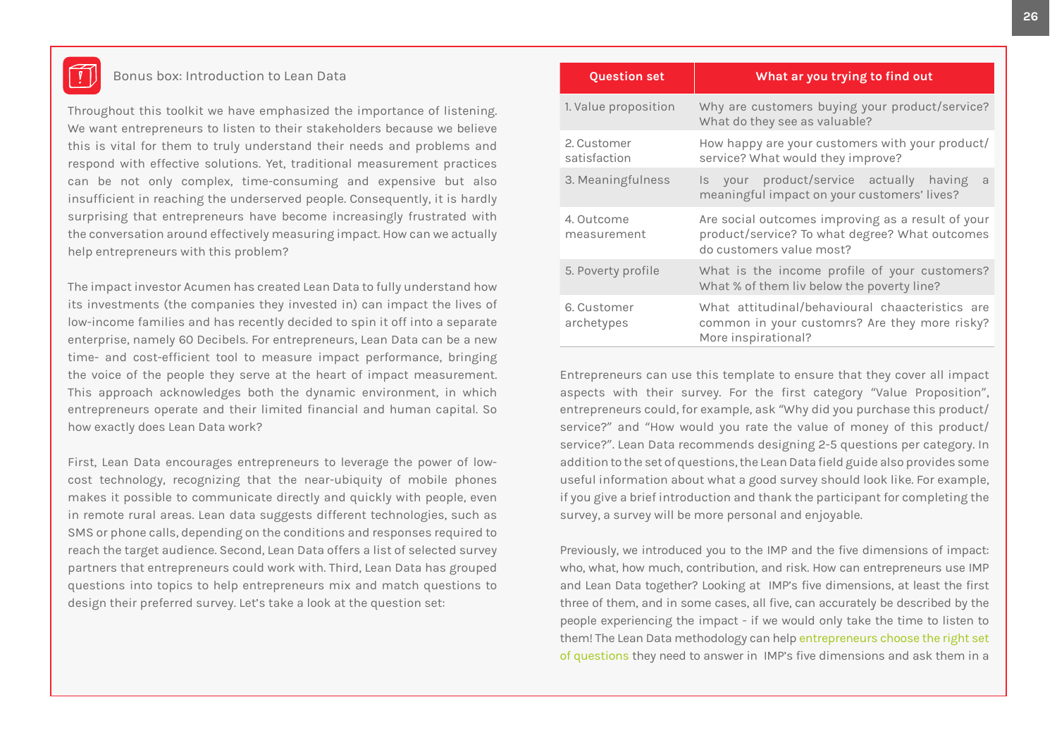## Bonus box: Introduction to Lean Data

Throughout this toolkit we have emphasized the importance of listening. We want entrepreneurs to listen to their stakeholders because we believe this is vital for them to truly understand their needs and problems and respond with effective solutions. Yet, traditional measurement practices can be not only complex, time-consuming and expensive but also insufficient in reaching the underserved people. Consequently, it is hardly surprising that entrepreneurs have become increasingly frustrated with the conversation around effectively measuring impact. How can we actually help entrepreneurs with this problem?

The impact investor Acumen has created Lean Data to fully understand how its investments (the companies they invested in) can impact the lives of low-income families and has recently decided to spin it off into a separate enterprise, namely 60 Decibels. For entrepreneurs, Lean Data can be a new time- and cost-efficient tool to measure impact performance, bringing the voice of the people they serve at the heart of impact measurement. This approach acknowledges both the dynamic environment, in which entrepreneurs operate and their limited financial and human capital. So how exactly does Lean Data work?

First, Lean Data encourages entrepreneurs to leverage the power of low-cost technology, recognizing that the near-ubiquity of mobile phones makes it possible to communicate directly and quickly with people, even in remote rural areas. Lean data suggests different technologies, such as SMS or phone calls, depending on the conditions and responses required to reach the target audience. Second, Lean Data offers a list of selected survey partners that entrepreneurs could work with. Third, Lean Data has grouped questions into topics to help entrepreneurs mix and match questions to design their preferred survey. Let's take a look at the question set:

| Question set | What ar you trying to find out |
|---|---|
| 1. Value proposition | Why are customers buying your product/service? What do they see as valuable? |
| 2. Customer satisfaction | How happy are your customers with your product/service? What would they improve? |
| 3. Meaningfulness | Is your product/service actually having a meaningful impact on your customers' lives? |
| 4. Outcome measurement | Are social outcomes improving as a result of your product/service? To what degree? What outcomes do customers value most? |
| 5. Poverty profile | What is the income profile of your customers? What % of them liv below the poverty line? |
| 6. Customer archetypes | What attitudinal/behavioural chaacteristics are common in your customrs? Are they more risky? More inspirational? |

Entrepreneurs can use this template to ensure that they cover all impact aspects with their survey. For the first category "Value Proposition", entrepreneurs could, for example, ask "Why did you purchase this product/service?" and "How would you rate the value of money of this product/service?". Lean Data recommends designing 2-5 questions per category. In addition to the set of questions, the Lean Data field guide also provides some useful information about what a good survey should look like. For example, if you give a brief introduction and thank the participant for completing the survey, a survey will be more personal and enjoyable.

Previously, we introduced you to the IMP and the five dimensions of impact: who, what, how much, contribution, and risk. How can entrepreneurs use IMP and Lean Data together? Looking at IMP's five dimensions, at least the first three of them, and in some cases, all five, can accurately be described by the people experiencing the impact - if we would only take the time to listen to them! The Lean Data methodology can help entrepreneurs choose the right set of questions they need to answer in IMP's five dimensions and ask them in a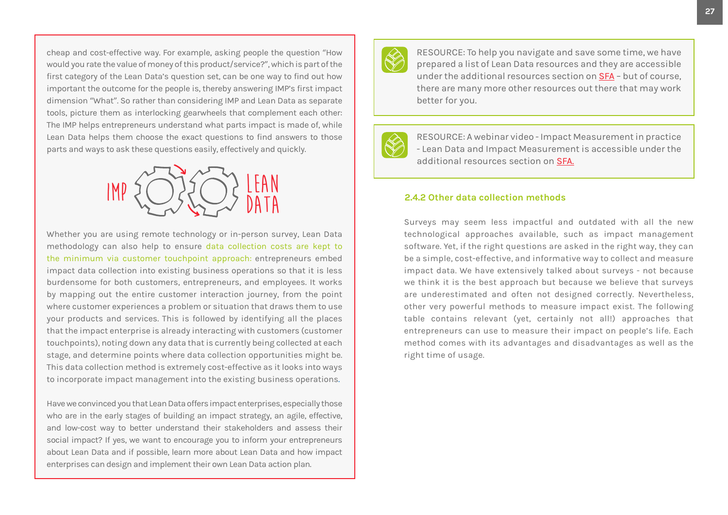cheap and cost-effective way. For example, asking people the question "How would you rate the value of money of this product/service?", which is part of the first category of the Lean Data's question set, can be one way to find out how important the outcome for the people is, thereby answering IMP's first impact dimension "What". So rather than considering IMP and Lean Data as separate tools, picture them as interlocking gearwheels that complement each other: The IMP helps entrepreneurs understand what parts impact is made of, while Lean Data helps them choose the exact questions to find answers to those parts and ways to ask these questions easily, effectively and quickly.

IMP LEAN DATA

Whether you are using remote technology or in-person survey, Lean Data methodology can also help to ensure data collection costs are kept to the minimum via customer touchpoint approach: entrepreneurs embed impact data collection into existing business operations so that it is less burdensome for both customers, entrepreneurs, and employees. It works by mapping out the entire customer interaction journey, from the point where customer experiences a problem or situation that draws them to use your products and services. This is followed by identifying all the places that the impact enterprise is already interacting with customers (customer touchpoints), noting down any data that is currently being collected at each stage, and determine points where data collection opportunities might be. This data collection method is extremely cost-effective as it looks into ways to incorporate impact management into the existing business operations.

Have we convinced you that Lean Data offers impact enterprises, especially those who are in the early stages of building an impact strategy, an agile, effective, and low-cost way to better understand their stakeholders and assess their social impact? If yes, we want to encourage you to inform your entrepreneurs about Lean Data and if possible, learn more about Lean Data and how impact enterprises can design and implement their own Lean Data action plan.

RESOURCE: To help you navigate and save some time, we have prepared a list of Lean Data resources and they are accessible under the additional resources section on SFA – but of course, there are many more other resources out there that may work better for you.

RESOURCE: A webinar video - Impact Measurement in practice - Lean Data and Impact Measurement is accessible under the additional resources section on SFA.

### 2.4.2 Other data collection methods

Surveys may seem less impactful and outdated with all the new technological approaches available, such as impact management software. Yet, if the right questions are asked in the right way, they can be a simple, cost-effective, and informative way to collect and measure impact data. We have extensively talked about surveys - not because we think it is the best approach but because we believe that surveys are underestimated and often not designed correctly. Nevertheless, other very powerful methods to measure impact exist. The following table contains relevant (yet, certainly not all!) approaches that entrepreneurs can use to measure their impact on people's life. Each method comes with its advantages and disadvantages as well as the right time of usage.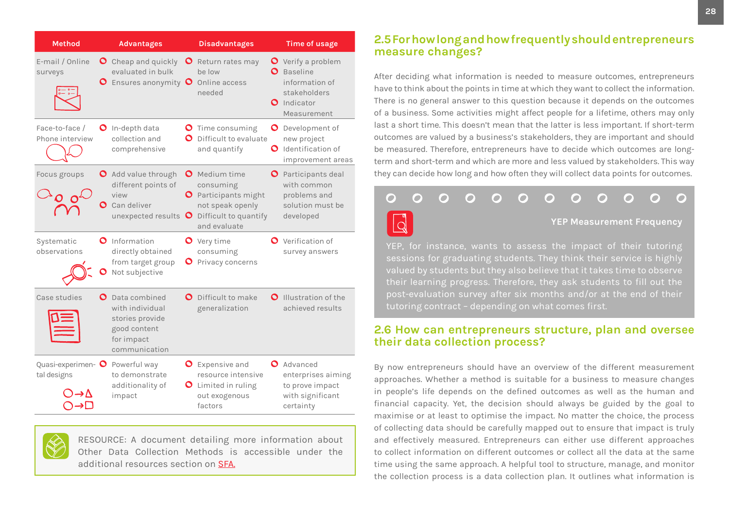| Method | Advantages | Disadvantages | Time of usage |
| --- | --- | --- | --- |
| E-mail / Online surveys | Cheap and quickly evaluated in bulk; Ensures anonymity | Return rates may be low; Online access needed | Verify a problem; Baseline information of stakeholders; Indicator Measurement |
| Face-to-face / Phone interview | In-depth data collection and comprehensive | Time consuming; Difficult to evaluate and quantify | Development of new project; Identification of improvement areas |
| Focus groups | Add value through different points of view; Can deliver unexpected results | Medium time consuming; Participants might not speak openly; Difficult to quantify and evaluate | Participants deal with common problems and solution must be developed |
| Systematic observations | Information directly obtained from target group; Not subjective | Very time consuming; Privacy concerns | Verification of survey answers |
| Case studies | Data combined with individual stories provide good content for impact communication | Difficult to make generalization | Illustration of the achieved results |
| Quasi-experimental designs | Powerful way to demonstrate additionality of impact | Expensive and resource intensive; Limited in ruling out exogenous factors | Advanced enterprises aiming to prove impact with significant certainty |

RESOURCE: A document detailing more information about Other Data Collection Methods is accessible under the additional resources section on SFA.

## 2.5 For how long and how frequently should entrepreneurs measure changes?

After deciding what information is needed to measure outcomes, entrepreneurs have to think about the points in time at which they want to collect the information. There is no general answer to this question because it depends on the outcomes of a business. Some activities might affect people for a lifetime, others may only last a short time. This doesn't mean that the latter is less important. If short-term outcomes are valued by a business's stakeholders, they are important and should be measured. Therefore, entrepreneurs have to decide which outcomes are long-term and short-term and which are more and less valued by stakeholders. This way they can decide how long and how often they will collect data points for outcomes.

**YEP Measurement Frequency**

YEP, for instance, wants to assess the impact of their tutoring sessions for graduating students. They think their service is highly valued by students but they also believe that it takes time to observe their learning progress. Therefore, they ask students to fill out the post-evaluation survey after six months and/or at the end of their tutoring contract – depending on what comes first.

## 2.6 How can entrepreneurs structure, plan and oversee their data collection process?

By now entrepreneurs should have an overview of the different measurement approaches. Whether a method is suitable for a business to measure changes in people's life depends on the defined outcomes as well as the human and financial capacity. Yet, the decision should always be guided by the goal to maximise or at least to optimise the impact. No matter the choice, the process of collecting data should be carefully mapped out to ensure that impact is truly and effectively measured. Entrepreneurs can either use different approaches to collect information on different outcomes or collect all the data at the same time using the same approach. A helpful tool to structure, manage, and monitor the collection process is a data collection plan. It outlines what information is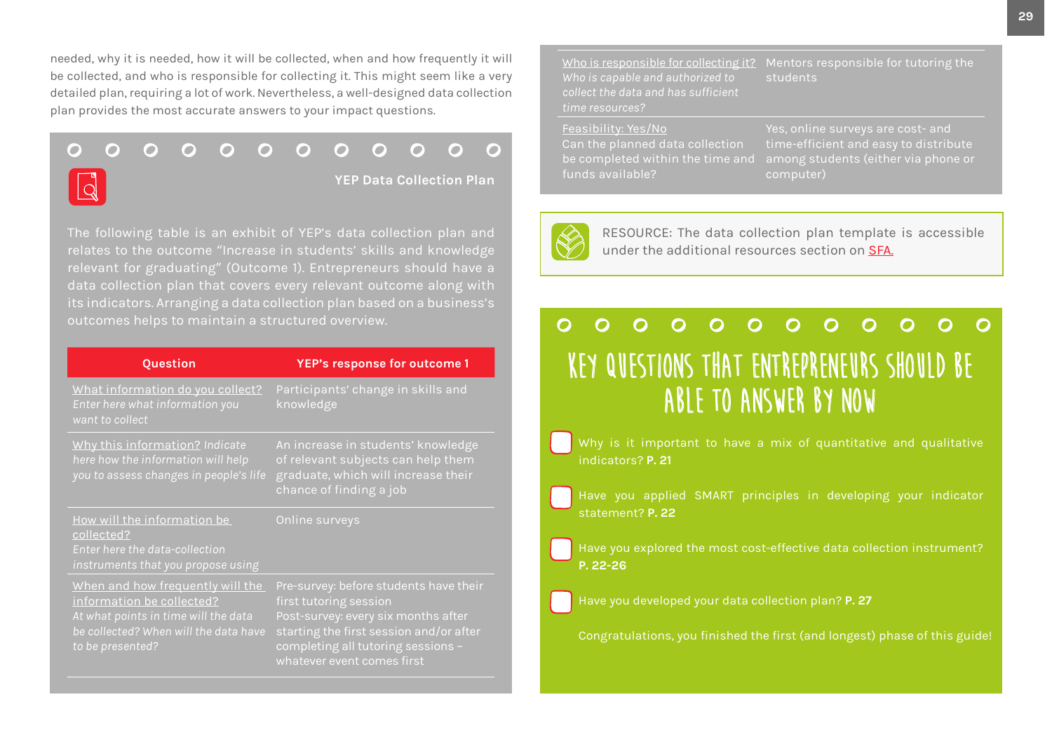needed, why it is needed, how it will be collected, when and how frequently it will be collected, and who is responsible for collecting it. This might seem like a very detailed plan, requiring a lot of work. Nevertheless, a well-designed data collection plan provides the most accurate answers to your impact questions.

### YEP Data Collection Plan

The following table is an exhibit of YEP's data collection plan and relates to the outcome "Increase in students' skills and knowledge relevant for graduating" (Outcome 1). Entrepreneurs should have a data collection plan that covers every relevant outcome along with its indicators. Arranging a data collection plan based on a business's outcomes helps to maintain a structured overview.

| Question | YEP's response for outcome 1 |
| --- | --- |
| What information do you collect? *Enter here what information you want to collect* | Participants' change in skills and knowledge |
| Why this information? *Indicate here how the information will help you to assess changes in people's life* | An increase in students' knowledge of relevant subjects can help them graduate, which will increase their chance of finding a job |
| How will the information be collected? *Enter here the data-collection instruments that you propose using* | Online surveys |
| When and how frequently will the information be collected? *At what points in time will the data be collected? When will the data have to be presented?* | Pre-survey: before students have their first tutoring session<br>Post-survey: every six months after starting the first session and/or after completing all tutoring sessions – whatever event comes first |
| Who is responsible for collecting it? *Who is capable and authorized to collect the data and has sufficient time resources?* | Mentors responsible for tutoring the students |
| Feasibility: Yes/No<br>Can the planned data collection be completed within the time and funds available? | Yes, online surveys are cost- and time-efficient and easy to distribute among students (either via phone or computer) |

RESOURCE: The data collection plan template is accessible under the additional resources section on SFA.

## KEY QUESTIONS THAT ENTREPRENEURS SHOULD BE ABLE TO ANSWER BY NOW

- [ ] Why is it important to have a mix of quantitative and qualitative indicators? **P. 21**
- [ ] Have you applied SMART principles in developing your indicator statement? **P. 22**
- [ ] Have you explored the most cost-effective data collection instrument? **P. 22-26**
- [ ] Have you developed your data collection plan? **P. 27**

Congratulations, you finished the first (and longest) phase of this guide!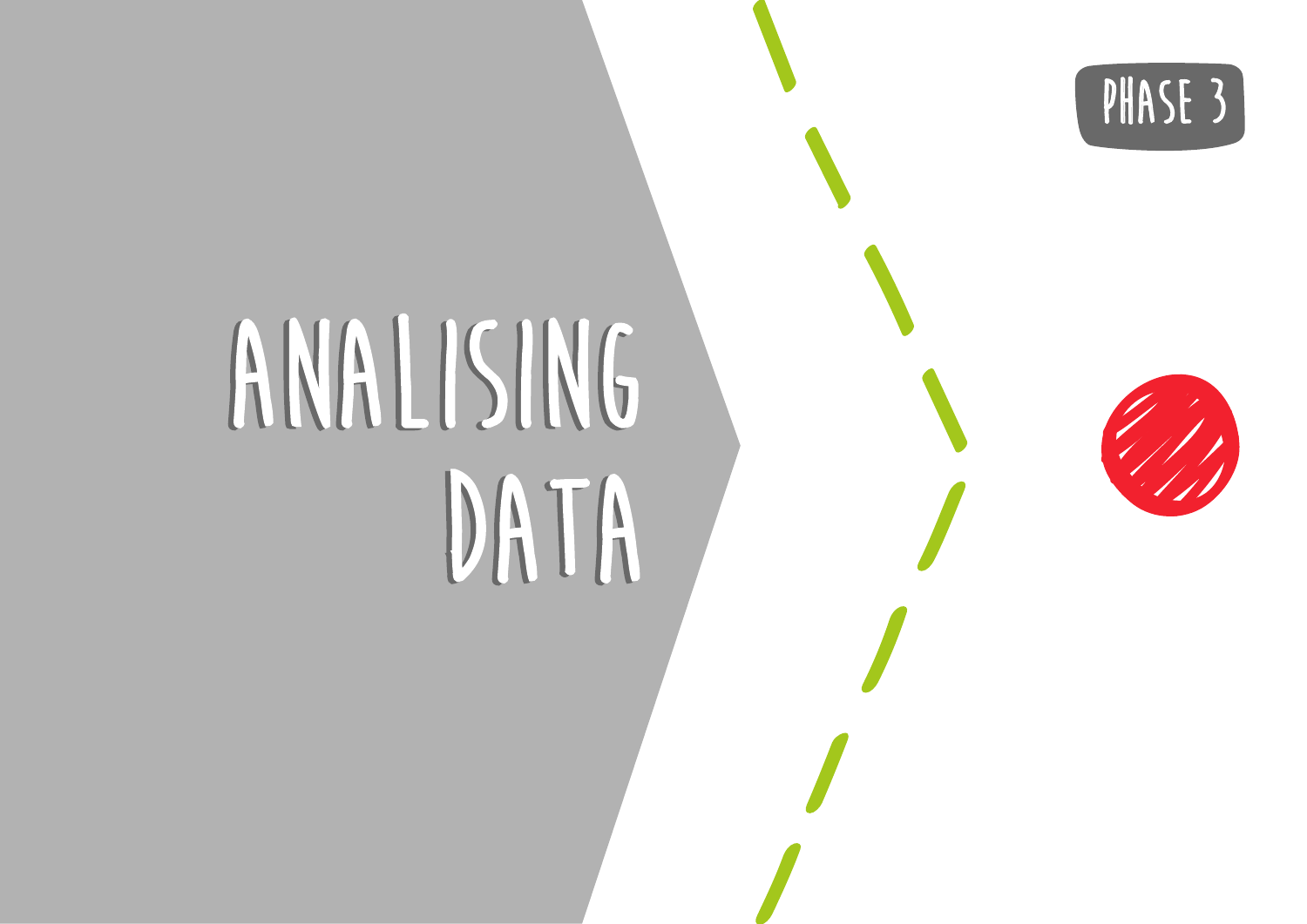PHASE 3

# ANALISING DATA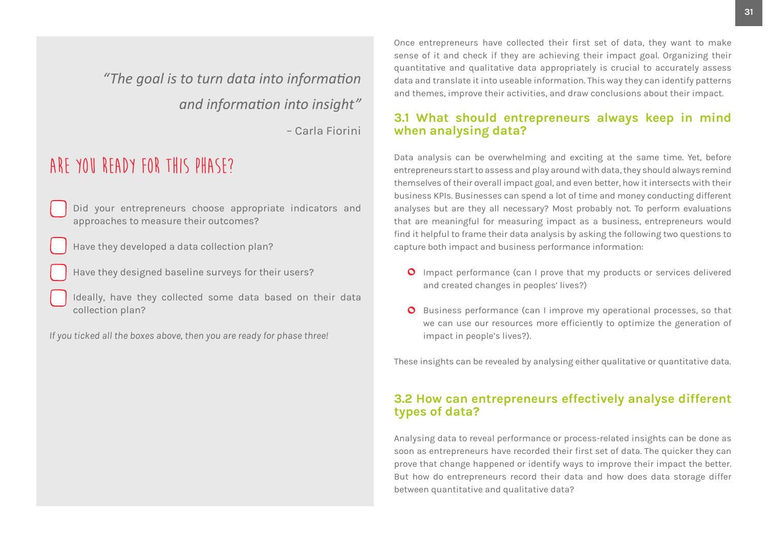*"The goal is to turn data into information and information into insight"*

– Carla Fiorini

## ARE YOU READY FOR THIS PHASE?

- [ ] Did your entrepreneurs choose appropriate indicators and approaches to measure their outcomes?
- [ ] Have they developed a data collection plan?
- [ ] Have they designed baseline surveys for their users?
- [ ] Ideally, have they collected some data based on their data collection plan?

*If you ticked all the boxes above, then you are ready for phase three!*

Once entrepreneurs have collected their first set of data, they want to make sense of it and check if they are achieving their impact goal. Organizing their quantitative and qualitative data appropriately is crucial to accurately assess data and translate it into useable information. This way they can identify patterns and themes, improve their activities, and draw conclusions about their impact.

### 3.1 What should entrepreneurs always keep in mind when analysing data?

Data analysis can be overwhelming and exciting at the same time. Yet, before entrepreneurs start to assess and play around with data, they should always remind themselves of their overall impact goal, and even better, how it intersects with their business KPIs. Businesses can spend a lot of time and money conducting different analyses but are they all necessary? Most probably not. To perform evaluations that are meaningful for measuring impact as a business, entrepreneurs would find it helpful to frame their data analysis by asking the following two questions to capture both impact and business performance information:

- Impact performance (can I prove that my products or services delivered and created changes in peoples' lives?)
- Business performance (can I improve my operational processes, so that we can use our resources more efficiently to optimize the generation of impact in people's lives?).

These insights can be revealed by analysing either qualitative or quantitative data.

### 3.2 How can entrepreneurs effectively analyse different types of data?

Analysing data to reveal performance or process-related insights can be done as soon as entrepreneurs have recorded their first set of data. The quicker they can prove that change happened or identify ways to improve their impact the better. But how do entrepreneurs record their data and how does data storage differ between quantitative and qualitative data?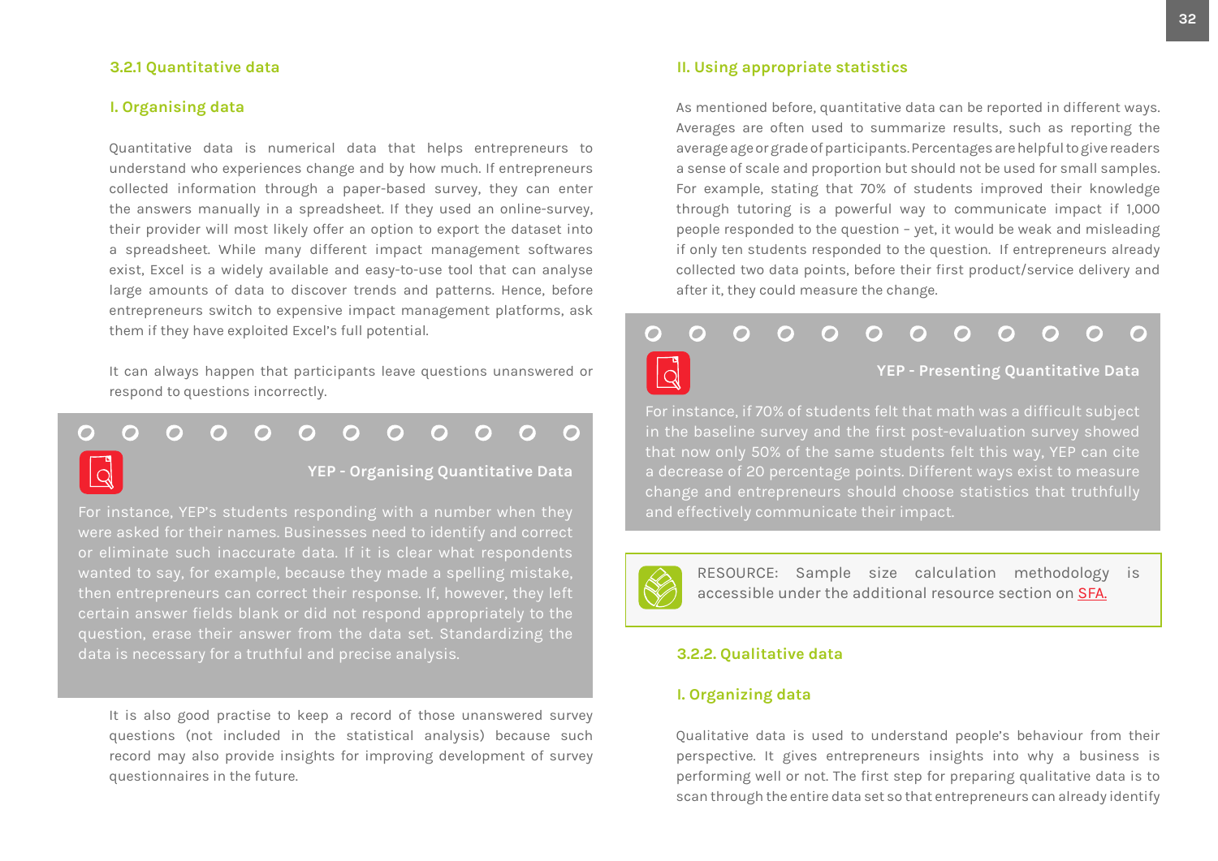### 3.2.1 Quantitative data

#### I. Organising data

Quantitative data is numerical data that helps entrepreneurs to understand who experiences change and by how much. If entrepreneurs collected information through a paper-based survey, they can enter the answers manually in a spreadsheet. If they used an online-survey, their provider will most likely offer an option to export the dataset into a spreadsheet. While many different impact management softwares exist, Excel is a widely available and easy-to-use tool that can analyse large amounts of data to discover trends and patterns. Hence, before entrepreneurs switch to expensive impact management platforms, ask them if they have exploited Excel's full potential.

It can always happen that participants leave questions unanswered or respond to questions incorrectly.

**YEP - Organising Quantitative Data**

For instance, YEP's students responding with a number when they were asked for their names. Businesses need to identify and correct or eliminate such inaccurate data. If it is clear what respondents wanted to say, for example, because they made a spelling mistake, then entrepreneurs can correct their response. If, however, they left certain answer fields blank or did not respond appropriately to the question, erase their answer from the data set. Standardizing the data is necessary for a truthful and precise analysis.

It is also good practise to keep a record of those unanswered survey questions (not included in the statistical analysis) because such record may also provide insights for improving development of survey questionnaires in the future.

#### II. Using appropriate statistics

As mentioned before, quantitative data can be reported in different ways. Averages are often used to summarize results, such as reporting the average age or grade of participants. Percentages are helpful to give readers a sense of scale and proportion but should not be used for small samples. For example, stating that 70% of students improved their knowledge through tutoring is a powerful way to communicate impact if 1,000 people responded to the question – yet, it would be weak and misleading if only ten students responded to the question. If entrepreneurs already collected two data points, before their first product/service delivery and after it, they could measure the change.

**YEP - Presenting Quantitative Data**

For instance, if 70% of students felt that math was a difficult subject in the baseline survey and the first post-evaluation survey showed that now only 50% of the same students felt this way, YEP can cite a decrease of 20 percentage points. Different ways exist to measure change and entrepreneurs should choose statistics that truthfully and effectively communicate their impact.

RESOURCE: Sample size calculation methodology is accessible under the additional resource section on SFA.

### 3.2.2. Qualitative data

#### I. Organizing data

Qualitative data is used to understand people's behaviour from their perspective. It gives entrepreneurs insights into why a business is performing well or not. The first step for preparing qualitative data is to scan through the entire data set so that entrepreneurs can already identify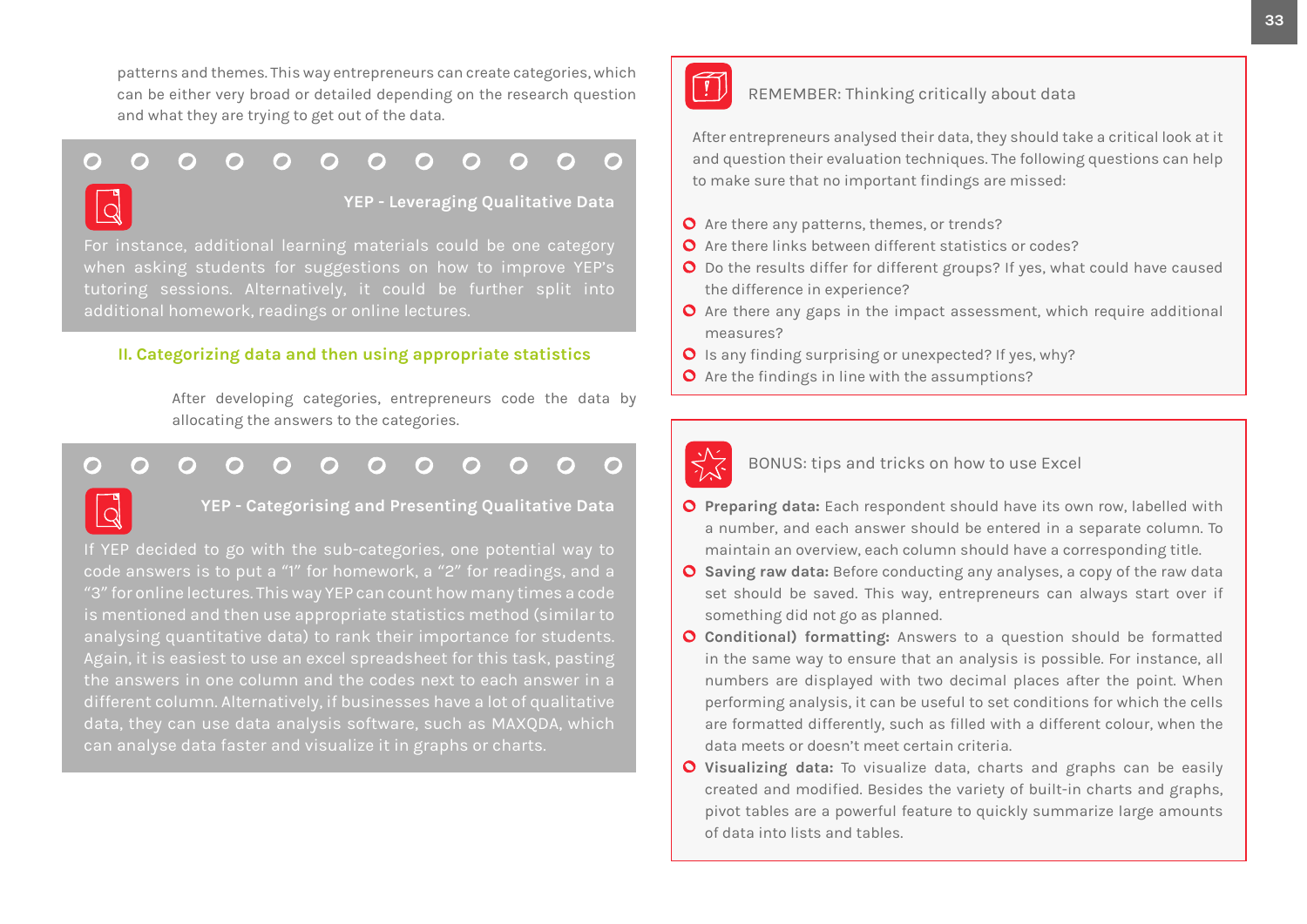patterns and themes. This way entrepreneurs can create categories, which can be either very broad or detailed depending on the research question and what they are trying to get out of the data.

**YEP - Leveraging Qualitative Data**

For instance, additional learning materials could be one category when asking students for suggestions on how to improve YEP's tutoring sessions. Alternatively, it could be further split into additional homework, readings or online lectures.

### II. Categorizing data and then using appropriate statistics

After developing categories, entrepreneurs code the data by allocating the answers to the categories.

**YEP - Categorising and Presenting Qualitative Data**

If YEP decided to go with the sub-categories, one potential way to code answers is to put a "1" for homework, a "2" for readings, and a "3" for online lectures. This way YEP can count how many times a code is mentioned and then use appropriate statistics method (similar to analysing quantitative data) to rank their importance for students. Again, it is easiest to use an excel spreadsheet for this task, pasting the answers in one column and the codes next to each answer in a different column. Alternatively, if businesses have a lot of qualitative data, they can use data analysis software, such as MAXQDA, which can analyse data faster and visualize it in graphs or charts.

**REMEMBER: Thinking critically about data**

After entrepreneurs analysed their data, they should take a critical look at it and question their evaluation techniques. The following questions can help to make sure that no important findings are missed:

- Are there any patterns, themes, or trends?
- Are there links between different statistics or codes?
- Do the results differ for different groups? If yes, what could have caused the difference in experience?
- Are there any gaps in the impact assessment, which require additional measures?
- Is any finding surprising or unexpected? If yes, why?
- Are the findings in line with the assumptions?

**BONUS: tips and tricks on how to use Excel**

- **Preparing data:** Each respondent should have its own row, labelled with a number, and each answer should be entered in a separate column. To maintain an overview, each column should have a corresponding title.
- **Saving raw data:** Before conducting any analyses, a copy of the raw data set should be saved. This way, entrepreneurs can always start over if something did not go as planned.
- **Conditional) formatting:** Answers to a question should be formatted in the same way to ensure that an analysis is possible. For instance, all numbers are displayed with two decimal places after the point. When performing analysis, it can be useful to set conditions for which the cells are formatted differently, such as filled with a different colour, when the data meets or doesn't meet certain criteria.
- **Visualizing data:** To visualize data, charts and graphs can be easily created and modified. Besides the variety of built-in charts and graphs, pivot tables are a powerful feature to quickly summarize large amounts of data into lists and tables.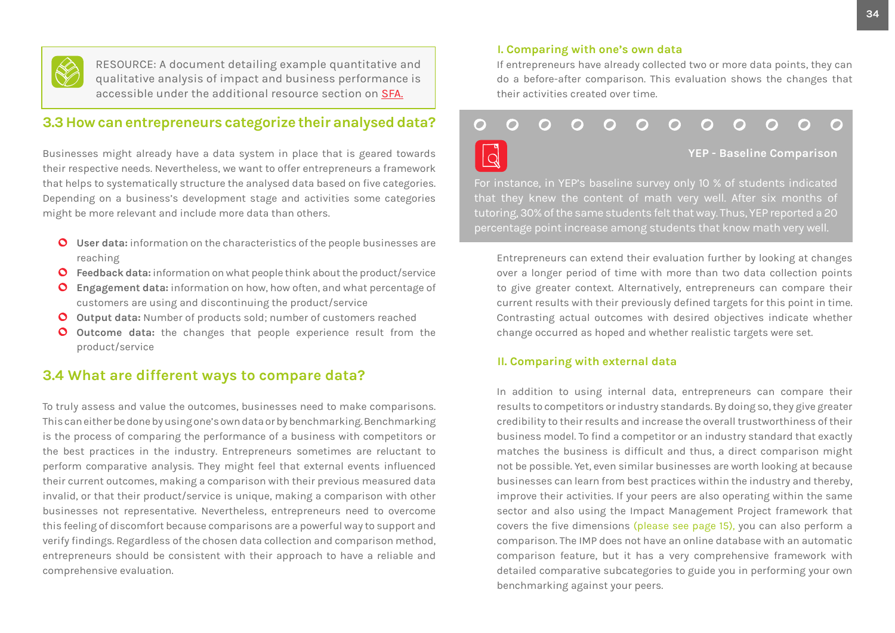RESOURCE: A document detailing example quantitative and qualitative analysis of impact and business performance is accessible under the additional resource section on SFA.

## 3.3 How can entrepreneurs categorize their analysed data?

Businesses might already have a data system in place that is geared towards their respective needs. Nevertheless, we want to offer entrepreneurs a framework that helps to systematically structure the analysed data based on five categories. Depending on a business's development stage and activities some categories might be more relevant and include more data than others.

- **User data:** information on the characteristics of the people businesses are reaching
- **Feedback data:** information on what people think about the product/service
- **Engagement data:** information on how, how often, and what percentage of customers are using and discontinuing the product/service
- **Output data:** Number of products sold; number of customers reached
- **Outcome data:** the changes that people experience result from the product/service

## 3.4 What are different ways to compare data?

To truly assess and value the outcomes, businesses need to make comparisons. This can either be done by using one's own data or by benchmarking. Benchmarking is the process of comparing the performance of a business with competitors or the best practices in the industry. Entrepreneurs sometimes are reluctant to perform comparative analysis. They might feel that external events influenced their current outcomes, making a comparison with their previous measured data invalid, or that their product/service is unique, making a comparison with other businesses not representative. Nevertheless, entrepreneurs need to overcome this feeling of discomfort because comparisons are a powerful way to support and verify findings. Regardless of the chosen data collection and comparison method, entrepreneurs should be consistent with their approach to have a reliable and comprehensive evaluation.

### I. Comparing with one's own data

If entrepreneurs have already collected two or more data points, they can do a before-after comparison. This evaluation shows the changes that their activities created over time.

**YEP - Baseline Comparison**

For instance, in YEP's baseline survey only 10 % of students indicated that they knew the content of math very well. After six months of tutoring, 30% of the same students felt that way. Thus, YEP reported a 20 percentage point increase among students that know math very well.

Entrepreneurs can extend their evaluation further by looking at changes over a longer period of time with more than two data collection points to give greater context. Alternatively, entrepreneurs can compare their current results with their previously defined targets for this point in time. Contrasting actual outcomes with desired objectives indicate whether change occurred as hoped and whether realistic targets were set.

### II. Comparing with external data

In addition to using internal data, entrepreneurs can compare their results to competitors or industry standards. By doing so, they give greater credibility to their results and increase the overall trustworthiness of their business model. To find a competitor or an industry standard that exactly matches the business is difficult and thus, a direct comparison might not be possible. Yet, even similar businesses are worth looking at because businesses can learn from best practices within the industry and thereby, improve their activities. If your peers are also operating within the same sector and also using the Impact Management Project framework that covers the five dimensions (please see page 15), you can also perform a comparison. The IMP does not have an online database with an automatic comparison feature, but it has a very comprehensive framework with detailed comparative subcategories to guide you in performing your own benchmarking against your peers.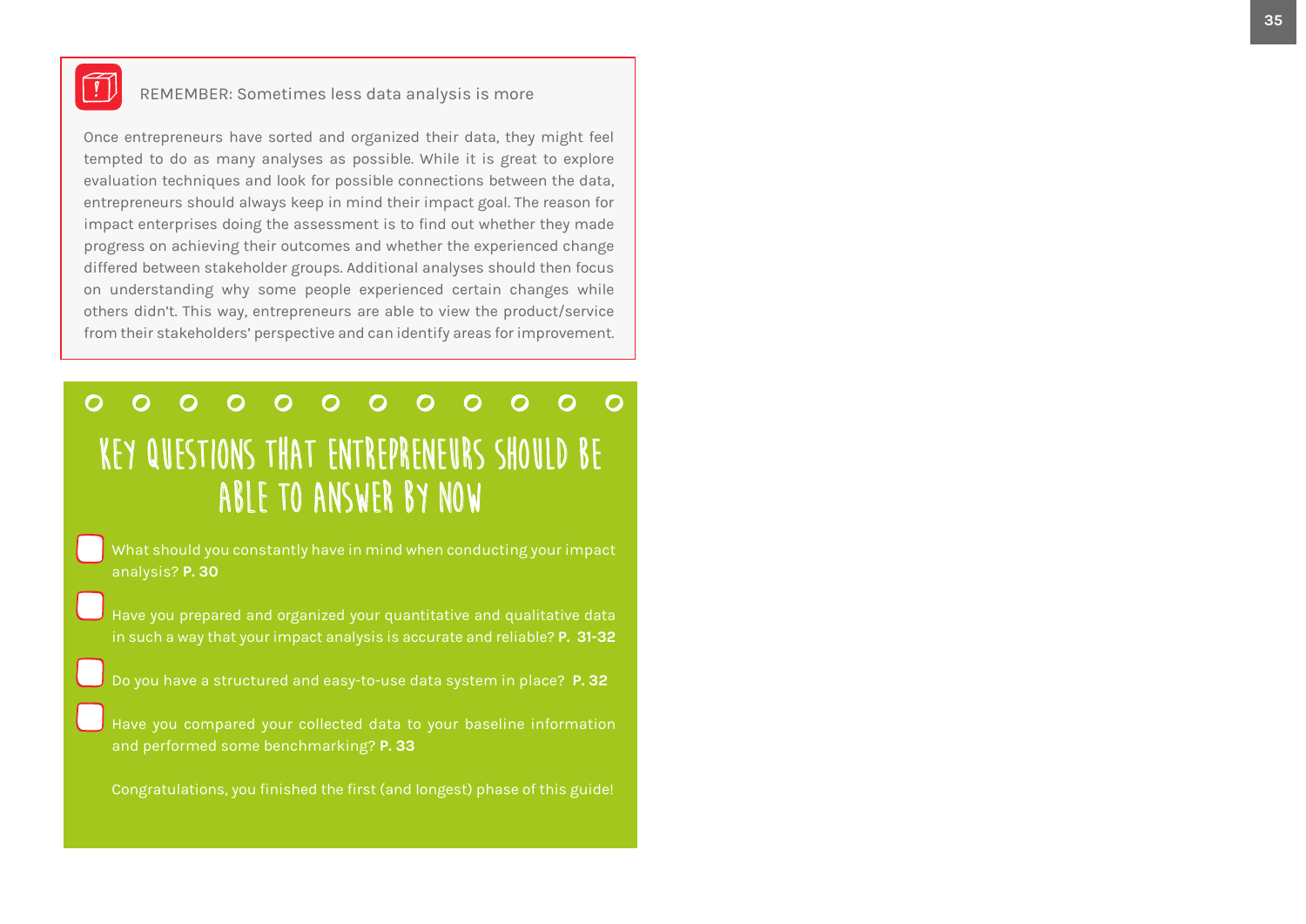REMEMBER: Sometimes less data analysis is more

Once entrepreneurs have sorted and organized their data, they might feel tempted to do as many analyses as possible. While it is great to explore evaluation techniques and look for possible connections between the data, entrepreneurs should always keep in mind their impact goal. The reason for impact enterprises doing the assessment is to find out whether they made progress on achieving their outcomes and whether the experienced change differed between stakeholder groups. Additional analyses should then focus on understanding why some people experienced certain changes while others didn't. This way, entrepreneurs are able to view the product/service from their stakeholders' perspective and can identify areas for improvement.

## KEY QUESTIONS THAT ENTREPRENEURS SHOULD BE ABLE TO ANSWER BY NOW

- [ ] What should you constantly have in mind when conducting your impact analysis? **P. 30**
- [ ] Have you prepared and organized your quantitative and qualitative data in such a way that your impact analysis is accurate and reliable? **P. 31-32**
- [ ] Do you have a structured and easy-to-use data system in place? **P. 32**
- [ ] Have you compared your collected data to your baseline information and performed some benchmarking? **P. 33**

Congratulations, you finished the first (and longest) phase of this guide!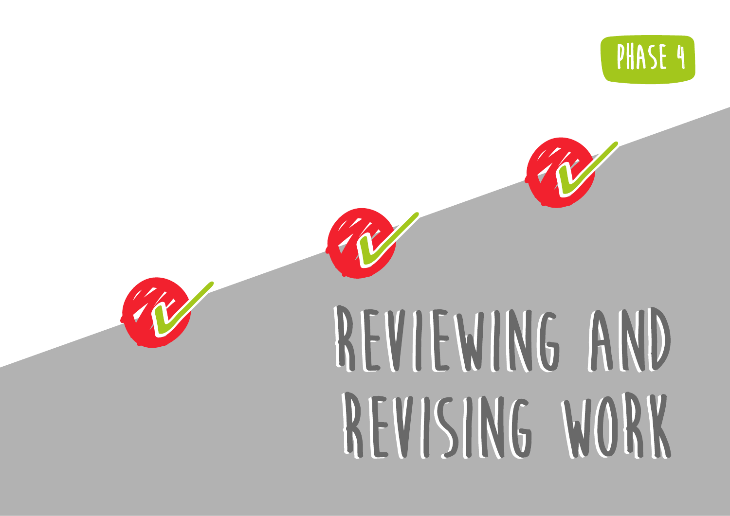PHASE 4

# REVIEWING AND REVISING WORK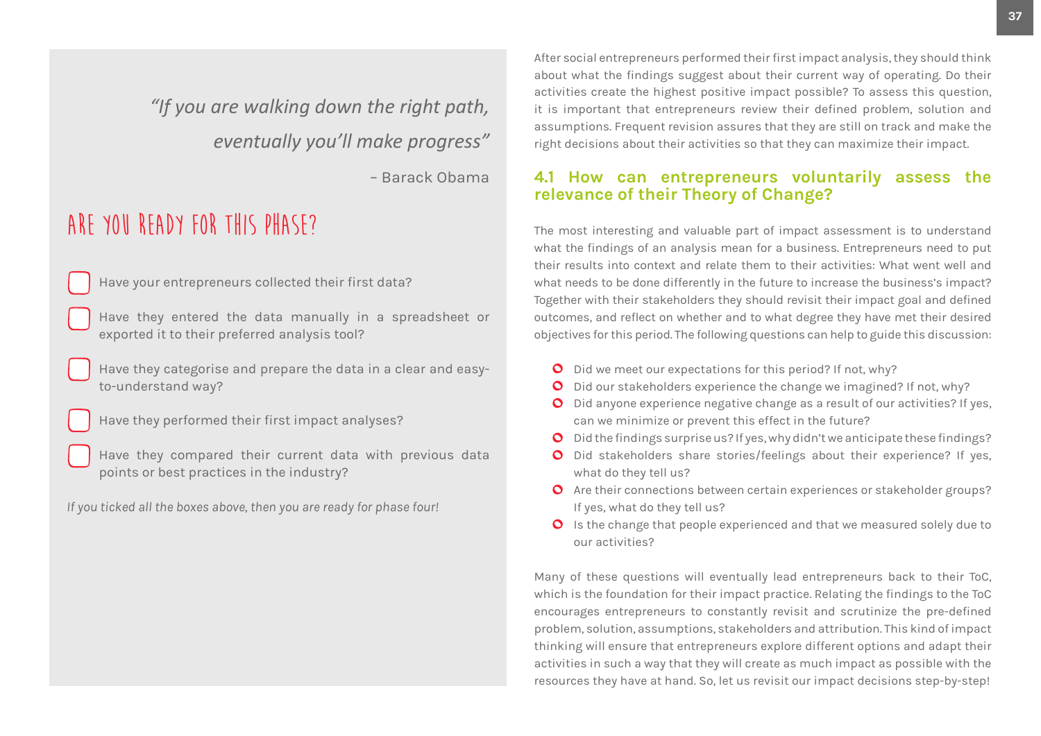*"If you are walking down the right path, eventually you'll make progress"*

– Barack Obama

## ARE YOU READY FOR THIS PHASE?

- [ ] Have your entrepreneurs collected their first data?
- [ ] Have they entered the data manually in a spreadsheet or exported it to their preferred analysis tool?
- [ ] Have they categorise and prepare the data in a clear and easy-to-understand way?
- [ ] Have they performed their first impact analyses?
- [ ] Have they compared their current data with previous data points or best practices in the industry?

*If you ticked all the boxes above, then you are ready for phase four!*

After social entrepreneurs performed their first impact analysis, they should think about what the findings suggest about their current way of operating. Do their activities create the highest positive impact possible? To assess this question, it is important that entrepreneurs review their defined problem, solution and assumptions. Frequent revision assures that they are still on track and make the right decisions about their activities so that they can maximize their impact.

### 4.1 How can entrepreneurs voluntarily assess the relevance of their Theory of Change?

The most interesting and valuable part of impact assessment is to understand what the findings of an analysis mean for a business. Entrepreneurs need to put their results into context and relate them to their activities: What went well and what needs to be done differently in the future to increase the business's impact? Together with their stakeholders they should revisit their impact goal and defined outcomes, and reflect on whether and to what degree they have met their desired objectives for this period. The following questions can help to guide this discussion:

- Did we meet our expectations for this period? If not, why?
- Did our stakeholders experience the change we imagined? If not, why?
- Did anyone experience negative change as a result of our activities? If yes, can we minimize or prevent this effect in the future?
- Did the findings surprise us? If yes, why didn't we anticipate these findings?
- Did stakeholders share stories/feelings about their experience? If yes, what do they tell us?
- Are their connections between certain experiences or stakeholder groups? If yes, what do they tell us?
- Is the change that people experienced and that we measured solely due to our activities?

Many of these questions will eventually lead entrepreneurs back to their ToC, which is the foundation for their impact practice. Relating the findings to the ToC encourages entrepreneurs to constantly revisit and scrutinize the pre-defined problem, solution, assumptions, stakeholders and attribution. This kind of impact thinking will ensure that entrepreneurs explore different options and adapt their activities in such a way that they will create as much impact as possible with the resources they have at hand. So, let us revisit our impact decisions step-by-step!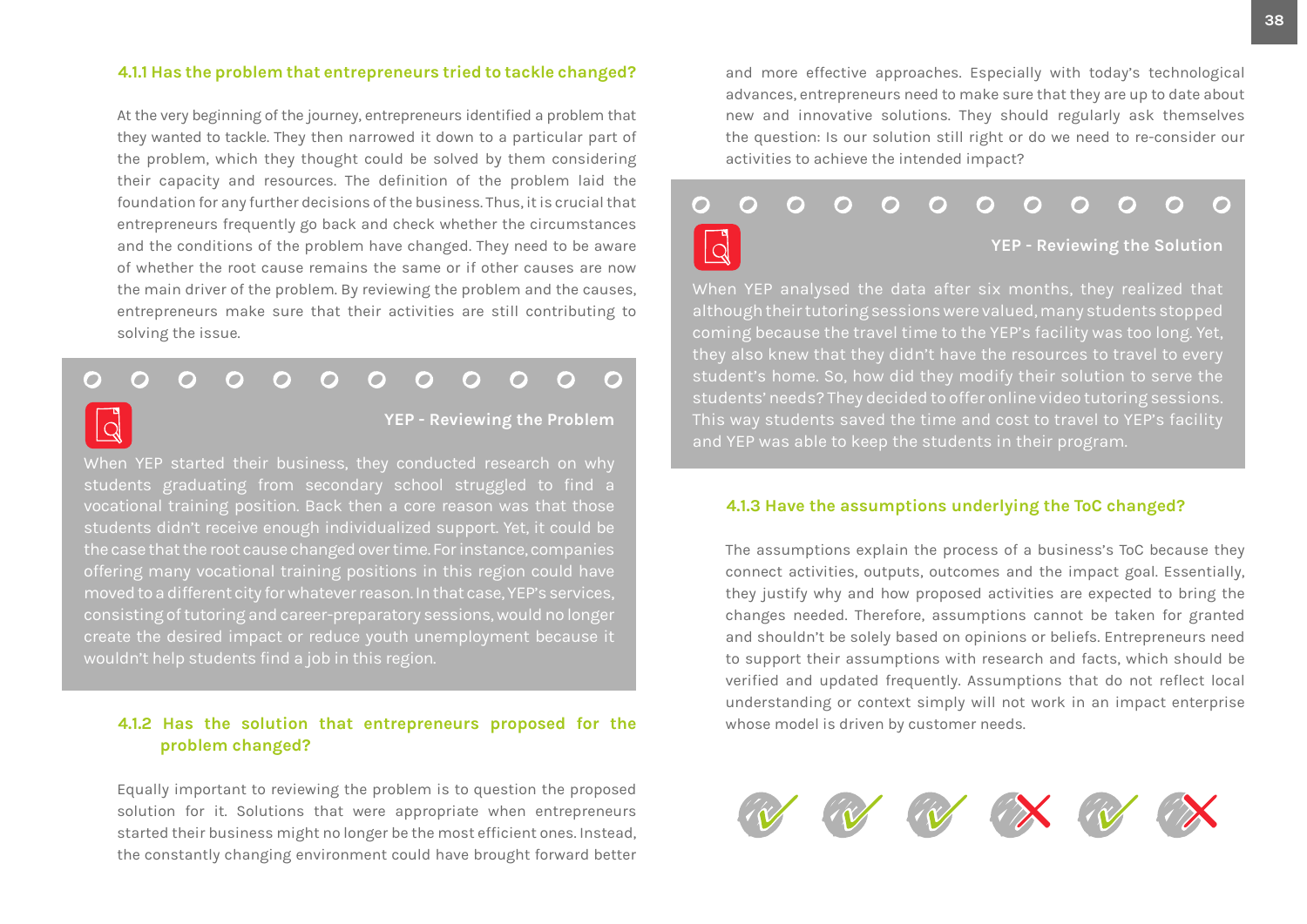### 4.1.1 Has the problem that entrepreneurs tried to tackle changed?

At the very beginning of the journey, entrepreneurs identified a problem that they wanted to tackle. They then narrowed it down to a particular part of the problem, which they thought could be solved by them considering their capacity and resources. The definition of the problem laid the foundation for any further decisions of the business. Thus, it is crucial that entrepreneurs frequently go back and check whether the circumstances and the conditions of the problem have changed. They need to be aware of whether the root cause remains the same or if other causes are now the main driver of the problem. By reviewing the problem and the causes, entrepreneurs make sure that their activities are still contributing to solving the issue.

**YEP - Reviewing the Problem**

When YEP started their business, they conducted research on why students graduating from secondary school struggled to find a vocational training position. Back then a core reason was that those students didn't receive enough individualized support. Yet, it could be the case that the root cause changed over time. For instance, companies offering many vocational training positions in this region could have moved to a different city for whatever reason. In that case, YEP's services, consisting of tutoring and career-preparatory sessions, would no longer create the desired impact or reduce youth unemployment because it wouldn't help students find a job in this region.

### 4.1.2 Has the solution that entrepreneurs proposed for the problem changed?

Equally important to reviewing the problem is to question the proposed solution for it. Solutions that were appropriate when entrepreneurs started their business might no longer be the most efficient ones. Instead, the constantly changing environment could have brought forward better and more effective approaches. Especially with today's technological advances, entrepreneurs need to make sure that they are up to date about new and innovative solutions. They should regularly ask themselves the question: Is our solution still right or do we need to re-consider our activities to achieve the intended impact?

**YEP - Reviewing the Solution**

When YEP analysed the data after six months, they realized that although their tutoring sessions were valued, many students stopped coming because the travel time to the YEP's facility was too long. Yet, they also knew that they didn't have the resources to travel to every student's home. So, how did they modify their solution to serve the students' needs? They decided to offer online video tutoring sessions. This way students saved the time and cost to travel to YEP's facility and YEP was able to keep the students in their program.

### 4.1.3 Have the assumptions underlying the ToC changed?

The assumptions explain the process of a business's ToC because they connect activities, outputs, outcomes and the impact goal. Essentially, they justify why and how proposed activities are expected to bring the changes needed. Therefore, assumptions cannot be taken for granted and shouldn't be solely based on opinions or beliefs. Entrepreneurs need to support their assumptions with research and facts, which should be verified and updated frequently. Assumptions that do not reflect local understanding or context simply will not work in an impact enterprise whose model is driven by customer needs.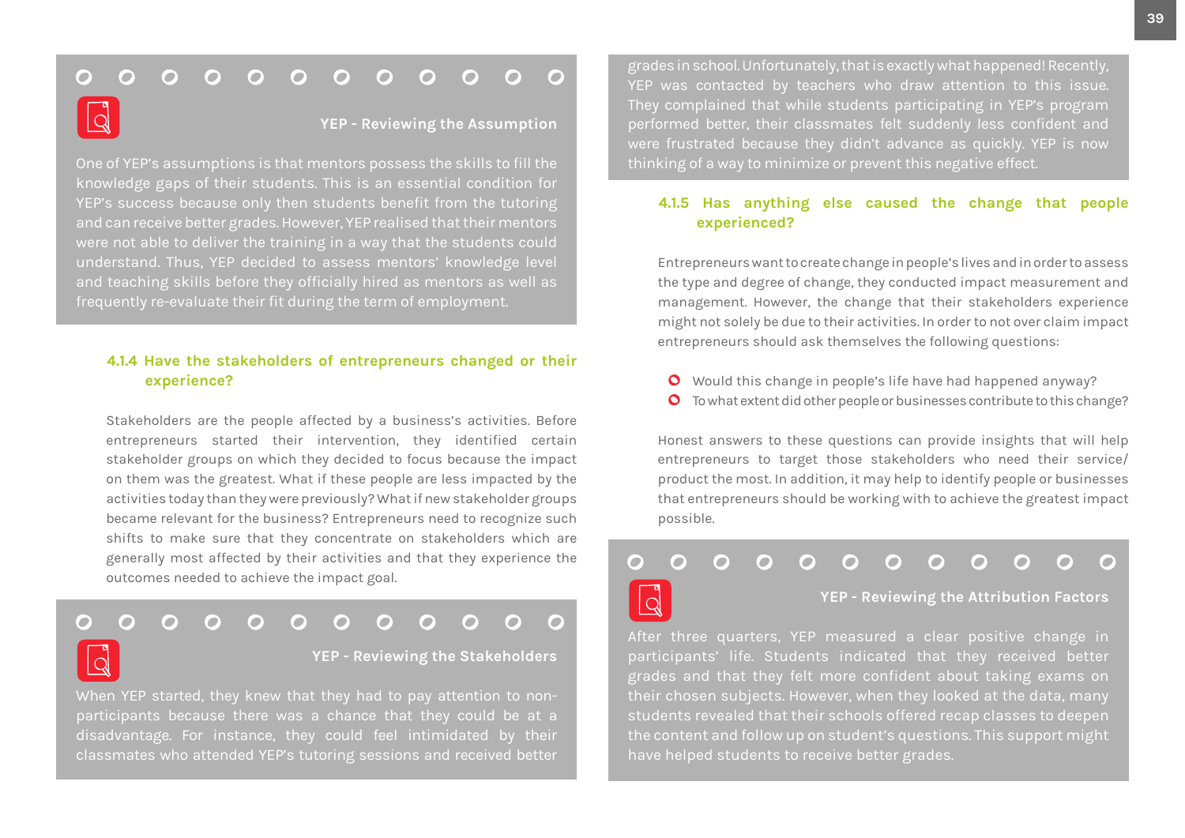**YEP - Reviewing the Assumption**

One of YEP's assumptions is that mentors possess the skills to fill the knowledge gaps of their students. This is an essential condition for YEP's success because only then students benefit from the tutoring and can receive better grades. However, YEP realised that their mentors were not able to deliver the training in a way that the students could understand. Thus, YEP decided to assess mentors' knowledge level and teaching skills before they officially hired as mentors as well as frequently re-evaluate their fit during the term of employment.

### 4.1.4 Have the stakeholders of entrepreneurs changed or their experience?

Stakeholders are the people affected by a business's activities. Before entrepreneurs started their intervention, they identified certain stakeholder groups on which they decided to focus because the impact on them was the greatest. What if these people are less impacted by the activities today than they were previously? What if new stakeholder groups became relevant for the business? Entrepreneurs need to recognize such shifts to make sure that they concentrate on stakeholders which are generally most affected by their activities and that they experience the outcomes needed to achieve the impact goal.

**YEP - Reviewing the Stakeholders**

When YEP started, they knew that they had to pay attention to non-participants because there was a chance that they could be at a disadvantage. For instance, they could feel intimidated by their classmates who attended YEP's tutoring sessions and received better grades in school. Unfortunately, that is exactly what happened! Recently, YEP was contacted by teachers who draw attention to this issue. They complained that while students participating in YEP's program performed better, their classmates felt suddenly less confident and were frustrated because they didn't advance as quickly. YEP is now thinking of a way to minimize or prevent this negative effect.

### 4.1.5 Has anything else caused the change that people experienced?

Entrepreneurs want to create change in people's lives and in order to assess the type and degree of change, they conducted impact measurement and management. However, the change that their stakeholders experience might not solely be due to their activities. In order to not over claim impact entrepreneurs should ask themselves the following questions:

- Would this change in people's life have had happened anyway?
- To what extent did other people or businesses contribute to this change?

Honest answers to these questions can provide insights that will help entrepreneurs to target those stakeholders who need their service/product the most. In addition, it may help to identify people or businesses that entrepreneurs should be working with to achieve the greatest impact possible.

**YEP - Reviewing the Attribution Factors**

After three quarters, YEP measured a clear positive change in participants' life. Students indicated that they received better grades and that they felt more confident about taking exams on their chosen subjects. However, when they looked at the data, many students revealed that their schools offered recap classes to deepen the content and follow up on student's questions. This support might have helped students to receive better grades.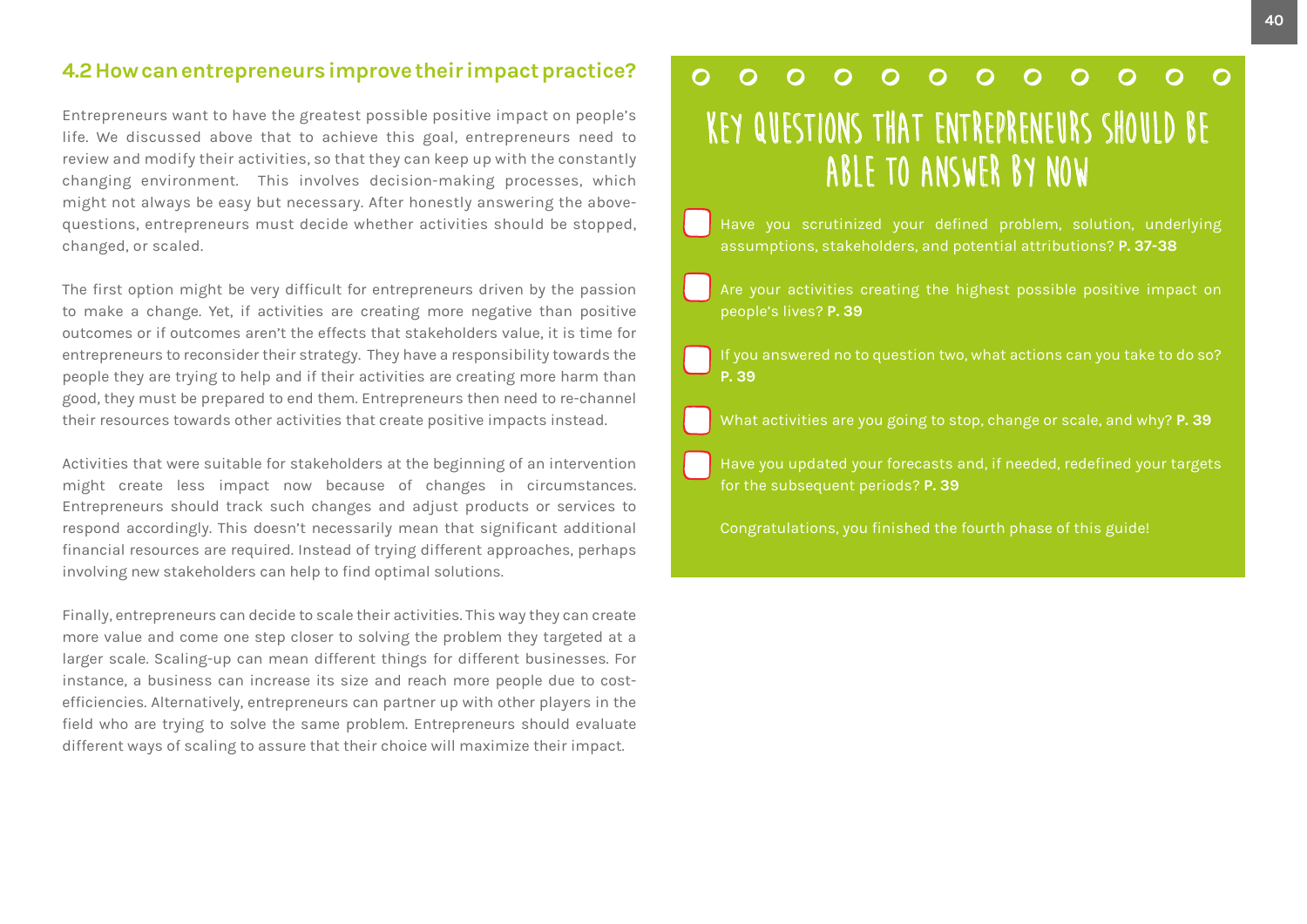## 4.2 How can entrepreneurs improve their impact practice?

Entrepreneurs want to have the greatest possible positive impact on people's life. We discussed above that to achieve this goal, entrepreneurs need to review and modify their activities, so that they can keep up with the constantly changing environment. This involves decision-making processes, which might not always be easy but necessary. After honestly answering the above-questions, entrepreneurs must decide whether activities should be stopped, changed, or scaled.

The first option might be very difficult for entrepreneurs driven by the passion to make a change. Yet, if activities are creating more negative than positive outcomes or if outcomes aren't the effects that stakeholders value, it is time for entrepreneurs to reconsider their strategy. They have a responsibility towards the people they are trying to help and if their activities are creating more harm than good, they must be prepared to end them. Entrepreneurs then need to re-channel their resources towards other activities that create positive impacts instead.

Activities that were suitable for stakeholders at the beginning of an intervention might create less impact now because of changes in circumstances. Entrepreneurs should track such changes and adjust products or services to respond accordingly. This doesn't necessarily mean that significant additional financial resources are required. Instead of trying different approaches, perhaps involving new stakeholders can help to find optimal solutions.

Finally, entrepreneurs can decide to scale their activities. This way they can create more value and come one step closer to solving the problem they targeted at a larger scale. Scaling-up can mean different things for different businesses. For instance, a business can increase its size and reach more people due to cost-efficiencies. Alternatively, entrepreneurs can partner up with other players in the field who are trying to solve the same problem. Entrepreneurs should evaluate different ways of scaling to assure that their choice will maximize their impact.

## KEY QUESTIONS THAT ENTREPRENEURS SHOULD BE ABLE TO ANSWER BY NOW

- [ ] Have you scrutinized your defined problem, solution, underlying assumptions, stakeholders, and potential attributions? **P. 37-38**
- [ ] Are your activities creating the highest possible positive impact on people's lives? **P. 39**
- [ ] If you answered no to question two, what actions can you take to do so? **P. 39**
- [ ] What activities are you going to stop, change or scale, and why? **P. 39**
- [ ] Have you updated your forecasts and, if needed, redefined your targets for the subsequent periods? **P. 39**

Congratulations, you finished the fourth phase of this guide!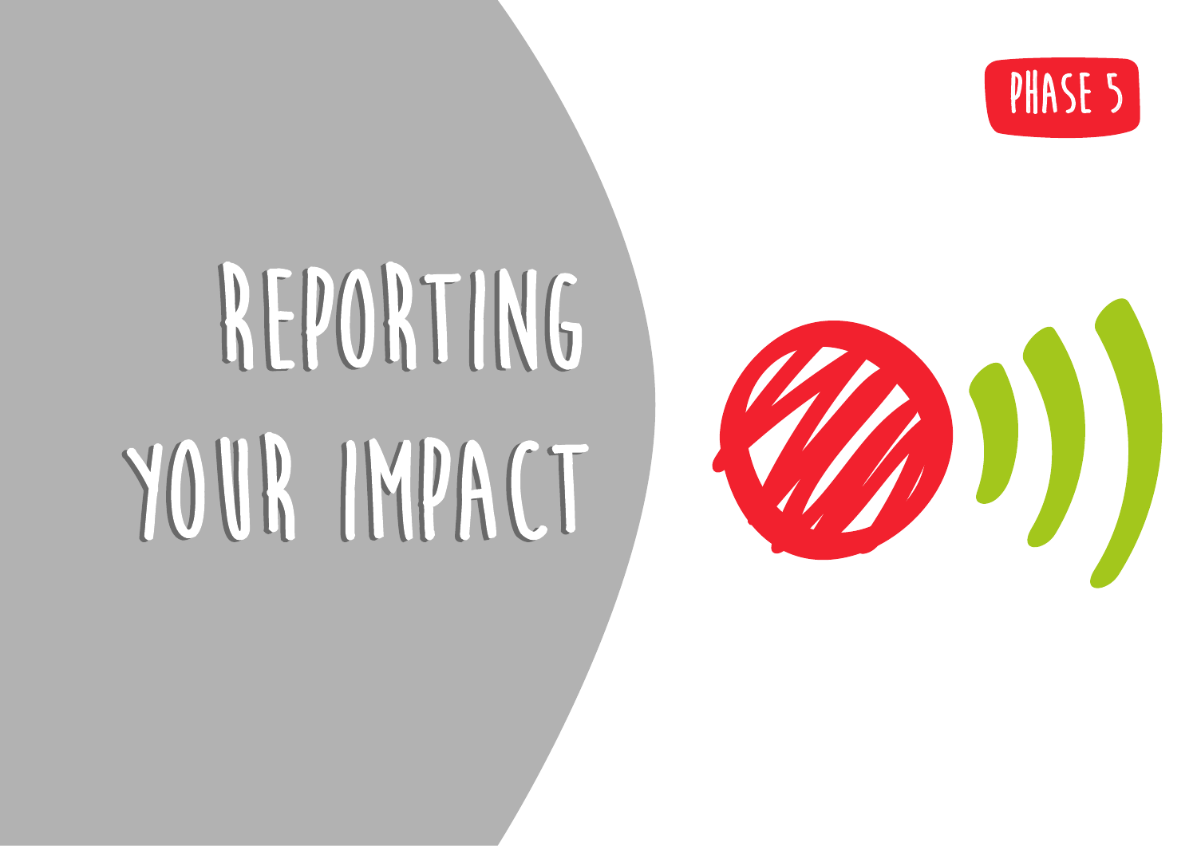PHASE 5

# REPORTING YOUR IMPACT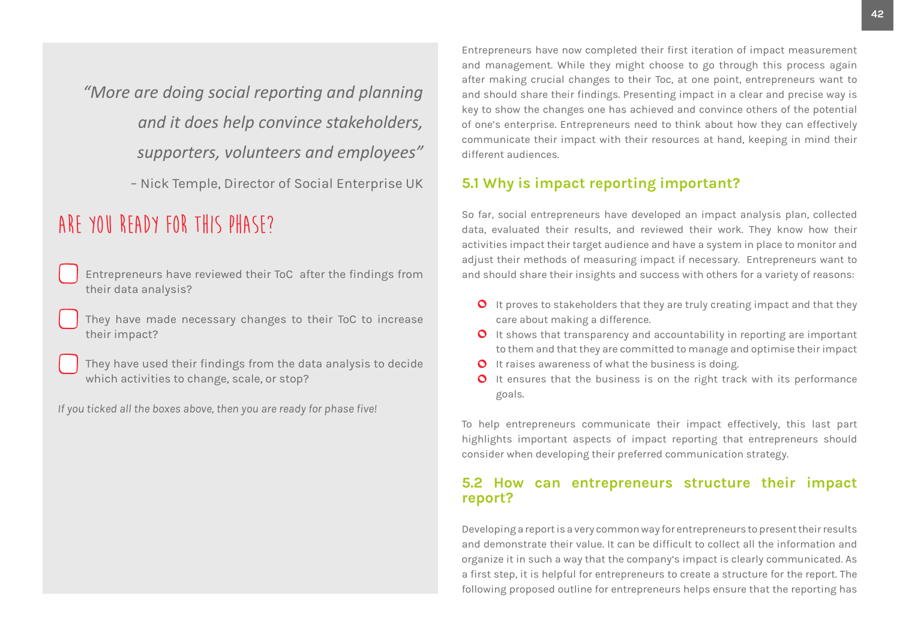> *"More are doing social reporting and planning and it does help convince stakeholders, supporters, volunteers and employees"*
>
> – Nick Temple, Director of Social Enterprise UK

## ARE YOU READY FOR THIS PHASE?

- [ ] Entrepreneurs have reviewed their ToC after the findings from their data analysis?
- [ ] They have made necessary changes to their ToC to increase their impact?
- [ ] They have used their findings from the data analysis to decide which activities to change, scale, or stop?

*If you ticked all the boxes above, then you are ready for phase five!*

Entrepreneurs have now completed their first iteration of impact measurement and management. While they might choose to go through this process again after making crucial changes to their Toc, at one point, entrepreneurs want to and should share their findings. Presenting impact in a clear and precise way is key to show the changes one has achieved and convince others of the potential of one's enterprise. Entrepreneurs need to think about how they can effectively communicate their impact with their resources at hand, keeping in mind their different audiences.

### 5.1 Why is impact reporting important?

So far, social entrepreneurs have developed an impact analysis plan, collected data, evaluated their results, and reviewed their work. They know how their activities impact their target audience and have a system in place to monitor and adjust their methods of measuring impact if necessary. Entrepreneurs want to and should share their insights and success with others for a variety of reasons:

- It proves to stakeholders that they are truly creating impact and that they care about making a difference.
- It shows that transparency and accountability in reporting are important to them and that they are committed to manage and optimise their impact
- It raises awareness of what the business is doing.
- It ensures that the business is on the right track with its performance goals.

To help entrepreneurs communicate their impact effectively, this last part highlights important aspects of impact reporting that entrepreneurs should consider when developing their preferred communication strategy.

### 5.2 How can entrepreneurs structure their impact report?

Developing a report is a very common way for entrepreneurs to present their results and demonstrate their value. It can be difficult to collect all the information and organize it in such a way that the company's impact is clearly communicated. As a first step, it is helpful for entrepreneurs to create a structure for the report. The following proposed outline for entrepreneurs helps ensure that the reporting has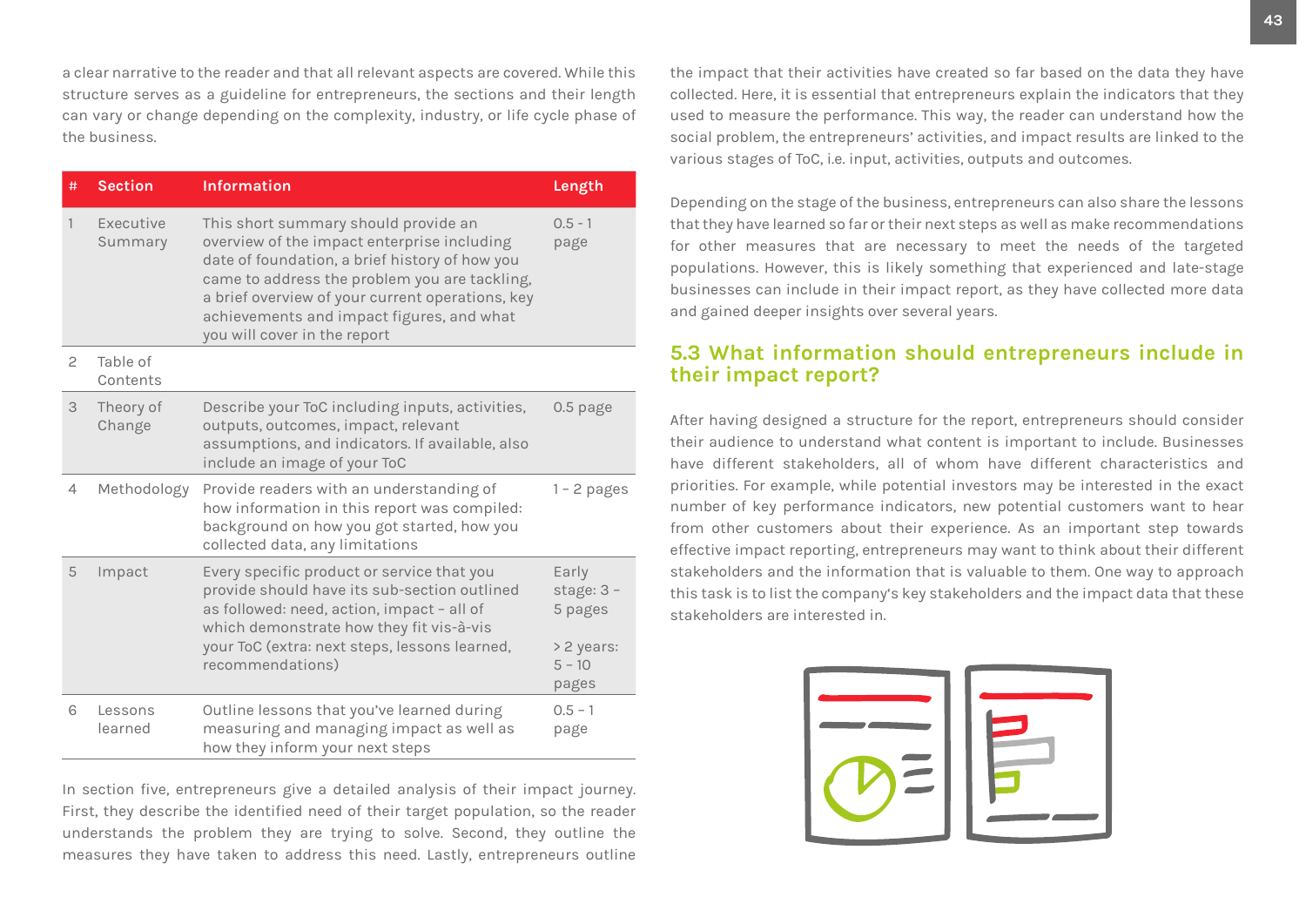a clear narrative to the reader and that all relevant aspects are covered. While this structure serves as a guideline for entrepreneurs, the sections and their length can vary or change depending on the complexity, industry, or life cycle phase of the business.

| # | Section | Information | Length |
|---|---|---|---|
| 1 | Executive Summary | This short summary should provide an overview of the impact enterprise including date of foundation, a brief history of how you came to address the problem you are tackling, a brief overview of your current operations, key achievements and impact figures, and what you will cover in the report | 0.5 - 1 page |
| 2 | Table of Contents | | |
| 3 | Theory of Change | Describe your ToC including inputs, activities, outputs, outcomes, impact, relevant assumptions, and indicators. If available, also include an image of your ToC | 0.5 page |
| 4 | Methodology | Provide readers with an understanding of how information in this report was compiled: background on how you got started, how you collected data, any limitations | 1 – 2 pages |
| 5 | Impact | Every specific product or service that you provide should have its sub-section outlined as followed: need, action, impact – all of which demonstrate how they fit vis-à-vis your ToC (extra: next steps, lessons learned, recommendations) | Early stage: 3 – 5 pages<br><br>> 2 years: 5 – 10 pages |
| 6 | Lessons learned | Outline lessons that you've learned during measuring and managing impact as well as how they inform your next steps | 0.5 - 1 page |

In section five, entrepreneurs give a detailed analysis of their impact journey. First, they describe the identified need of their target population, so the reader understands the problem they are trying to solve. Second, they outline the measures they have taken to address this need. Lastly, entrepreneurs outline the impact that their activities have created so far based on the data they have collected. Here, it is essential that entrepreneurs explain the indicators that they used to measure the performance. This way, the reader can understand how the social problem, the entrepreneurs' activities, and impact results are linked to the various stages of ToC, i.e. input, activities, outputs and outcomes.

Depending on the stage of the business, entrepreneurs can also share the lessons that they have learned so far or their next steps as well as make recommendations for other measures that are necessary to meet the needs of the targeted populations. However, this is likely something that experienced and late-stage businesses can include in their impact report, as they have collected more data and gained deeper insights over several years.

## 5.3 What information should entrepreneurs include in their impact report?

After having designed a structure for the report, entrepreneurs should consider their audience to understand what content is important to include. Businesses have different stakeholders, all of whom have different characteristics and priorities. For example, while potential investors may be interested in the exact number of key performance indicators, new potential customers want to hear from other customers about their experience. As an important step towards effective impact reporting, entrepreneurs may want to think about their different stakeholders and the information that is valuable to them. One way to approach this task is to list the company's key stakeholders and the impact data that these stakeholders are interested in.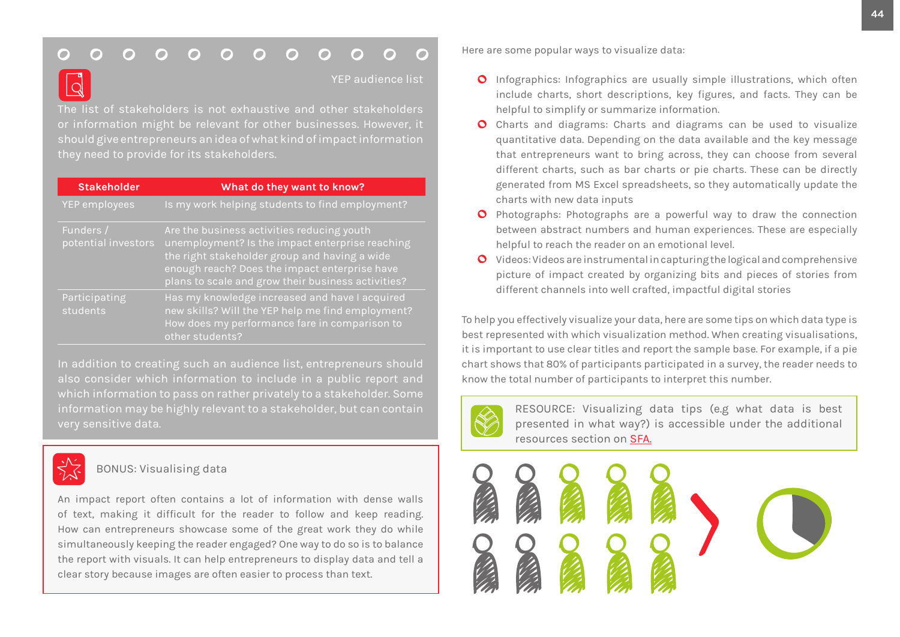### YEP audience list

The list of stakeholders is not exhaustive and other stakeholders or information might be relevant for other businesses. However, it should give entrepreneurs an idea of what kind of impact information they need to provide for its stakeholders.

| Stakeholder | What do they want to know? |
| --- | --- |
| YEP employees | Is my work helping students to find employment? |
| Funders / potential investors | Are the business activities reducing youth unemployment? Is the impact enterprise reaching the right stakeholder group and having a wide enough reach? Does the impact enterprise have plans to scale and grow their business activities? |
| Participating students | Has my knowledge increased and have I acquired new skills? Will the YEP help me find employment? How does my performance fare in comparison to other students? |

In addition to creating such an audience list, entrepreneurs should also consider which information to include in a public report and which information to pass on rather privately to a stakeholder. Some information may be highly relevant to a stakeholder, but can contain very sensitive data.

### BONUS: Visualising data

An impact report often contains a lot of information with dense walls of text, making it difficult for the reader to follow and keep reading. How can entrepreneurs showcase some of the great work they do while simultaneously keeping the reader engaged? One way to do so is to balance the report with visuals. It can help entrepreneurs to display data and tell a clear story because images are often easier to process than text.

Here are some popular ways to visualize data:

- Infographics: Infographics are usually simple illustrations, which often include charts, short descriptions, key figures, and facts. They can be helpful to simplify or summarize information.
- Charts and diagrams: Charts and diagrams can be used to visualize quantitative data. Depending on the data available and the key message that entrepreneurs want to bring across, they can choose from several different charts, such as bar charts or pie charts. These can be directly generated from MS Excel spreadsheets, so they automatically update the charts with new data inputs
- Photographs: Photographs are a powerful way to draw the connection between abstract numbers and human experiences. These are especially helpful to reach the reader on an emotional level.
- Videos: Videos are instrumental in capturing the logical and comprehensive picture of impact created by organizing bits and pieces of stories from different channels into well crafted, impactful digital stories

To help you effectively visualize your data, here are some tips on which data type is best represented with which visualization method. When creating visualisations, it is important to use clear titles and report the sample base. For example, if a pie chart shows that 80% of participants participated in a survey, the reader needs to know the total number of participants to interpret this number.

RESOURCE: Visualizing data tips (e.g what data is best presented in what way?) is accessible under the additional resources section on SFA.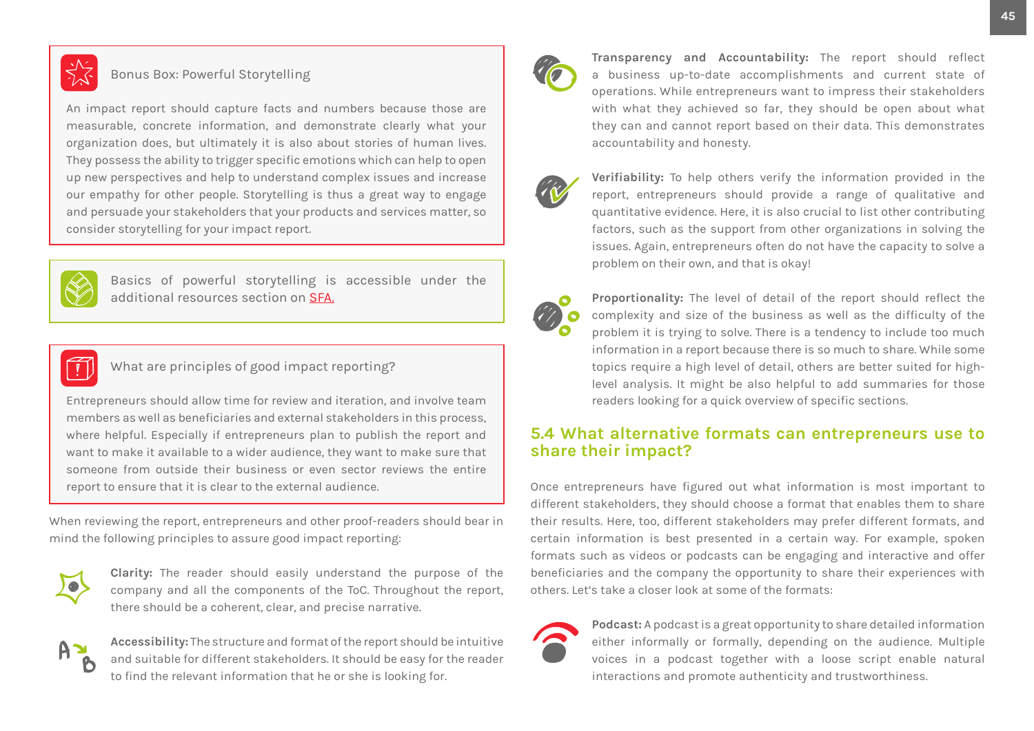**Bonus Box: Powerful Storytelling**

An impact report should capture facts and numbers because those are measurable, concrete information, and demonstrate clearly what your organization does, but ultimately it is also about stories of human lives. They possess the ability to trigger specific emotions which can help to open up new perspectives and help to understand complex issues and increase our empathy for other people. Storytelling is thus a great way to engage and persuade your stakeholders that your products and services matter, so consider storytelling for your impact report.

Basics of powerful storytelling is accessible under the additional resources section on SFA.

**What are principles of good impact reporting?**

Entrepreneurs should allow time for review and iteration, and involve team members as well as beneficiaries and external stakeholders in this process, where helpful. Especially if entrepreneurs plan to publish the report and want to make it available to a wider audience, they want to make sure that someone from outside their business or even sector reviews the entire report to ensure that it is clear to the external audience.

When reviewing the report, entrepreneurs and other proof-readers should bear in mind the following principles to assure good impact reporting:

**Clarity:** The reader should easily understand the purpose of the company and all the components of the ToC. Throughout the report, there should be a coherent, clear, and precise narrative.

**Accessibility:** The structure and format of the report should be intuitive and suitable for different stakeholders. It should be easy for the reader to find the relevant information that he or she is looking for.

**Transparency and Accountability:** The report should reflect a business up-to-date accomplishments and current state of operations. While entrepreneurs want to impress their stakeholders with what they achieved so far, they should be open about what they can and cannot report based on their data. This demonstrates accountability and honesty.

**Verifiability:** To help others verify the information provided in the report, entrepreneurs should provide a range of qualitative and quantitative evidence. Here, it is also crucial to list other contributing factors, such as the support from other organizations in solving the issues. Again, entrepreneurs often do not have the capacity to solve a problem on their own, and that is okay!

**Proportionality:** The level of detail of the report should reflect the complexity and size of the business as well as the difficulty of the problem it is trying to solve. There is a tendency to include too much information in a report because there is so much to share. While some topics require a high level of detail, others are better suited for high-level analysis. It might be also helpful to add summaries for those readers looking for a quick overview of specific sections.

## 5.4 What alternative formats can entrepreneurs use to share their impact?

Once entrepreneurs have figured out what information is most important to different stakeholders, they should choose a format that enables them to share their results. Here, too, different stakeholders may prefer different formats, and certain information is best presented in a certain way. For example, spoken formats such as videos or podcasts can be engaging and interactive and offer beneficiaries and the company the opportunity to share their experiences with others. Let's take a closer look at some of the formats:

**Podcast:** A podcast is a great opportunity to share detailed information either informally or formally, depending on the audience. Multiple voices in a podcast together with a loose script enable natural interactions and promote authenticity and trustworthiness.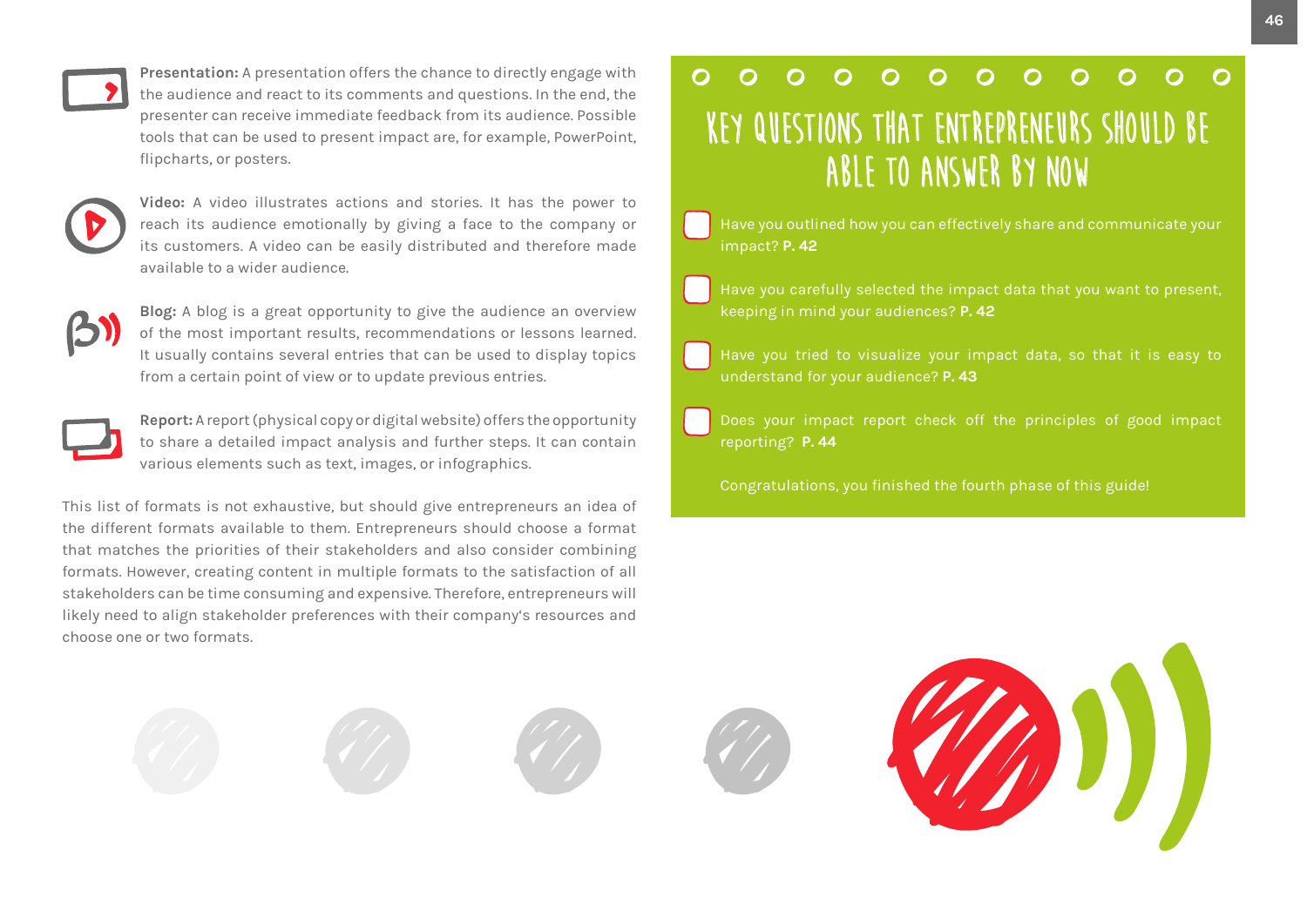**Presentation:** A presentation offers the chance to directly engage with the audience and react to its comments and questions. In the end, the presenter can receive immediate feedback from its audience. Possible tools that can be used to present impact are, for example, PowerPoint, flipcharts, or posters.

**Video:** A video illustrates actions and stories. It has the power to reach its audience emotionally by giving a face to the company or its customers. A video can be easily distributed and therefore made available to a wider audience.

**Blog:** A blog is a great opportunity to give the audience an overview of the most important results, recommendations or lessons learned. It usually contains several entries that can be used to display topics from a certain point of view or to update previous entries.

**Report:** A report (physical copy or digital website) offers the opportunity to share a detailed impact analysis and further steps. It can contain various elements such as text, images, or infographics.

This list of formats is not exhaustive, but should give entrepreneurs an idea of the different formats available to them. Entrepreneurs should choose a format that matches the priorities of their stakeholders and also consider combining formats. However, creating content in multiple formats to the satisfaction of all stakeholders can be time consuming and expensive. Therefore, entrepreneurs will likely need to align stakeholder preferences with their company's resources and choose one or two formats.

## KEY QUESTIONS THAT ENTREPRENEURS SHOULD BE ABLE TO ANSWER BY NOW

- [ ] Have you outlined how you can effectively share and communicate your impact? **P. 42**
- [ ] Have you carefully selected the impact data that you want to present, keeping in mind your audiences? **P. 42**
- [ ] Have you tried to visualize your impact data, so that it is easy to understand for your audience? **P. 43**
- [ ] Does your impact report check off the principles of good impact reporting? **P. 44**

Congratulations, you finished the fourth phase of this guide!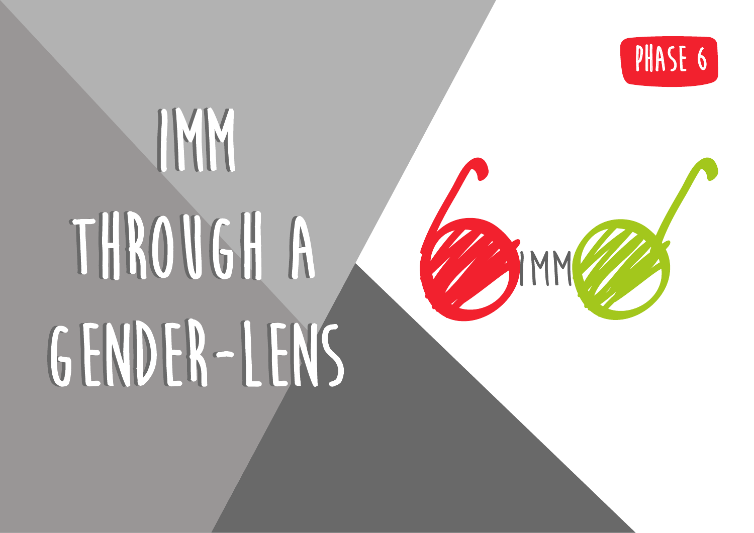PHASE 6

# IMM THROUGH A GENDER-LENS

IMM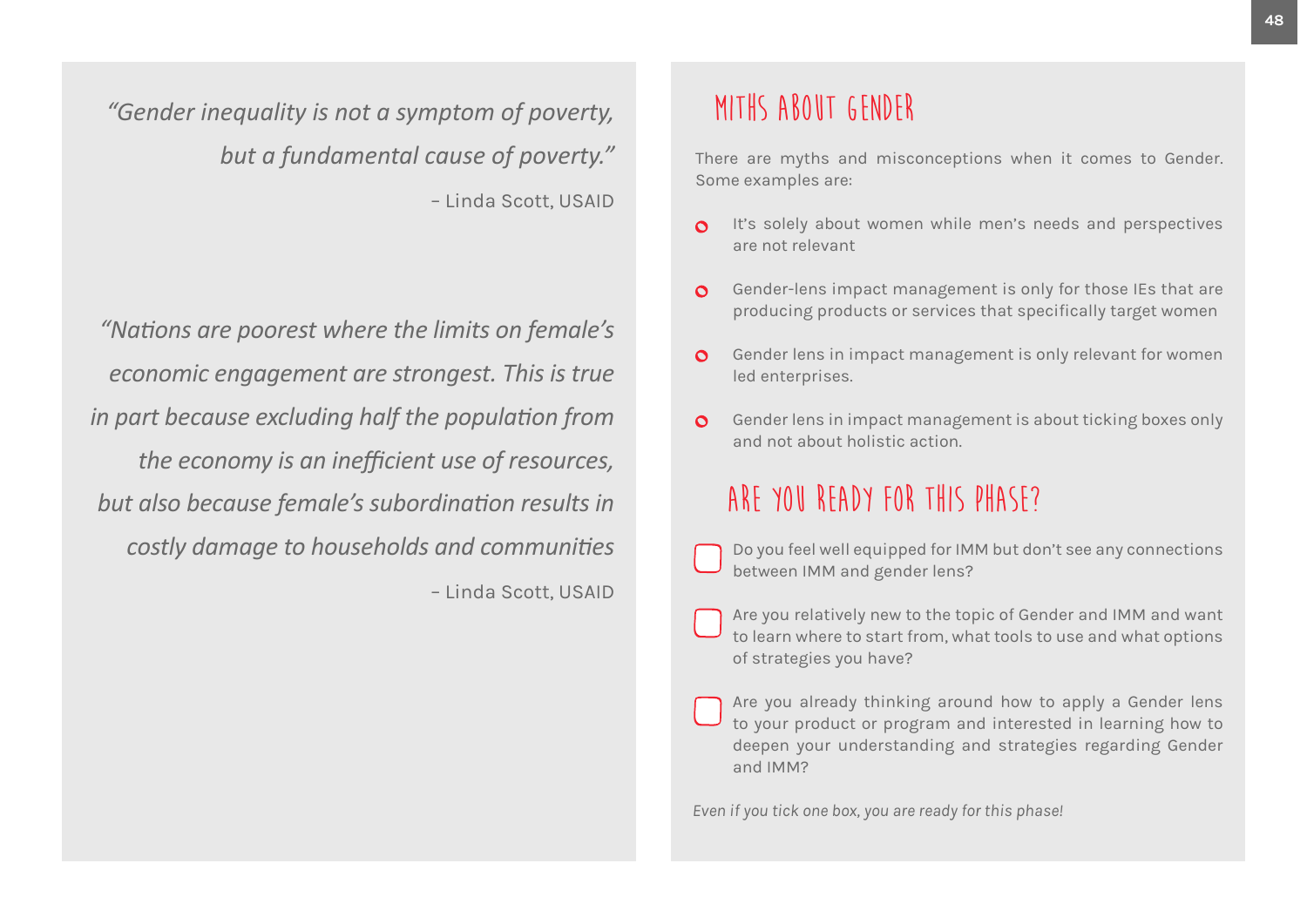*"Gender inequality is not a symptom of poverty, but a fundamental cause of poverty."*

– Linda Scott, USAID

*"Nations are poorest where the limits on female's economic engagement are strongest. This is true in part because excluding half the population from the economy is an inefficient use of resources, but also because female's subordination results in costly damage to households and communities*

– Linda Scott, USAID

## MYTHS ABOUT GENDER

There are myths and misconceptions when it comes to Gender. Some examples are:

- It's solely about women while men's needs and perspectives are not relevant
- Gender-lens impact management is only for those IEs that are producing products or services that specifically target women
- Gender lens in impact management is only relevant for women led enterprises.
- Gender lens in impact management is about ticking boxes only and not about holistic action.

## ARE YOU READY FOR THIS PHASE?

- [ ] Do you feel well equipped for IMM but don't see any connections between IMM and gender lens?
- [ ] Are you relatively new to the topic of Gender and IMM and want to learn where to start from, what tools to use and what options of strategies you have?
- [ ] Are you already thinking around how to apply a Gender lens to your product or program and interested in learning how to deepen your understanding and strategies regarding Gender and IMM?

*Even if you tick one box, you are ready for this phase!*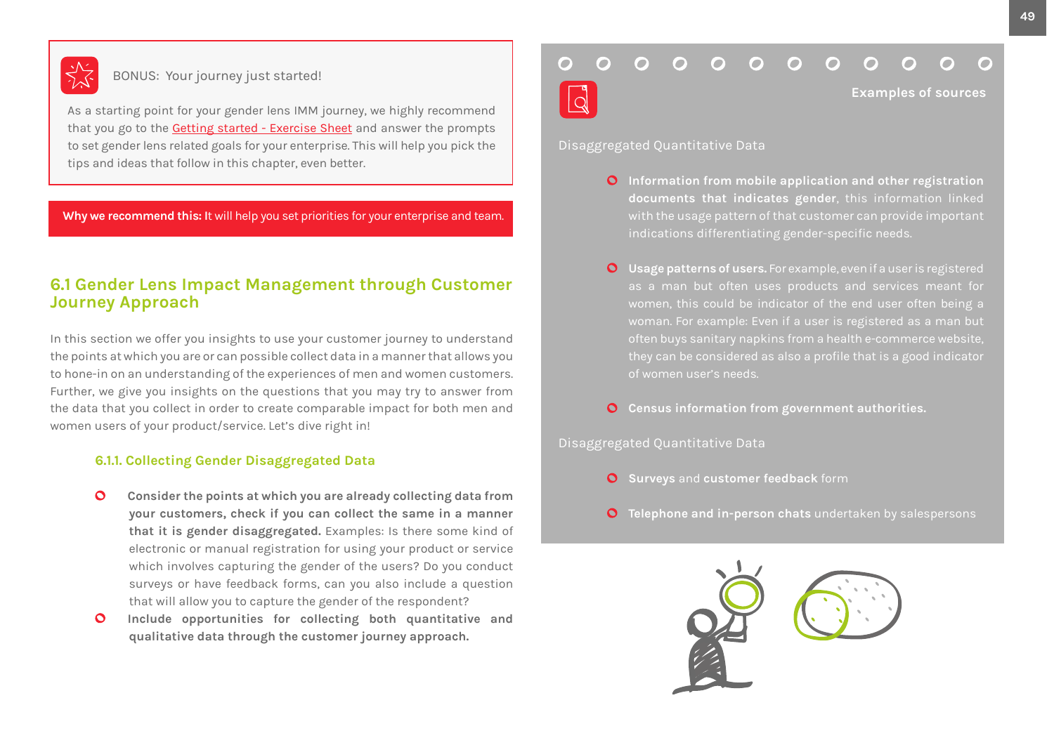BONUS: Your journey just started!

As a starting point for your gender lens IMM journey, we highly recommend that you go to the Getting started - Exercise Sheet and answer the prompts to set gender lens related goals for your enterprise. This will help you pick the tips and ideas that follow in this chapter, even better.

**Why we recommend this:** It will help you set priorities for your enterprise and team.

## 6.1 Gender Lens Impact Management through Customer Journey Approach

In this section we offer you insights to use your customer journey to understand the points at which you are or can possible collect data in a manner that allows you to hone-in on an understanding of the experiences of men and women customers. Further, we give you insights on the questions that you may try to answer from the data that you collect in order to create comparable impact for both men and women users of your product/service. Let's dive right in!

### 6.1.1. Collecting Gender Disaggregated Data

- **Consider the points at which you are already collecting data from your customers, check if you can collect the same in a manner that it is gender disaggregated.** Examples: Is there some kind of electronic or manual registration for using your product or service which involves capturing the gender of the users? Do you conduct surveys or have feedback forms, can you also include a question that will allow you to capture the gender of the respondent?
- **Include opportunities for collecting both quantitative and qualitative data through the customer journey approach.**

**Examples of sources**

Disaggregated Quantitative Data

- **Information from mobile application and other registration documents that indicates gender**, this information linked with the usage pattern of that customer can provide important indications differentiating gender-specific needs.
- **Usage patterns of users.** For example, even if a user is registered as a man but often uses products and services meant for women, this could be indicator of the end user often being a woman. For example: Even if a user is registered as a man but often buys sanitary napkins from a health e-commerce website, they can be considered as also a profile that is a good indicator of women user's needs.
- **Census information from government authorities.**

Disaggregated Quantitative Data

- **Surveys** and **customer feedback** form
- **Telephone and in-person chats** undertaken by salespersons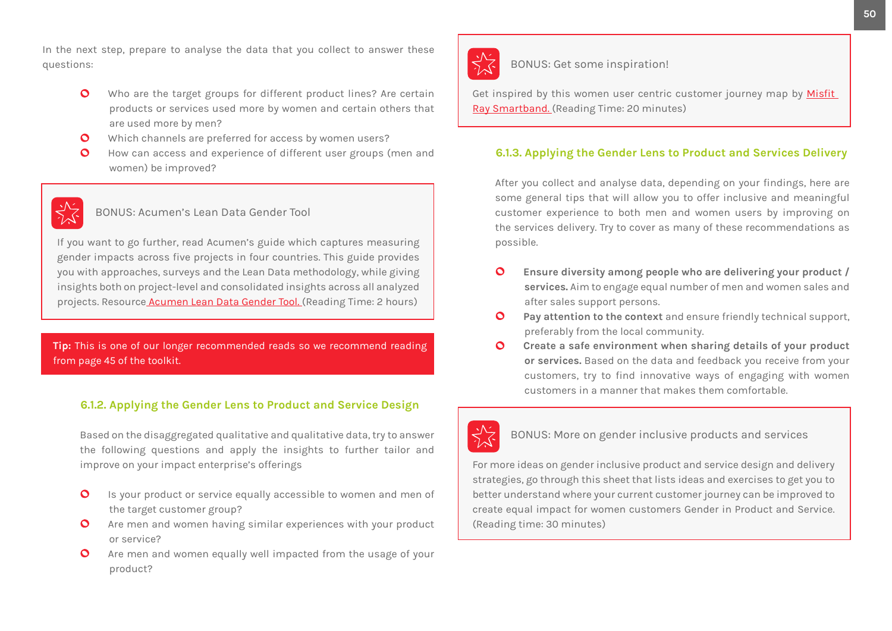In the next step, prepare to analyse the data that you collect to answer these questions:

- Who are the target groups for different product lines? Are certain products or services used more by women and certain others that are used more by men?
- Which channels are preferred for access by women users?
- How can access and experience of different user groups (men and women) be improved?

> BONUS: Acumen's Lean Data Gender Tool
>
> If you want to go further, read Acumen's guide which captures measuring gender impacts across five projects in four countries. This guide provides you with approaches, surveys and the Lean Data methodology, while giving insights both on project-level and consolidated insights across all analyzed projects. Resource Acumen Lean Data Gender Tool. (Reading Time: 2 hours)

**Tip:** This is one of our longer recommended reads so we recommend reading from page 45 of the toolkit.

### 6.1.2. Applying the Gender Lens to Product and Service Design

Based on the disaggregated qualitative and qualitative data, try to answer the following questions and apply the insights to further tailor and improve on your impact enterprise's offerings

- Is your product or service equally accessible to women and men of the target customer group?
- Are men and women having similar experiences with your product or service?
- Are men and women equally well impacted from the usage of your product?

> BONUS: Get some inspiration!
>
> Get inspired by this women user centric customer journey map by Misfit Ray Smartband. (Reading Time: 20 minutes)

### 6.1.3. Applying the Gender Lens to Product and Services Delivery

After you collect and analyse data, depending on your findings, here are some general tips that will allow you to offer inclusive and meaningful customer experience to both men and women users by improving on the services delivery. Try to cover as many of these recommendations as possible.

- **Ensure diversity among people who are delivering your product / services.** Aim to engage equal number of men and women sales and after sales support persons.
- **Pay attention to the context** and ensure friendly technical support, preferably from the local community.
- **Create a safe environment when sharing details of your product or services.** Based on the data and feedback you receive from your customers, try to find innovative ways of engaging with women customers in a manner that makes them comfortable.

> BONUS: More on gender inclusive products and services
>
> For more ideas on gender inclusive product and service design and delivery strategies, go through this sheet that lists ideas and exercises to get you to better understand where your current customer journey can be improved to create equal impact for women customers Gender in Product and Service. (Reading time: 30 minutes)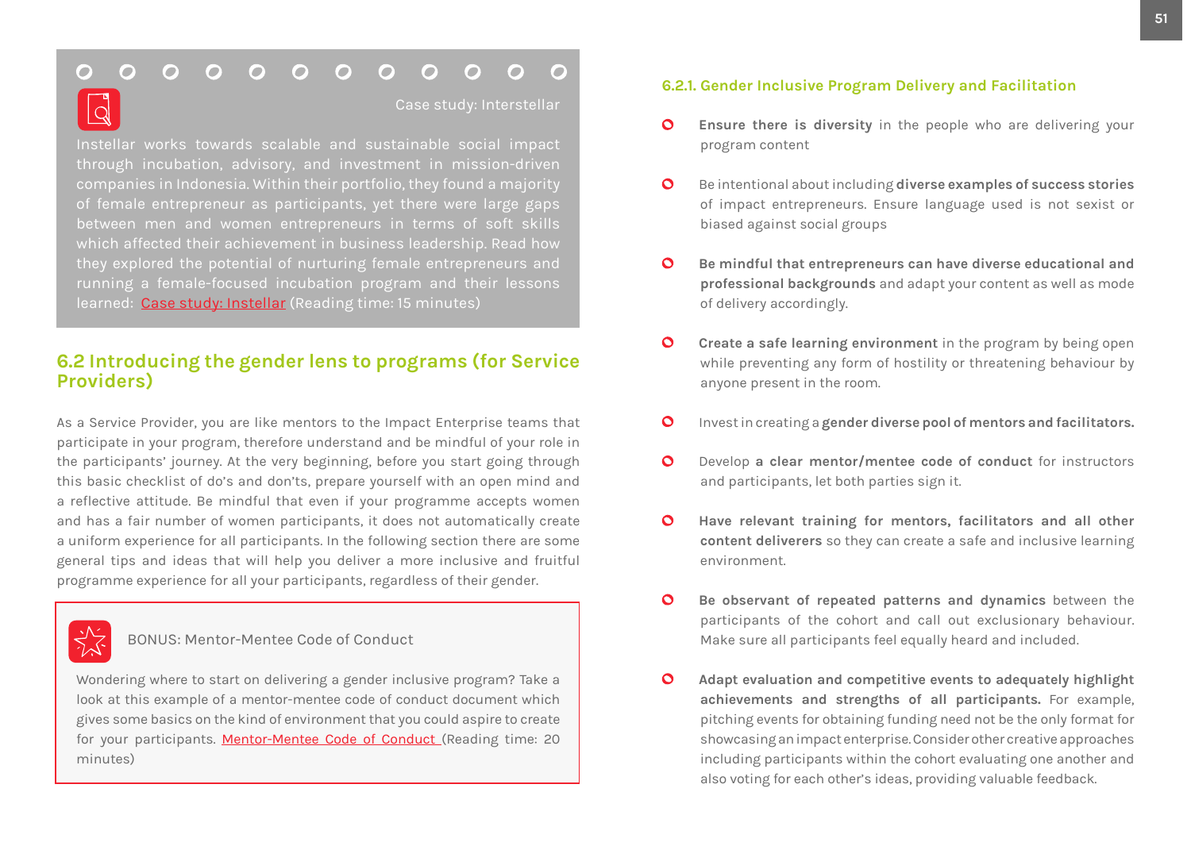Case study: Interstellar

Instellar works towards scalable and sustainable social impact through incubation, advisory, and investment in mission-driven companies in Indonesia. Within their portfolio, they found a majority of female entrepreneur as participants, yet there were large gaps between men and women entrepreneurs in terms of soft skills which affected their achievement in business leadership. Read how they explored the potential of nurturing female entrepreneurs and running a female-focused incubation program and their lessons learned: Case study: Instellar (Reading time: 15 minutes)

## 6.2 Introducing the gender lens to programs (for Service Providers)

As a Service Provider, you are like mentors to the Impact Enterprise teams that participate in your program, therefore understand and be mindful of your role in the participants' journey. At the very beginning, before you start going through this basic checklist of do's and don'ts, prepare yourself with an open mind and a reflective attitude. Be mindful that even if your programme accepts women and has a fair number of women participants, it does not automatically create a uniform experience for all participants. In the following section there are some general tips and ideas that will help you deliver a more inclusive and fruitful programme experience for all your participants, regardless of their gender.

BONUS: Mentor-Mentee Code of Conduct

Wondering where to start on delivering a gender inclusive program? Take a look at this example of a mentor-mentee code of conduct document which gives some basics on the kind of environment that you could aspire to create for your participants. Mentor-Mentee Code of Conduct (Reading time: 20 minutes)

### 6.2.1. Gender Inclusive Program Delivery and Facilitation

- **Ensure there is diversity** in the people who are delivering your program content
- Be intentional about including **diverse examples of success stories** of impact entrepreneurs. Ensure language used is not sexist or biased against social groups
- **Be mindful that entrepreneurs can have diverse educational and professional backgrounds** and adapt your content as well as mode of delivery accordingly.
- **Create a safe learning environment** in the program by being open while preventing any form of hostility or threatening behaviour by anyone present in the room.
- Invest in creating a **gender diverse pool of mentors and facilitators.**
- Develop **a clear mentor/mentee code of conduct** for instructors and participants, let both parties sign it.
- **Have relevant training for mentors, facilitators and all other content deliverers** so they can create a safe and inclusive learning environment.
- **Be observant of repeated patterns and dynamics** between the participants of the cohort and call out exclusionary behaviour. Make sure all participants feel equally heard and included.
- **Adapt evaluation and competitive events to adequately highlight achievements and strengths of all participants.** For example, pitching events for obtaining funding need not be the only format for showcasing an impact enterprise. Consider other creative approaches including participants within the cohort evaluating one another and also voting for each other's ideas, providing valuable feedback.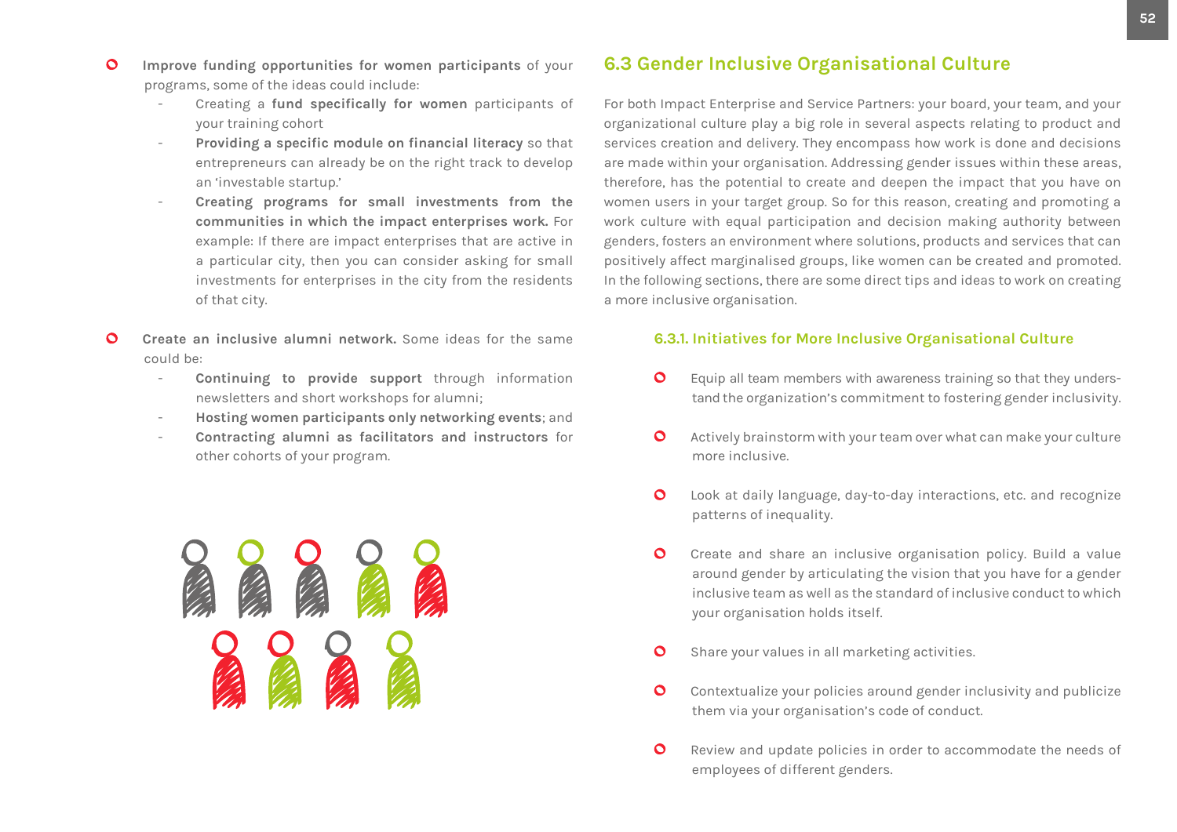- **Improve funding opportunities for women participants** of your programs, some of the ideas could include:
  - Creating a **fund specifically for women** participants of your training cohort
  - **Providing a specific module on financial literacy** so that entrepreneurs can already be on the right track to develop an 'investable startup.'
  - **Creating programs for small investments from the communities in which the impact enterprises work.** For example: If there are impact enterprises that are active in a particular city, then you can consider asking for small investments for enterprises in the city from the residents of that city.

- **Create an inclusive alumni network.** Some ideas for the same could be:
  - **Continuing to provide support** through information newsletters and short workshops for alumni;
  - **Hosting women participants only networking events**; and
  - **Contracting alumni as facilitators and instructors** for other cohorts of your program.

## 6.3 Gender Inclusive Organisational Culture

For both Impact Enterprise and Service Partners: your board, your team, and your organizational culture play a big role in several aspects relating to product and services creation and delivery. They encompass how work is done and decisions are made within your organisation. Addressing gender issues within these areas, therefore, has the potential to create and deepen the impact that you have on women users in your target group. So for this reason, creating and promoting a work culture with equal participation and decision making authority between genders, fosters an environment where solutions, products and services that can positively affect marginalised groups, like women can be created and promoted. In the following sections, there are some direct tips and ideas to work on creating a more inclusive organisation.

### 6.3.1. Initiatives for More Inclusive Organisational Culture

- Equip all team members with awareness training so that they understand the organization's commitment to fostering gender inclusivity.
- Actively brainstorm with your team over what can make your culture more inclusive.
- Look at daily language, day-to-day interactions, etc. and recognize patterns of inequality.
- Create and share an inclusive organisation policy. Build a value around gender by articulating the vision that you have for a gender inclusive team as well as the standard of inclusive conduct to which your organisation holds itself.
- Share your values in all marketing activities.
- Contextualize your policies around gender inclusivity and publicize them via your organisation's code of conduct.
- Review and update policies in order to accommodate the needs of employees of different genders.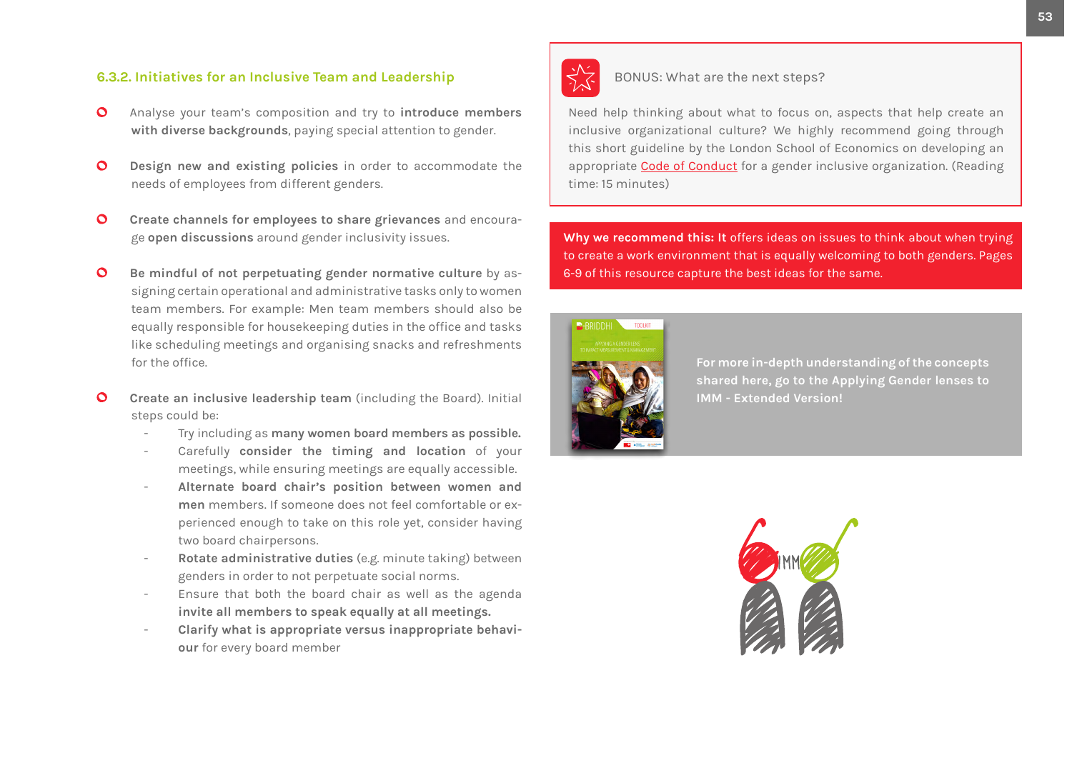### 6.3.2. Initiatives for an Inclusive Team and Leadership

- Analyse your team's composition and try to **introduce members with diverse backgrounds**, paying special attention to gender.
- **Design new and existing policies** in order to accommodate the needs of employees from different genders.
- **Create channels for employees to share grievances** and encourage **open discussions** around gender inclusivity issues.
- **Be mindful of not perpetuating gender normative culture** by assigning certain operational and administrative tasks only to women team members. For example: Men team members should also be equally responsible for housekeeping duties in the office and tasks like scheduling meetings and organising snacks and refreshments for the office.
- **Create an inclusive leadership team** (including the Board). Initial steps could be:
  - Try including as **many women board members as possible.**
  - Carefully **consider the timing and location** of your meetings, while ensuring meetings are equally accessible.
  - **Alternate board chair's position between women and men** members. If someone does not feel comfortable or experienced enough to take on this role yet, consider having two board chairpersons.
  - **Rotate administrative duties** (e.g. minute taking) between genders in order to not perpetuate social norms.
  - Ensure that both the board chair as well as the agenda **invite all members to speak equally at all meetings.**
  - **Clarify what is appropriate versus inappropriate behaviour** for every board member

BONUS: What are the next steps?

Need help thinking about what to focus on, aspects that help create an inclusive organizational culture? We highly recommend going through this short guideline by the London School of Economics on developing an appropriate Code of Conduct for a gender inclusive organization. (Reading time: 15 minutes)

**Why we recommend this: It** offers ideas on issues to think about when trying to create a work environment that is equally welcoming to both genders. Pages 6-9 of this resource capture the best ideas for the same.

**For more in-depth understanding of the concepts shared here, go to the Applying Gender lenses to IMM - Extended Version!**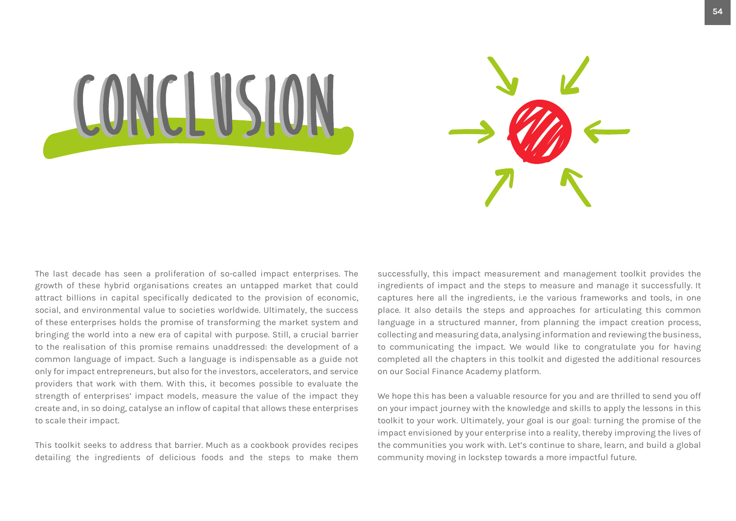# CONCLUSION

The last decade has seen a proliferation of so-called impact enterprises. The growth of these hybrid organisations creates an untapped market that could attract billions in capital specifically dedicated to the provision of economic, social, and environmental value to societies worldwide. Ultimately, the success of these enterprises holds the promise of transforming the market system and bringing the world into a new era of capital with purpose. Still, a crucial barrier to the realisation of this promise remains unaddressed: the development of a common language of impact. Such a language is indispensable as a guide not only for impact entrepreneurs, but also for the investors, accelerators, and service providers that work with them. With this, it becomes possible to evaluate the strength of enterprises' impact models, measure the value of the impact they create and, in so doing, catalyse an inflow of capital that allows these enterprises to scale their impact.

This toolkit seeks to address that barrier. Much as a cookbook provides recipes detailing the ingredients of delicious foods and the steps to make them successfully, this impact measurement and management toolkit provides the ingredients of impact and the steps to measure and manage it successfully. It captures here all the ingredients, i.e the various frameworks and tools, in one place. It also details the steps and approaches for articulating this common language in a structured manner, from planning the impact creation process, collecting and measuring data, analysing information and reviewing the business, to communicating the impact. We would like to congratulate you for having completed all the chapters in this toolkit and digested the additional resources on our Social Finance Academy platform.

We hope this has been a valuable resource for you and are thrilled to send you off on your impact journey with the knowledge and skills to apply the lessons in this toolkit to your work. Ultimately, your goal is our goal: turning the promise of the impact envisioned by your enterprise into a reality, thereby improving the lives of the communities you work with. Let's continue to share, learn, and build a global community moving in lockstep towards a more impactful future.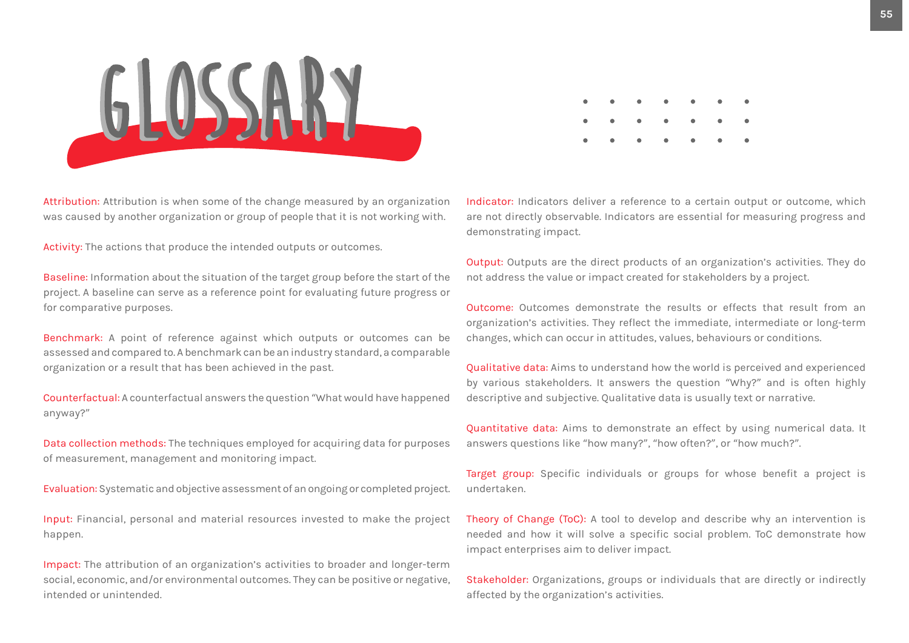# GLOSSARY

**Attribution:** Attribution is when some of the change measured by an organization was caused by another organization or group of people that it is not working with.

**Activity:** The actions that produce the intended outputs or outcomes.

**Baseline:** Information about the situation of the target group before the start of the project. A baseline can serve as a reference point for evaluating future progress or for comparative purposes.

**Benchmark:** A point of reference against which outputs or outcomes can be assessed and compared to. A benchmark can be an industry standard, a comparable organization or a result that has been achieved in the past.

**Counterfactual:** A counterfactual answers the question "What would have happened anyway?"

**Data collection methods:** The techniques employed for acquiring data for purposes of measurement, management and monitoring impact.

**Evaluation:** Systematic and objective assessment of an ongoing or completed project.

**Input:** Financial, personal and material resources invested to make the project happen.

**Impact:** The attribution of an organization's activities to broader and longer-term social, economic, and/or environmental outcomes. They can be positive or negative, intended or unintended.

**Indicator:** Indicators deliver a reference to a certain output or outcome, which are not directly observable. Indicators are essential for measuring progress and demonstrating impact.

**Output:** Outputs are the direct products of an organization's activities. They do not address the value or impact created for stakeholders by a project.

**Outcome:** Outcomes demonstrate the results or effects that result from an organization's activities. They reflect the immediate, intermediate or long-term changes, which can occur in attitudes, values, behaviours or conditions.

**Qualitative data:** Aims to understand how the world is perceived and experienced by various stakeholders. It answers the question "Why?" and is often highly descriptive and subjective. Qualitative data is usually text or narrative.

**Quantitative data:** Aims to demonstrate an effect by using numerical data. It answers questions like "how many?", "how often?", or "how much?".

**Target group:** Specific individuals or groups for whose benefit a project is undertaken.

**Theory of Change (ToC):** A tool to develop and describe why an intervention is needed and how it will solve a specific social problem. ToC demonstrate how impact enterprises aim to deliver impact.

**Stakeholder:** Organizations, groups or individuals that are directly or indirectly affected by the organization's activities.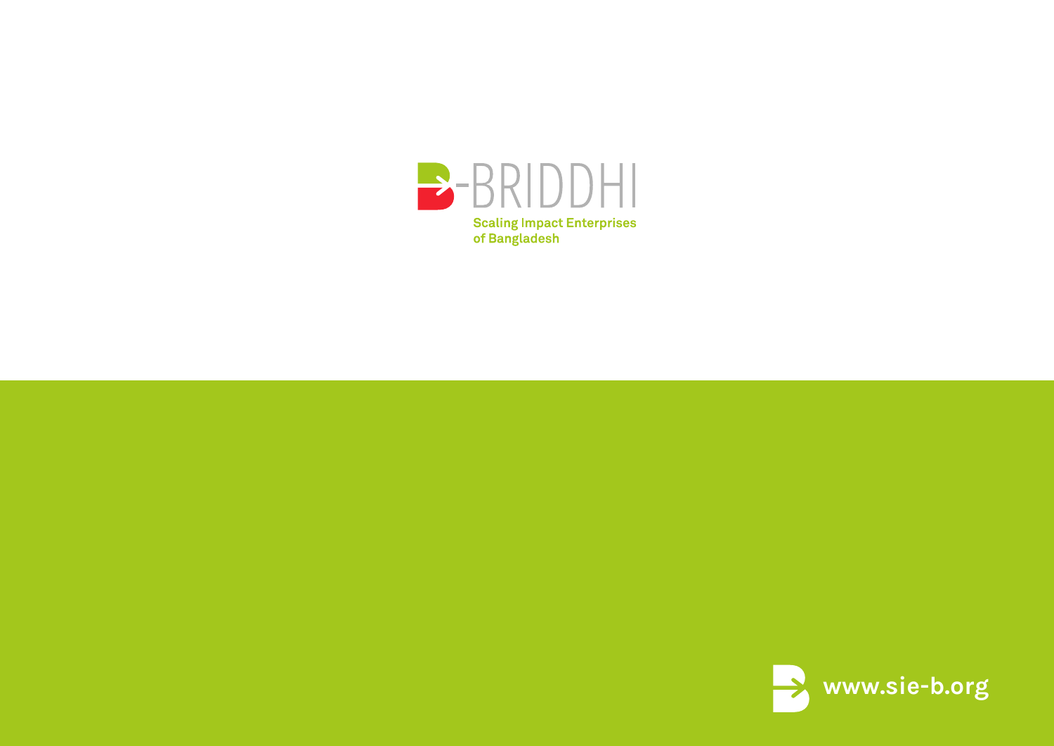B-BRIDDHI

Scaling Impact Enterprises
of Bangladesh

www.sie-b.org